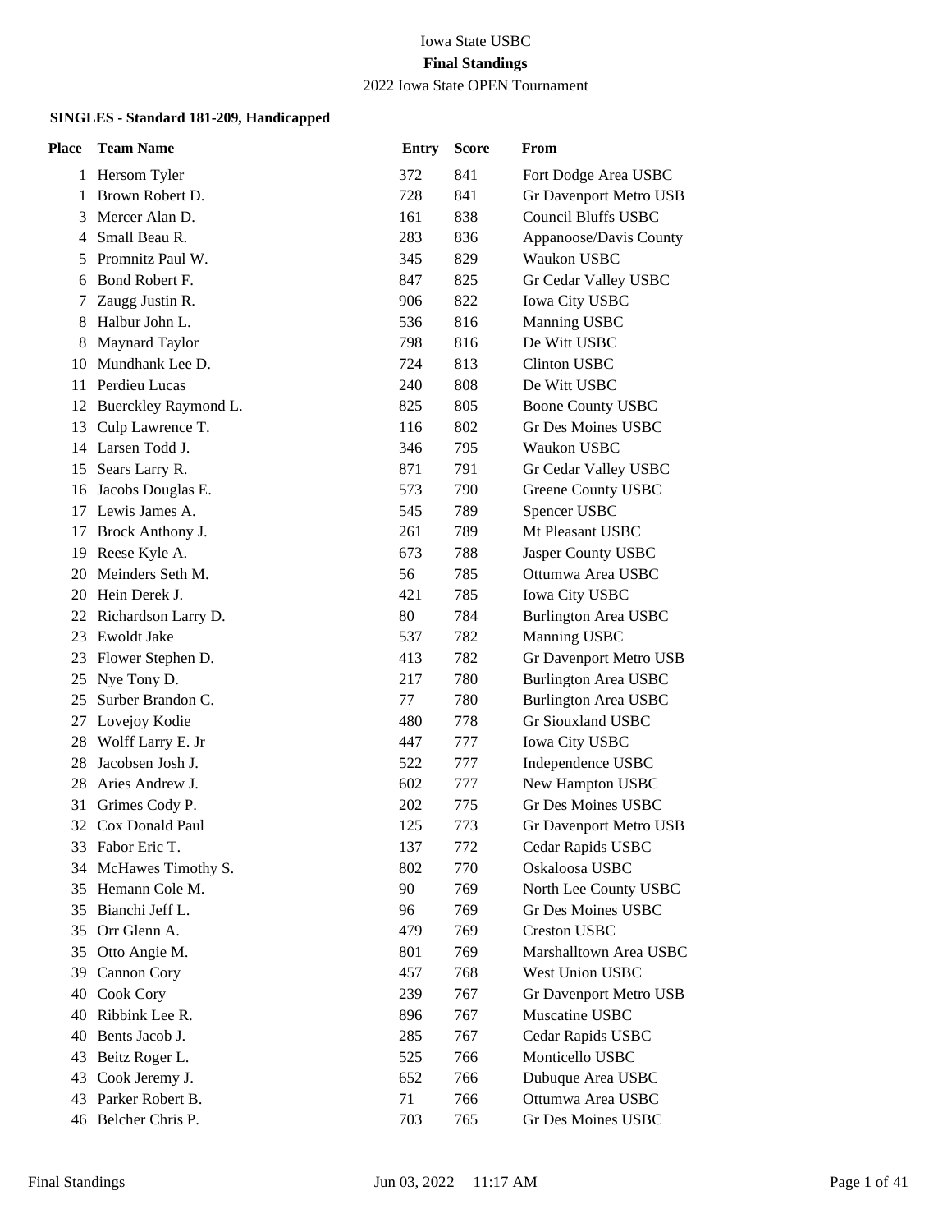Iowa State USBC

**Final Standings**

2022 Iowa State OPEN Tournament

**SINGLES - Standard 181-209, Handicapped**

| Place | Team Name | Entry | Score | From |
|---|---|---|---|---|
| 1 | Hersom Tyler | 372 | 841 | Fort Dodge Area USBC |
| 1 | Brown Robert D. | 728 | 841 | Gr Davenport Metro USB |
| 3 | Mercer Alan D. | 161 | 838 | Council Bluffs USBC |
| 4 | Small Beau R. | 283 | 836 | Appanoose/Davis County |
| 5 | Promnitz Paul W. | 345 | 829 | Waukon USBC |
| 6 | Bond Robert F. | 847 | 825 | Gr Cedar Valley USBC |
| 7 | Zaugg Justin R. | 906 | 822 | Iowa City USBC |
| 8 | Halbur John L. | 536 | 816 | Manning USBC |
| 8 | Maynard Taylor | 798 | 816 | De Witt USBC |
| 10 | Mundhank Lee D. | 724 | 813 | Clinton USBC |
| 11 | Perdieu Lucas | 240 | 808 | De Witt USBC |
| 12 | Buerckley Raymond L. | 825 | 805 | Boone County USBC |
| 13 | Culp Lawrence T. | 116 | 802 | Gr Des Moines USBC |
| 14 | Larsen Todd J. | 346 | 795 | Waukon USBC |
| 15 | Sears Larry R. | 871 | 791 | Gr Cedar Valley USBC |
| 16 | Jacobs Douglas E. | 573 | 790 | Greene County USBC |
| 17 | Lewis James A. | 545 | 789 | Spencer USBC |
| 17 | Brock Anthony J. | 261 | 789 | Mt Pleasant USBC |
| 19 | Reese Kyle A. | 673 | 788 | Jasper County USBC |
| 20 | Meinders Seth M. | 56 | 785 | Ottumwa Area USBC |
| 20 | Hein Derek J. | 421 | 785 | Iowa City USBC |
| 22 | Richardson Larry D. | 80 | 784 | Burlington Area USBC |
| 23 | Ewoldt Jake | 537 | 782 | Manning USBC |
| 23 | Flower Stephen D. | 413 | 782 | Gr Davenport Metro USB |
| 25 | Nye Tony D. | 217 | 780 | Burlington Area USBC |
| 25 | Surber Brandon C. | 77 | 780 | Burlington Area USBC |
| 27 | Lovejoy Kodie | 480 | 778 | Gr Siouxland USBC |
| 28 | Wolff Larry E. Jr | 447 | 777 | Iowa City USBC |
| 28 | Jacobsen Josh J. | 522 | 777 | Independence USBC |
| 28 | Aries Andrew J. | 602 | 777 | New Hampton USBC |
| 31 | Grimes Cody P. | 202 | 775 | Gr Des Moines USBC |
| 32 | Cox Donald Paul | 125 | 773 | Gr Davenport Metro USB |
| 33 | Fabor Eric T. | 137 | 772 | Cedar Rapids USBC |
| 34 | McHawes Timothy S. | 802 | 770 | Oskaloosa USBC |
| 35 | Hemann Cole M. | 90 | 769 | North Lee County USBC |
| 35 | Bianchi Jeff L. | 96 | 769 | Gr Des Moines USBC |
| 35 | Orr Glenn A. | 479 | 769 | Creston USBC |
| 35 | Otto Angie M. | 801 | 769 | Marshalltown Area USBC |
| 39 | Cannon Cory | 457 | 768 | West Union USBC |
| 40 | Cook Cory | 239 | 767 | Gr Davenport Metro USB |
| 40 | Ribbink Lee R. | 896 | 767 | Muscatine USBC |
| 40 | Bents Jacob J. | 285 | 767 | Cedar Rapids USBC |
| 43 | Beitz Roger L. | 525 | 766 | Monticello USBC |
| 43 | Cook Jeremy J. | 652 | 766 | Dubuque Area USBC |
| 43 | Parker Robert B. | 71 | 766 | Ottumwa Area USBC |
| 46 | Belcher Chris P. | 703 | 765 | Gr Des Moines USBC |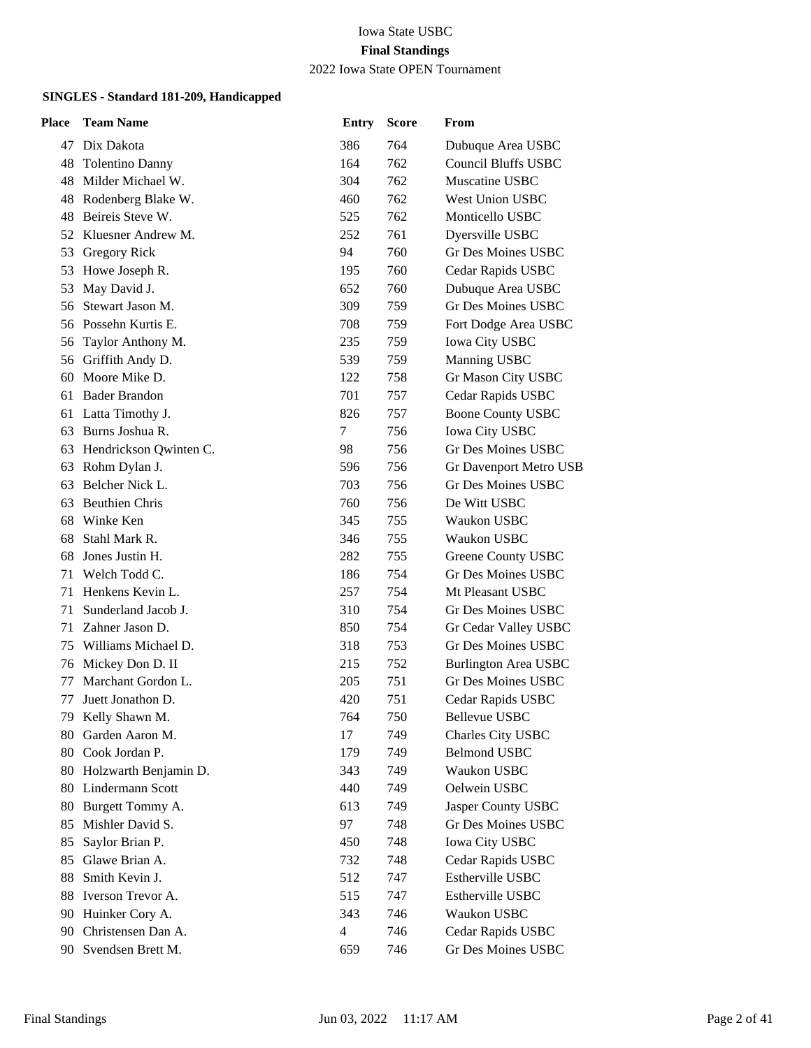Iowa State USBC

**Final Standings**

2022 Iowa State OPEN Tournament

**SINGLES - Standard 181-209, Handicapped**

| Place | Team Name | Entry | Score | From |
|---|---|---|---|---|
| 47 | Dix Dakota | 386 | 764 | Dubuque Area USBC |
| 48 | Tolentino Danny | 164 | 762 | Council Bluffs USBC |
| 48 | Milder Michael W. | 304 | 762 | Muscatine USBC |
| 48 | Rodenberg Blake W. | 460 | 762 | West Union USBC |
| 48 | Beireis Steve W. | 525 | 762 | Monticello USBC |
| 52 | Kluesner Andrew M. | 252 | 761 | Dyersville USBC |
| 53 | Gregory Rick | 94 | 760 | Gr Des Moines USBC |
| 53 | Howe Joseph R. | 195 | 760 | Cedar Rapids USBC |
| 53 | May David J. | 652 | 760 | Dubuque Area USBC |
| 56 | Stewart Jason M. | 309 | 759 | Gr Des Moines USBC |
| 56 | Possehn Kurtis E. | 708 | 759 | Fort Dodge Area USBC |
| 56 | Taylor Anthony M. | 235 | 759 | Iowa City USBC |
| 56 | Griffith Andy D. | 539 | 759 | Manning USBC |
| 60 | Moore Mike D. | 122 | 758 | Gr Mason City USBC |
| 61 | Bader Brandon | 701 | 757 | Cedar Rapids USBC |
| 61 | Latta Timothy J. | 826 | 757 | Boone County USBC |
| 63 | Burns Joshua R. | 7 | 756 | Iowa City USBC |
| 63 | Hendrickson Qwinten C. | 98 | 756 | Gr Des Moines USBC |
| 63 | Rohm Dylan J. | 596 | 756 | Gr Davenport Metro USB |
| 63 | Belcher Nick L. | 703 | 756 | Gr Des Moines USBC |
| 63 | Beuthien Chris | 760 | 756 | De Witt USBC |
| 68 | Winke Ken | 345 | 755 | Waukon USBC |
| 68 | Stahl Mark R. | 346 | 755 | Waukon USBC |
| 68 | Jones Justin H. | 282 | 755 | Greene County USBC |
| 71 | Welch Todd C. | 186 | 754 | Gr Des Moines USBC |
| 71 | Henkens Kevin L. | 257 | 754 | Mt Pleasant USBC |
| 71 | Sunderland Jacob J. | 310 | 754 | Gr Des Moines USBC |
| 71 | Zahner Jason D. | 850 | 754 | Gr Cedar Valley USBC |
| 75 | Williams Michael D. | 318 | 753 | Gr Des Moines USBC |
| 76 | Mickey Don D. II | 215 | 752 | Burlington Area USBC |
| 77 | Marchant Gordon L. | 205 | 751 | Gr Des Moines USBC |
| 77 | Juett Jonathon D. | 420 | 751 | Cedar Rapids USBC |
| 79 | Kelly Shawn M. | 764 | 750 | Bellevue USBC |
| 80 | Garden Aaron M. | 17 | 749 | Charles City USBC |
| 80 | Cook Jordan P. | 179 | 749 | Belmond USBC |
| 80 | Holzwarth Benjamin D. | 343 | 749 | Waukon USBC |
| 80 | Lindermann Scott | 440 | 749 | Oelwein USBC |
| 80 | Burgett Tommy A. | 613 | 749 | Jasper County USBC |
| 85 | Mishler David S. | 97 | 748 | Gr Des Moines USBC |
| 85 | Saylor Brian P. | 450 | 748 | Iowa City USBC |
| 85 | Glawe Brian A. | 732 | 748 | Cedar Rapids USBC |
| 88 | Smith Kevin J. | 512 | 747 | Estherville USBC |
| 88 | Iverson Trevor A. | 515 | 747 | Estherville USBC |
| 90 | Huinker Cory A. | 343 | 746 | Waukon USBC |
| 90 | Christensen Dan A. | 4 | 746 | Cedar Rapids USBC |
| 90 | Svendsen Brett M. | 659 | 746 | Gr Des Moines USBC |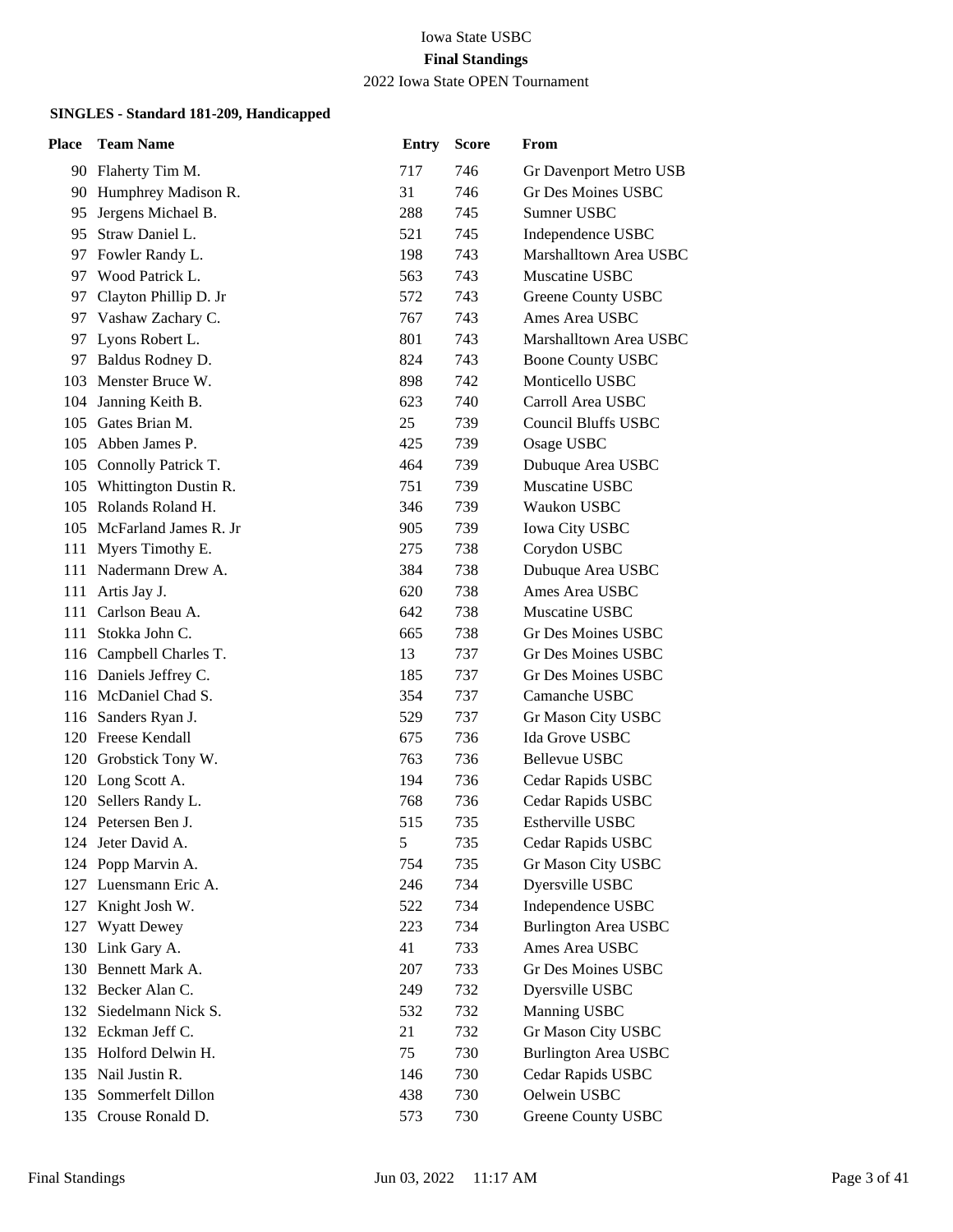Iowa State USBC

**Final Standings**

2022 Iowa State OPEN Tournament

#### SINGLES - Standard 181-209, Handicapped

| Place | Team Name | Entry | Score | From |
|---|---|---|---|---|
| 90 | Flaherty Tim M. | 717 | 746 | Gr Davenport Metro USB |
| 90 | Humphrey Madison R. | 31 | 746 | Gr Des Moines USBC |
| 95 | Jergens Michael B. | 288 | 745 | Sumner USBC |
| 95 | Straw Daniel L. | 521 | 745 | Independence USBC |
| 97 | Fowler Randy L. | 198 | 743 | Marshalltown Area USBC |
| 97 | Wood Patrick L. | 563 | 743 | Muscatine USBC |
| 97 | Clayton Phillip D. Jr | 572 | 743 | Greene County USBC |
| 97 | Vashaw Zachary C. | 767 | 743 | Ames Area USBC |
| 97 | Lyons Robert L. | 801 | 743 | Marshalltown Area USBC |
| 97 | Baldus Rodney D. | 824 | 743 | Boone County USBC |
| 103 | Menster Bruce W. | 898 | 742 | Monticello USBC |
| 104 | Janning Keith B. | 623 | 740 | Carroll Area USBC |
| 105 | Gates Brian M. | 25 | 739 | Council Bluffs USBC |
| 105 | Abben James P. | 425 | 739 | Osage USBC |
| 105 | Connolly Patrick T. | 464 | 739 | Dubuque Area USBC |
| 105 | Whittington Dustin R. | 751 | 739 | Muscatine USBC |
| 105 | Rolands Roland H. | 346 | 739 | Waukon USBC |
| 105 | McFarland James R. Jr | 905 | 739 | Iowa City USBC |
| 111 | Myers Timothy E. | 275 | 738 | Corydon USBC |
| 111 | Nadermann Drew A. | 384 | 738 | Dubuque Area USBC |
| 111 | Artis Jay J. | 620 | 738 | Ames Area USBC |
| 111 | Carlson Beau A. | 642 | 738 | Muscatine USBC |
| 111 | Stokka John C. | 665 | 738 | Gr Des Moines USBC |
| 116 | Campbell Charles T. | 13 | 737 | Gr Des Moines USBC |
| 116 | Daniels Jeffrey C. | 185 | 737 | Gr Des Moines USBC |
| 116 | McDaniel Chad S. | 354 | 737 | Camanche USBC |
| 116 | Sanders Ryan J. | 529 | 737 | Gr Mason City USBC |
| 120 | Freese Kendall | 675 | 736 | Ida Grove USBC |
| 120 | Grobstick Tony W. | 763 | 736 | Bellevue USBC |
| 120 | Long Scott A. | 194 | 736 | Cedar Rapids USBC |
| 120 | Sellers Randy L. | 768 | 736 | Cedar Rapids USBC |
| 124 | Petersen Ben J. | 515 | 735 | Estherville USBC |
| 124 | Jeter David A. | 5 | 735 | Cedar Rapids USBC |
| 124 | Popp Marvin A. | 754 | 735 | Gr Mason City USBC |
| 127 | Luensmann Eric A. | 246 | 734 | Dyersville USBC |
| 127 | Knight Josh W. | 522 | 734 | Independence USBC |
| 127 | Wyatt Dewey | 223 | 734 | Burlington Area USBC |
| 130 | Link Gary A. | 41 | 733 | Ames Area USBC |
| 130 | Bennett Mark A. | 207 | 733 | Gr Des Moines USBC |
| 132 | Becker Alan C. | 249 | 732 | Dyersville USBC |
| 132 | Siedelmann Nick S. | 532 | 732 | Manning USBC |
| 132 | Eckman Jeff C. | 21 | 732 | Gr Mason City USBC |
| 135 | Holford Delwin H. | 75 | 730 | Burlington Area USBC |
| 135 | Nail Justin R. | 146 | 730 | Cedar Rapids USBC |
| 135 | Sommerfelt Dillon | 438 | 730 | Oelwein USBC |
| 135 | Crouse Ronald D. | 573 | 730 | Greene County USBC |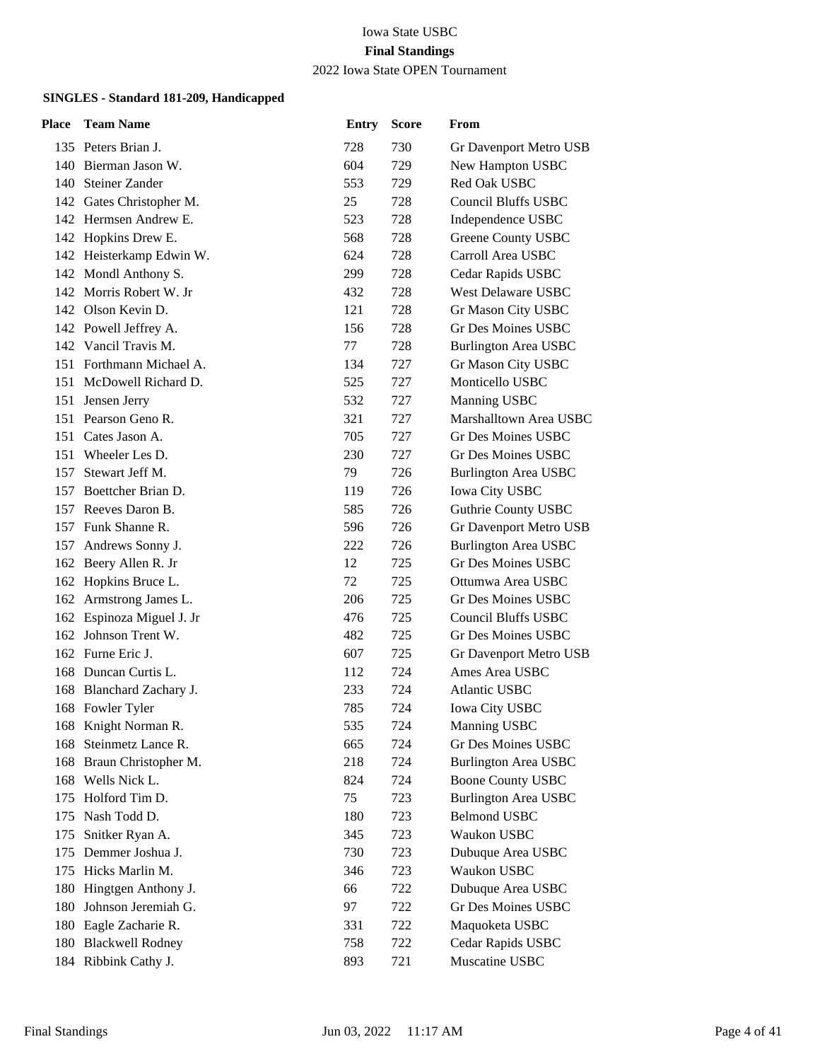Iowa State USBC

**Final Standings**

2022 Iowa State OPEN Tournament

**SINGLES - Standard 181-209, Handicapped**

| Place | Team Name | Entry | Score | From |
|---|---|---|---|---|
| 135 | Peters Brian J. | 728 | 730 | Gr Davenport Metro USB |
| 140 | Bierman Jason W. | 604 | 729 | New Hampton USBC |
| 140 | Steiner Zander | 553 | 729 | Red Oak USBC |
| 142 | Gates Christopher M. | 25 | 728 | Council Bluffs USBC |
| 142 | Hermsen Andrew E. | 523 | 728 | Independence USBC |
| 142 | Hopkins Drew E. | 568 | 728 | Greene County USBC |
| 142 | Heisterkamp Edwin W. | 624 | 728 | Carroll Area USBC |
| 142 | Mondl Anthony S. | 299 | 728 | Cedar Rapids USBC |
| 142 | Morris Robert W. Jr | 432 | 728 | West Delaware USBC |
| 142 | Olson Kevin D. | 121 | 728 | Gr Mason City USBC |
| 142 | Powell Jeffrey A. | 156 | 728 | Gr Des Moines USBC |
| 142 | Vancil Travis M. | 77 | 728 | Burlington Area USBC |
| 151 | Forthmann Michael A. | 134 | 727 | Gr Mason City USBC |
| 151 | McDowell Richard D. | 525 | 727 | Monticello USBC |
| 151 | Jensen Jerry | 532 | 727 | Manning USBC |
| 151 | Pearson Geno R. | 321 | 727 | Marshalltown Area USBC |
| 151 | Cates Jason A. | 705 | 727 | Gr Des Moines USBC |
| 151 | Wheeler Les D. | 230 | 727 | Gr Des Moines USBC |
| 157 | Stewart Jeff M. | 79 | 726 | Burlington Area USBC |
| 157 | Boettcher Brian D. | 119 | 726 | Iowa City USBC |
| 157 | Reeves Daron B. | 585 | 726 | Guthrie County USBC |
| 157 | Funk Shanne R. | 596 | 726 | Gr Davenport Metro USB |
| 157 | Andrews Sonny J. | 222 | 726 | Burlington Area USBC |
| 162 | Beery Allen R. Jr | 12 | 725 | Gr Des Moines USBC |
| 162 | Hopkins Bruce L. | 72 | 725 | Ottumwa Area USBC |
| 162 | Armstrong James L. | 206 | 725 | Gr Des Moines USBC |
| 162 | Espinoza Miguel J. Jr | 476 | 725 | Council Bluffs USBC |
| 162 | Johnson Trent W. | 482 | 725 | Gr Des Moines USBC |
| 162 | Furne Eric J. | 607 | 725 | Gr Davenport Metro USB |
| 168 | Duncan Curtis L. | 112 | 724 | Ames Area USBC |
| 168 | Blanchard Zachary J. | 233 | 724 | Atlantic USBC |
| 168 | Fowler Tyler | 785 | 724 | Iowa City USBC |
| 168 | Knight Norman R. | 535 | 724 | Manning USBC |
| 168 | Steinmetz Lance R. | 665 | 724 | Gr Des Moines USBC |
| 168 | Braun Christopher M. | 218 | 724 | Burlington Area USBC |
| 168 | Wells Nick L. | 824 | 724 | Boone County USBC |
| 175 | Holford Tim D. | 75 | 723 | Burlington Area USBC |
| 175 | Nash Todd D. | 180 | 723 | Belmond USBC |
| 175 | Snitker Ryan A. | 345 | 723 | Waukon USBC |
| 175 | Demmer Joshua J. | 730 | 723 | Dubuque Area USBC |
| 175 | Hicks Marlin M. | 346 | 723 | Waukon USBC |
| 180 | Hingtgen Anthony J. | 66 | 722 | Dubuque Area USBC |
| 180 | Johnson Jeremiah G. | 97 | 722 | Gr Des Moines USBC |
| 180 | Eagle Zacharie R. | 331 | 722 | Maquoketa USBC |
| 180 | Blackwell Rodney | 758 | 722 | Cedar Rapids USBC |
| 184 | Ribbink Cathy J. | 893 | 721 | Muscatine USBC |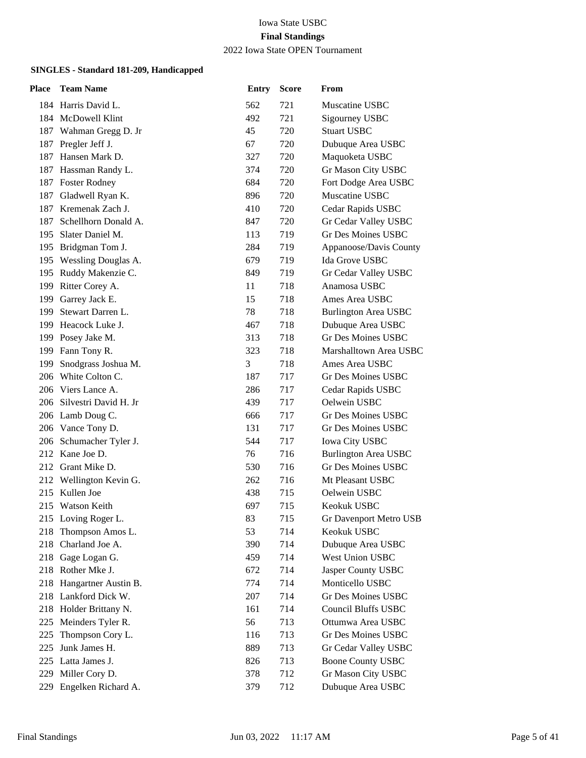Iowa State USBC

**Final Standings**

2022 Iowa State OPEN Tournament

### SINGLES - Standard 181-209, Handicapped

| Place | Team Name | Entry | Score | From |
|---|---|---|---|---|
| 184 | Harris David L. | 562 | 721 | Muscatine USBC |
| 184 | McDowell Klint | 492 | 721 | Sigourney USBC |
| 187 | Wahman Gregg D. Jr | 45 | 720 | Stuart USBC |
| 187 | Pregler Jeff J. | 67 | 720 | Dubuque Area USBC |
| 187 | Hansen Mark D. | 327 | 720 | Maquoketa USBC |
| 187 | Hassman Randy L. | 374 | 720 | Gr Mason City USBC |
| 187 | Foster Rodney | 684 | 720 | Fort Dodge Area USBC |
| 187 | Gladwell Ryan K. | 896 | 720 | Muscatine USBC |
| 187 | Kremenak Zach J. | 410 | 720 | Cedar Rapids USBC |
| 187 | Schellhorn Donald A. | 847 | 720 | Gr Cedar Valley USBC |
| 195 | Slater Daniel M. | 113 | 719 | Gr Des Moines USBC |
| 195 | Bridgman Tom J. | 284 | 719 | Appanoose/Davis County |
| 195 | Wessling Douglas A. | 679 | 719 | Ida Grove USBC |
| 195 | Ruddy Makenzie C. | 849 | 719 | Gr Cedar Valley USBC |
| 199 | Ritter Corey A. | 11 | 718 | Anamosa USBC |
| 199 | Garrey Jack E. | 15 | 718 | Ames Area USBC |
| 199 | Stewart Darren L. | 78 | 718 | Burlington Area USBC |
| 199 | Heacock Luke J. | 467 | 718 | Dubuque Area USBC |
| 199 | Posey Jake M. | 313 | 718 | Gr Des Moines USBC |
| 199 | Fann Tony R. | 323 | 718 | Marshalltown Area USBC |
| 199 | Snodgrass Joshua M. | 3 | 718 | Ames Area USBC |
| 206 | White Colton C. | 187 | 717 | Gr Des Moines USBC |
| 206 | Viers Lance A. | 286 | 717 | Cedar Rapids USBC |
| 206 | Silvestri David H. Jr | 439 | 717 | Oelwein USBC |
| 206 | Lamb Doug C. | 666 | 717 | Gr Des Moines USBC |
| 206 | Vance Tony D. | 131 | 717 | Gr Des Moines USBC |
| 206 | Schumacher Tyler J. | 544 | 717 | Iowa City USBC |
| 212 | Kane Joe D. | 76 | 716 | Burlington Area USBC |
| 212 | Grant Mike D. | 530 | 716 | Gr Des Moines USBC |
| 212 | Wellington Kevin G. | 262 | 716 | Mt Pleasant USBC |
| 215 | Kullen Joe | 438 | 715 | Oelwein USBC |
| 215 | Watson Keith | 697 | 715 | Keokuk USBC |
| 215 | Loving Roger L. | 83 | 715 | Gr Davenport Metro USB |
| 218 | Thompson Amos L. | 53 | 714 | Keokuk USBC |
| 218 | Charland Joe A. | 390 | 714 | Dubuque Area USBC |
| 218 | Gage Logan G. | 459 | 714 | West Union USBC |
| 218 | Rother Mke J. | 672 | 714 | Jasper County USBC |
| 218 | Hangartner Austin B. | 774 | 714 | Monticello USBC |
| 218 | Lankford Dick W. | 207 | 714 | Gr Des Moines USBC |
| 218 | Holder Brittany N. | 161 | 714 | Council Bluffs USBC |
| 225 | Meinders Tyler R. | 56 | 713 | Ottumwa Area USBC |
| 225 | Thompson Cory L. | 116 | 713 | Gr Des Moines USBC |
| 225 | Junk James H. | 889 | 713 | Gr Cedar Valley USBC |
| 225 | Latta James J. | 826 | 713 | Boone County USBC |
| 229 | Miller Cory D. | 378 | 712 | Gr Mason City USBC |
| 229 | Engelken Richard A. | 379 | 712 | Dubuque Area USBC |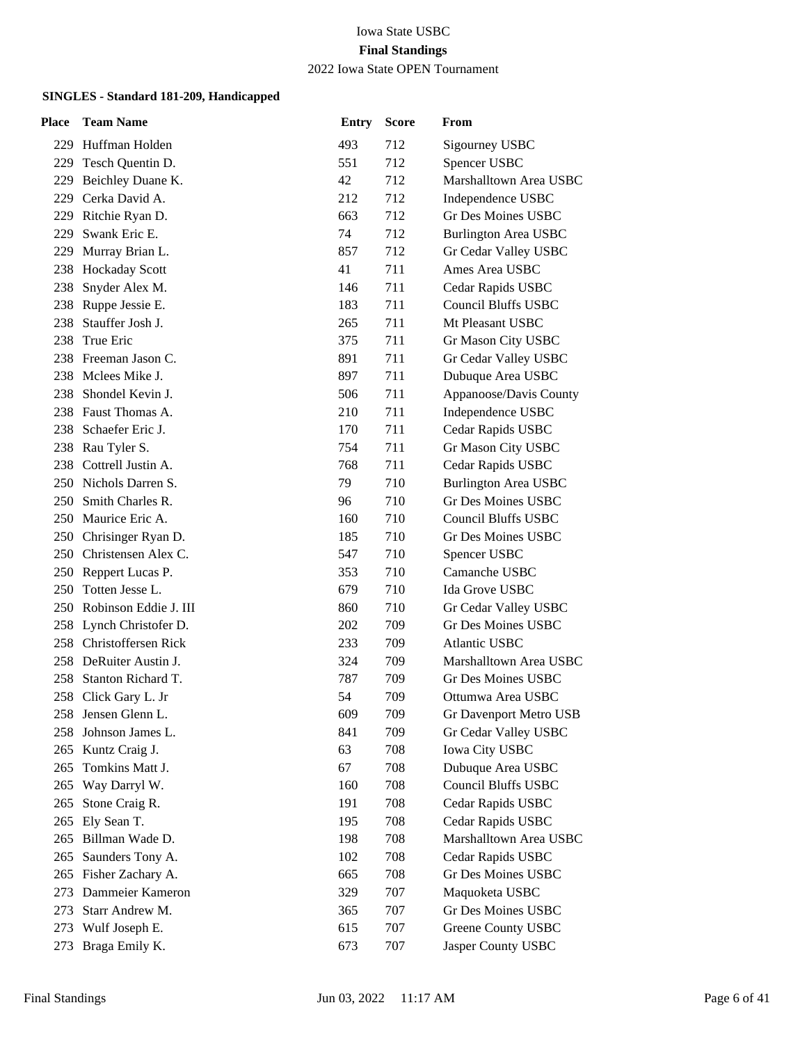Iowa State USBC

**Final Standings**

2022 Iowa State OPEN Tournament

### SINGLES - Standard 181-209, Handicapped

| Place | Team Name | Entry | Score | From |
|---|---|---|---|---|
| 229 | Huffman Holden | 493 | 712 | Sigourney USBC |
| 229 | Tesch Quentin D. | 551 | 712 | Spencer USBC |
| 229 | Beichley Duane K. | 42 | 712 | Marshalltown Area USBC |
| 229 | Cerka David A. | 212 | 712 | Independence USBC |
| 229 | Ritchie Ryan D. | 663 | 712 | Gr Des Moines USBC |
| 229 | Swank Eric E. | 74 | 712 | Burlington Area USBC |
| 229 | Murray Brian L. | 857 | 712 | Gr Cedar Valley USBC |
| 238 | Hockaday Scott | 41 | 711 | Ames Area USBC |
| 238 | Snyder Alex M. | 146 | 711 | Cedar Rapids USBC |
| 238 | Ruppe Jessie E. | 183 | 711 | Council Bluffs USBC |
| 238 | Stauffer Josh J. | 265 | 711 | Mt Pleasant USBC |
| 238 | True Eric | 375 | 711 | Gr Mason City USBC |
| 238 | Freeman Jason C. | 891 | 711 | Gr Cedar Valley USBC |
| 238 | Mclees Mike J. | 897 | 711 | Dubuque Area USBC |
| 238 | Shondel Kevin J. | 506 | 711 | Appanoose/Davis County |
| 238 | Faust Thomas A. | 210 | 711 | Independence USBC |
| 238 | Schaefer Eric J. | 170 | 711 | Cedar Rapids USBC |
| 238 | Rau Tyler S. | 754 | 711 | Gr Mason City USBC |
| 238 | Cottrell Justin A. | 768 | 711 | Cedar Rapids USBC |
| 250 | Nichols Darren S. | 79 | 710 | Burlington Area USBC |
| 250 | Smith Charles R. | 96 | 710 | Gr Des Moines USBC |
| 250 | Maurice Eric A. | 160 | 710 | Council Bluffs USBC |
| 250 | Chrisinger Ryan D. | 185 | 710 | Gr Des Moines USBC |
| 250 | Christensen Alex C. | 547 | 710 | Spencer USBC |
| 250 | Reppert Lucas P. | 353 | 710 | Camanche USBC |
| 250 | Totten Jesse L. | 679 | 710 | Ida Grove USBC |
| 250 | Robinson Eddie J. III | 860 | 710 | Gr Cedar Valley USBC |
| 258 | Lynch Christofer D. | 202 | 709 | Gr Des Moines USBC |
| 258 | Christoffersen Rick | 233 | 709 | Atlantic USBC |
| 258 | DeRuiter Austin J. | 324 | 709 | Marshalltown Area USBC |
| 258 | Stanton Richard T. | 787 | 709 | Gr Des Moines USBC |
| 258 | Click Gary L. Jr | 54 | 709 | Ottumwa Area USBC |
| 258 | Jensen Glenn L. | 609 | 709 | Gr Davenport Metro USB |
| 258 | Johnson James L. | 841 | 709 | Gr Cedar Valley USBC |
| 265 | Kuntz Craig J. | 63 | 708 | Iowa City USBC |
| 265 | Tomkins Matt J. | 67 | 708 | Dubuque Area USBC |
| 265 | Way Darryl W. | 160 | 708 | Council Bluffs USBC |
| 265 | Stone Craig R. | 191 | 708 | Cedar Rapids USBC |
| 265 | Ely Sean T. | 195 | 708 | Cedar Rapids USBC |
| 265 | Billman Wade D. | 198 | 708 | Marshalltown Area USBC |
| 265 | Saunders Tony A. | 102 | 708 | Cedar Rapids USBC |
| 265 | Fisher Zachary A. | 665 | 708 | Gr Des Moines USBC |
| 273 | Dammeier Kameron | 329 | 707 | Maquoketa USBC |
| 273 | Starr Andrew M. | 365 | 707 | Gr Des Moines USBC |
| 273 | Wulf Joseph E. | 615 | 707 | Greene County USBC |
| 273 | Braga Emily K. | 673 | 707 | Jasper County USBC |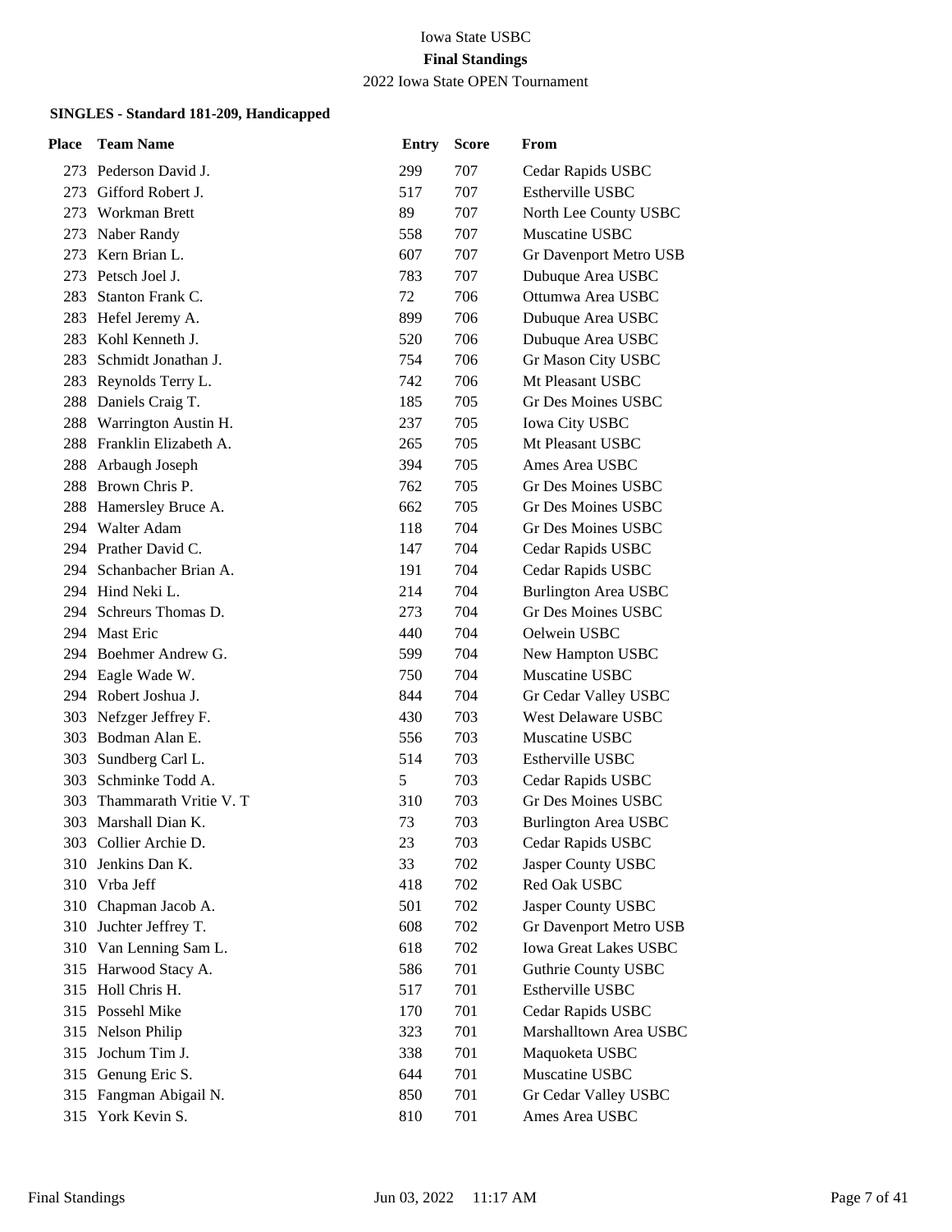Iowa State USBC

**Final Standings**

2022 Iowa State OPEN Tournament

#### SINGLES - Standard 181-209, Handicapped

| Place | Team Name | Entry | Score | From |
|---|---|---|---|---|
| 273 | Pederson David J. | 299 | 707 | Cedar Rapids USBC |
| 273 | Gifford Robert J. | 517 | 707 | Estherville USBC |
| 273 | Workman Brett | 89 | 707 | North Lee County USBC |
| 273 | Naber Randy | 558 | 707 | Muscatine USBC |
| 273 | Kern Brian L. | 607 | 707 | Gr Davenport Metro USB |
| 273 | Petsch Joel J. | 783 | 707 | Dubuque Area USBC |
| 283 | Stanton Frank C. | 72 | 706 | Ottumwa Area USBC |
| 283 | Hefel Jeremy A. | 899 | 706 | Dubuque Area USBC |
| 283 | Kohl Kenneth J. | 520 | 706 | Dubuque Area USBC |
| 283 | Schmidt Jonathan J. | 754 | 706 | Gr Mason City USBC |
| 283 | Reynolds Terry L. | 742 | 706 | Mt Pleasant USBC |
| 288 | Daniels Craig T. | 185 | 705 | Gr Des Moines USBC |
| 288 | Warrington Austin H. | 237 | 705 | Iowa City USBC |
| 288 | Franklin Elizabeth A. | 265 | 705 | Mt Pleasant USBC |
| 288 | Arbaugh Joseph | 394 | 705 | Ames Area USBC |
| 288 | Brown Chris P. | 762 | 705 | Gr Des Moines USBC |
| 288 | Hamersley Bruce A. | 662 | 705 | Gr Des Moines USBC |
| 294 | Walter Adam | 118 | 704 | Gr Des Moines USBC |
| 294 | Prather David C. | 147 | 704 | Cedar Rapids USBC |
| 294 | Schanbacher Brian A. | 191 | 704 | Cedar Rapids USBC |
| 294 | Hind Neki L. | 214 | 704 | Burlington Area USBC |
| 294 | Schreurs Thomas D. | 273 | 704 | Gr Des Moines USBC |
| 294 | Mast Eric | 440 | 704 | Oelwein USBC |
| 294 | Boehmer Andrew G. | 599 | 704 | New Hampton USBC |
| 294 | Eagle Wade W. | 750 | 704 | Muscatine USBC |
| 294 | Robert Joshua J. | 844 | 704 | Gr Cedar Valley USBC |
| 303 | Nefzger Jeffrey F. | 430 | 703 | West Delaware USBC |
| 303 | Bodman Alan E. | 556 | 703 | Muscatine USBC |
| 303 | Sundberg Carl L. | 514 | 703 | Estherville USBC |
| 303 | Schminke Todd A. | 5 | 703 | Cedar Rapids USBC |
| 303 | Thammarath Vritie V. T | 310 | 703 | Gr Des Moines USBC |
| 303 | Marshall Dian K. | 73 | 703 | Burlington Area USBC |
| 303 | Collier Archie D. | 23 | 703 | Cedar Rapids USBC |
| 310 | Jenkins Dan K. | 33 | 702 | Jasper County USBC |
| 310 | Vrba Jeff | 418 | 702 | Red Oak USBC |
| 310 | Chapman Jacob A. | 501 | 702 | Jasper County USBC |
| 310 | Juchter Jeffrey T. | 608 | 702 | Gr Davenport Metro USB |
| 310 | Van Lenning Sam L. | 618 | 702 | Iowa Great Lakes USBC |
| 315 | Harwood Stacy A. | 586 | 701 | Guthrie County USBC |
| 315 | Holl Chris H. | 517 | 701 | Estherville USBC |
| 315 | Possehl Mike | 170 | 701 | Cedar Rapids USBC |
| 315 | Nelson Philip | 323 | 701 | Marshalltown Area USBC |
| 315 | Jochum Tim J. | 338 | 701 | Maquoketa USBC |
| 315 | Genung Eric S. | 644 | 701 | Muscatine USBC |
| 315 | Fangman Abigail N. | 850 | 701 | Gr Cedar Valley USBC |
| 315 | York Kevin S. | 810 | 701 | Ames Area USBC |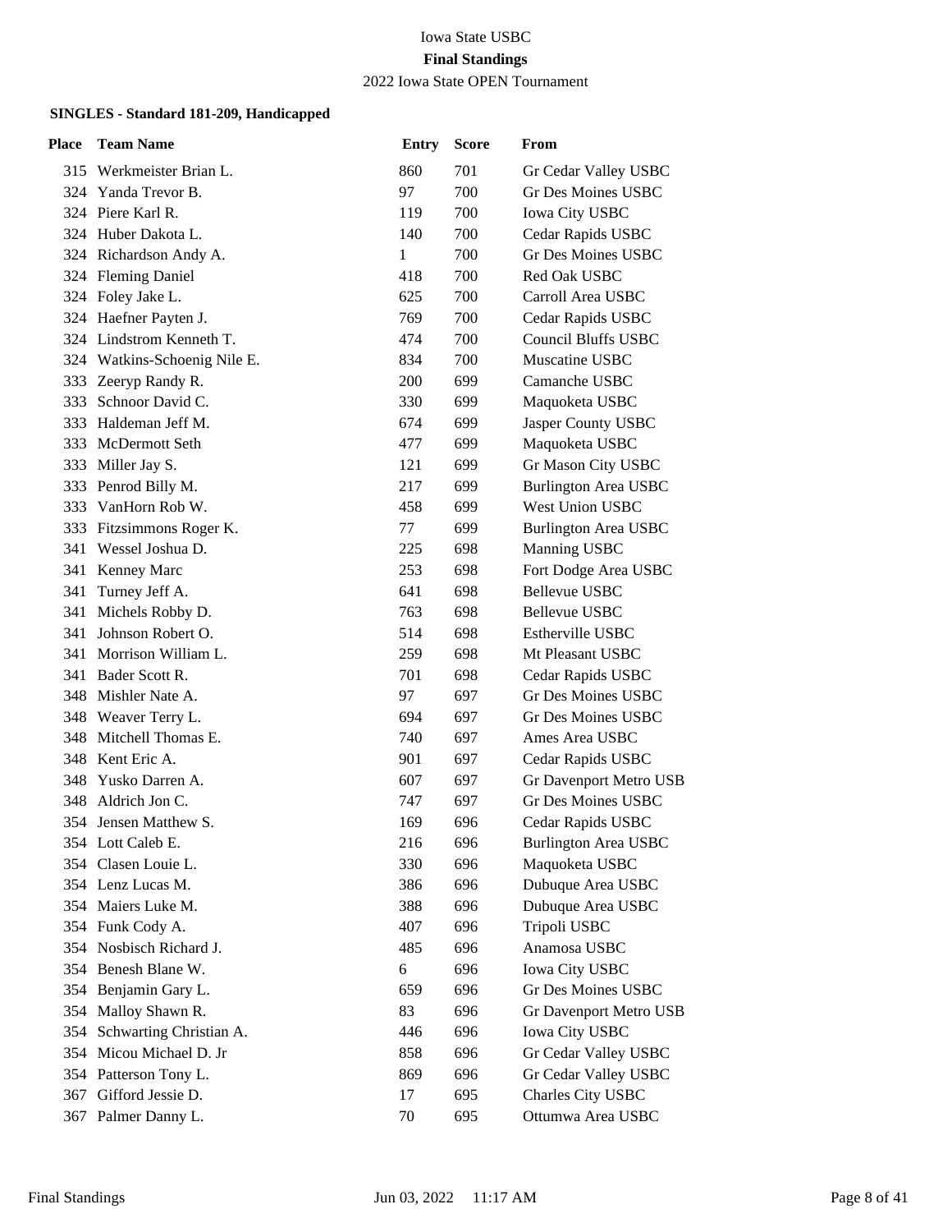Iowa State USBC

**Final Standings**

2022 Iowa State OPEN Tournament

**SINGLES - Standard 181-209, Handicapped**

| Place | Team Name | Entry | Score | From |
|---|---|---|---|---|
| 315 | Werkmeister Brian L. | 860 | 701 | Gr Cedar Valley USBC |
| 324 | Yanda Trevor B. | 97 | 700 | Gr Des Moines USBC |
| 324 | Piere Karl R. | 119 | 700 | Iowa City USBC |
| 324 | Huber Dakota L. | 140 | 700 | Cedar Rapids USBC |
| 324 | Richardson Andy A. | 1 | 700 | Gr Des Moines USBC |
| 324 | Fleming Daniel | 418 | 700 | Red Oak USBC |
| 324 | Foley Jake L. | 625 | 700 | Carroll Area USBC |
| 324 | Haefner Payten J. | 769 | 700 | Cedar Rapids USBC |
| 324 | Lindstrom Kenneth T. | 474 | 700 | Council Bluffs USBC |
| 324 | Watkins-Schoenig Nile E. | 834 | 700 | Muscatine USBC |
| 333 | Zeeryp Randy R. | 200 | 699 | Camanche USBC |
| 333 | Schnoor David C. | 330 | 699 | Maquoketa USBC |
| 333 | Haldeman Jeff M. | 674 | 699 | Jasper County USBC |
| 333 | McDermott Seth | 477 | 699 | Maquoketa USBC |
| 333 | Miller Jay S. | 121 | 699 | Gr Mason City USBC |
| 333 | Penrod Billy M. | 217 | 699 | Burlington Area USBC |
| 333 | VanHorn Rob W. | 458 | 699 | West Union USBC |
| 333 | Fitzsimmons Roger K. | 77 | 699 | Burlington Area USBC |
| 341 | Wessel Joshua D. | 225 | 698 | Manning USBC |
| 341 | Kenney Marc | 253 | 698 | Fort Dodge Area USBC |
| 341 | Turney Jeff A. | 641 | 698 | Bellevue USBC |
| 341 | Michels Robby D. | 763 | 698 | Bellevue USBC |
| 341 | Johnson Robert O. | 514 | 698 | Estherville USBC |
| 341 | Morrison William L. | 259 | 698 | Mt Pleasant USBC |
| 341 | Bader Scott R. | 701 | 698 | Cedar Rapids USBC |
| 348 | Mishler Nate A. | 97 | 697 | Gr Des Moines USBC |
| 348 | Weaver Terry L. | 694 | 697 | Gr Des Moines USBC |
| 348 | Mitchell Thomas E. | 740 | 697 | Ames Area USBC |
| 348 | Kent Eric A. | 901 | 697 | Cedar Rapids USBC |
| 348 | Yusko Darren A. | 607 | 697 | Gr Davenport Metro USB |
| 348 | Aldrich Jon C. | 747 | 697 | Gr Des Moines USBC |
| 354 | Jensen Matthew S. | 169 | 696 | Cedar Rapids USBC |
| 354 | Lott Caleb E. | 216 | 696 | Burlington Area USBC |
| 354 | Clasen Louie L. | 330 | 696 | Maquoketa USBC |
| 354 | Lenz Lucas M. | 386 | 696 | Dubuque Area USBC |
| 354 | Maiers Luke M. | 388 | 696 | Dubuque Area USBC |
| 354 | Funk Cody A. | 407 | 696 | Tripoli USBC |
| 354 | Nosbisch Richard J. | 485 | 696 | Anamosa USBC |
| 354 | Benesh Blane W. | 6 | 696 | Iowa City USBC |
| 354 | Benjamin Gary L. | 659 | 696 | Gr Des Moines USBC |
| 354 | Malloy Shawn R. | 83 | 696 | Gr Davenport Metro USB |
| 354 | Schwarting Christian A. | 446 | 696 | Iowa City USBC |
| 354 | Micou Michael D. Jr | 858 | 696 | Gr Cedar Valley USBC |
| 354 | Patterson Tony L. | 869 | 696 | Gr Cedar Valley USBC |
| 367 | Gifford Jessie D. | 17 | 695 | Charles City USBC |
| 367 | Palmer Danny L. | 70 | 695 | Ottumwa Area USBC |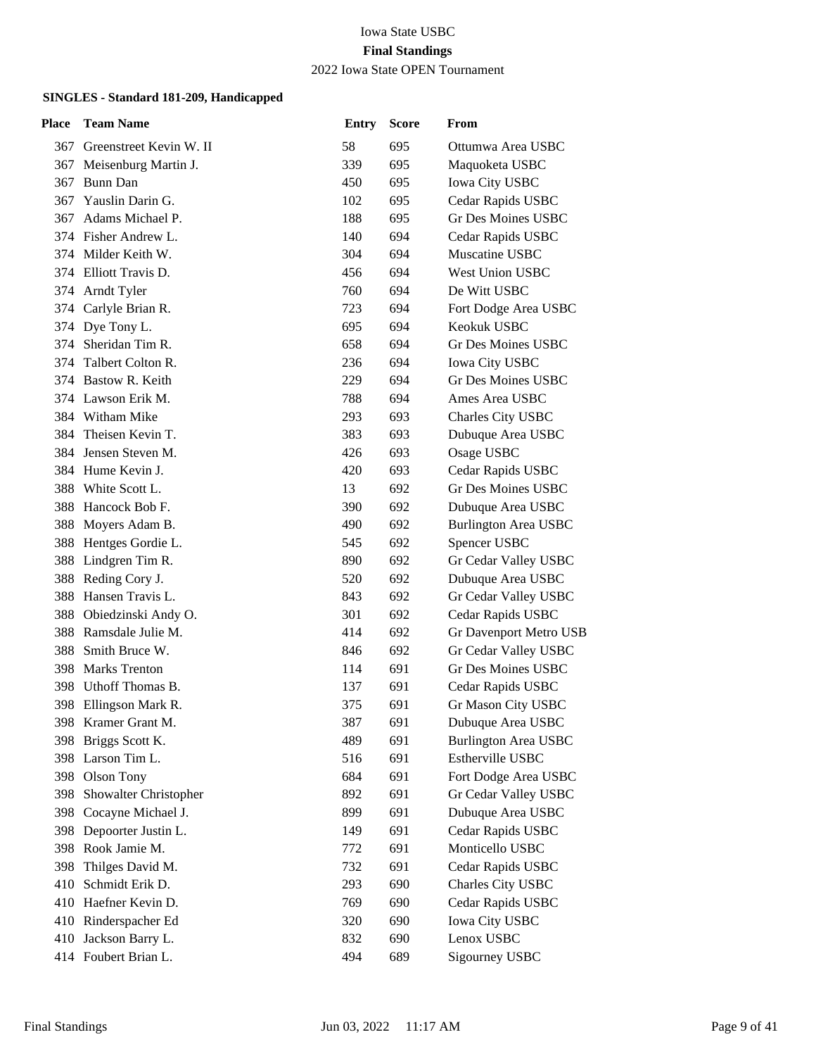Iowa State USBC

**Final Standings**

2022 Iowa State OPEN Tournament

### SINGLES - Standard 181-209, Handicapped

| Place | Team Name | Entry | Score | From |
|---|---|---|---|---|
| 367 | Greenstreet Kevin W. II | 58 | 695 | Ottumwa Area USBC |
| 367 | Meisenburg Martin J. | 339 | 695 | Maquoketa USBC |
| 367 | Bunn Dan | 450 | 695 | Iowa City USBC |
| 367 | Yauslin Darin G. | 102 | 695 | Cedar Rapids USBC |
| 367 | Adams Michael P. | 188 | 695 | Gr Des Moines USBC |
| 374 | Fisher Andrew L. | 140 | 694 | Cedar Rapids USBC |
| 374 | Milder Keith W. | 304 | 694 | Muscatine USBC |
| 374 | Elliott Travis D. | 456 | 694 | West Union USBC |
| 374 | Arndt Tyler | 760 | 694 | De Witt USBC |
| 374 | Carlyle Brian R. | 723 | 694 | Fort Dodge Area USBC |
| 374 | Dye Tony L. | 695 | 694 | Keokuk USBC |
| 374 | Sheridan Tim R. | 658 | 694 | Gr Des Moines USBC |
| 374 | Talbert Colton R. | 236 | 694 | Iowa City USBC |
| 374 | Bastow R. Keith | 229 | 694 | Gr Des Moines USBC |
| 374 | Lawson Erik M. | 788 | 694 | Ames Area USBC |
| 384 | Witham Mike | 293 | 693 | Charles City USBC |
| 384 | Theisen Kevin T. | 383 | 693 | Dubuque Area USBC |
| 384 | Jensen Steven M. | 426 | 693 | Osage USBC |
| 384 | Hume Kevin J. | 420 | 693 | Cedar Rapids USBC |
| 388 | White Scott L. | 13 | 692 | Gr Des Moines USBC |
| 388 | Hancock Bob F. | 390 | 692 | Dubuque Area USBC |
| 388 | Moyers Adam B. | 490 | 692 | Burlington Area USBC |
| 388 | Hentges Gordie L. | 545 | 692 | Spencer USBC |
| 388 | Lindgren Tim R. | 890 | 692 | Gr Cedar Valley USBC |
| 388 | Reding Cory J. | 520 | 692 | Dubuque Area USBC |
| 388 | Hansen Travis L. | 843 | 692 | Gr Cedar Valley USBC |
| 388 | Obiedzinski Andy O. | 301 | 692 | Cedar Rapids USBC |
| 388 | Ramsdale Julie M. | 414 | 692 | Gr Davenport Metro USB |
| 388 | Smith Bruce W. | 846 | 692 | Gr Cedar Valley USBC |
| 398 | Marks Trenton | 114 | 691 | Gr Des Moines USBC |
| 398 | Uthoff Thomas B. | 137 | 691 | Cedar Rapids USBC |
| 398 | Ellingson Mark R. | 375 | 691 | Gr Mason City USBC |
| 398 | Kramer Grant M. | 387 | 691 | Dubuque Area USBC |
| 398 | Briggs Scott K. | 489 | 691 | Burlington Area USBC |
| 398 | Larson Tim L. | 516 | 691 | Estherville USBC |
| 398 | Olson Tony | 684 | 691 | Fort Dodge Area USBC |
| 398 | Showalter Christopher | 892 | 691 | Gr Cedar Valley USBC |
| 398 | Cocayne Michael J. | 899 | 691 | Dubuque Area USBC |
| 398 | Depoorter Justin L. | 149 | 691 | Cedar Rapids USBC |
| 398 | Rook Jamie M. | 772 | 691 | Monticello USBC |
| 398 | Thilges David M. | 732 | 691 | Cedar Rapids USBC |
| 410 | Schmidt Erik D. | 293 | 690 | Charles City USBC |
| 410 | Haefner Kevin D. | 769 | 690 | Cedar Rapids USBC |
| 410 | Rinderspacher Ed | 320 | 690 | Iowa City USBC |
| 410 | Jackson Barry L. | 832 | 690 | Lenox USBC |
| 414 | Foubert Brian L. | 494 | 689 | Sigourney USBC |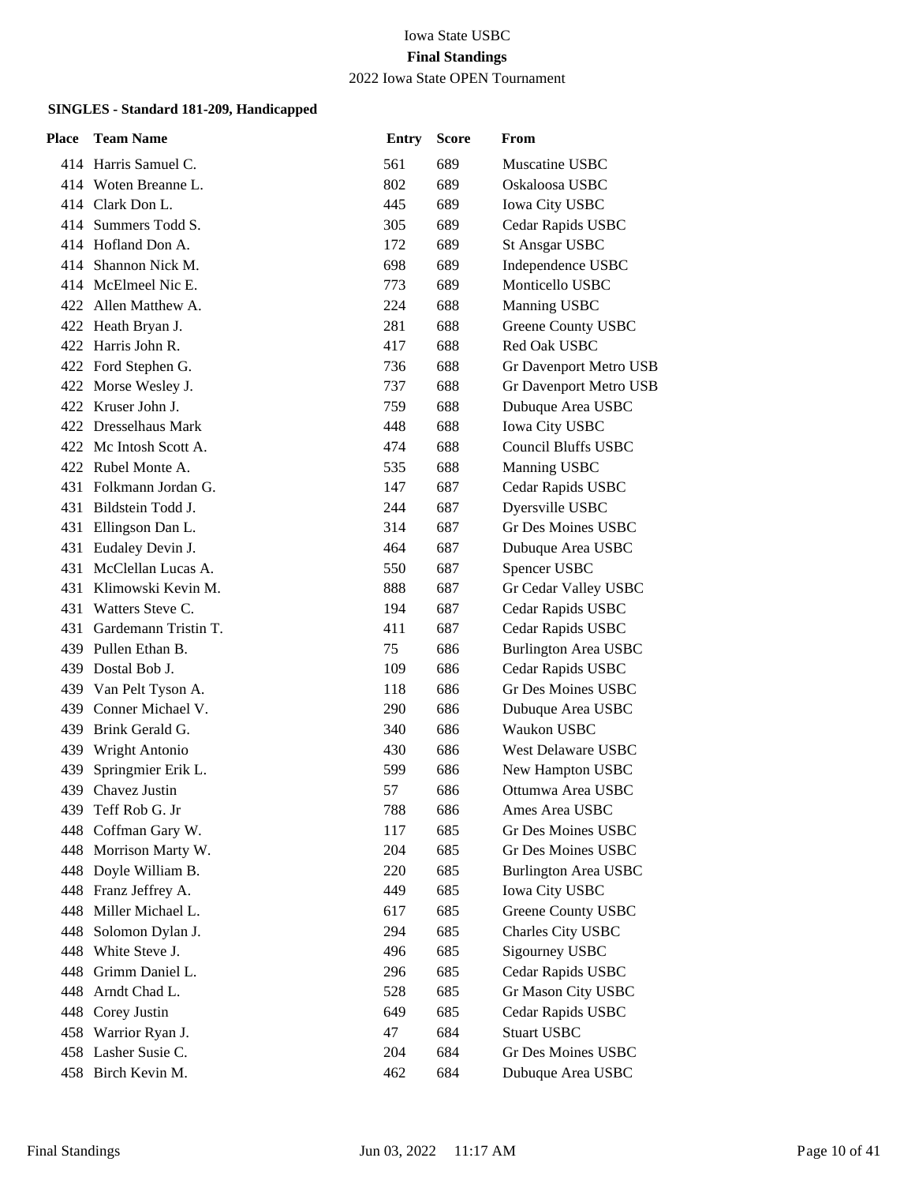Iowa State USBC

**Final Standings**

2022 Iowa State OPEN Tournament

**SINGLES - Standard 181-209, Handicapped**

| Place | Team Name | Entry | Score | From |
|---|---|---|---|---|
| 414 | Harris Samuel C. | 561 | 689 | Muscatine USBC |
| 414 | Woten Breanne L. | 802 | 689 | Oskaloosa USBC |
| 414 | Clark Don L. | 445 | 689 | Iowa City USBC |
| 414 | Summers Todd S. | 305 | 689 | Cedar Rapids USBC |
| 414 | Hofland Don A. | 172 | 689 | St Ansgar USBC |
| 414 | Shannon Nick M. | 698 | 689 | Independence USBC |
| 414 | McElmeel Nic E. | 773 | 689 | Monticello USBC |
| 422 | Allen Matthew A. | 224 | 688 | Manning USBC |
| 422 | Heath Bryan J. | 281 | 688 | Greene County USBC |
| 422 | Harris John R. | 417 | 688 | Red Oak USBC |
| 422 | Ford Stephen G. | 736 | 688 | Gr Davenport Metro USB |
| 422 | Morse Wesley J. | 737 | 688 | Gr Davenport Metro USB |
| 422 | Kruser John J. | 759 | 688 | Dubuque Area USBC |
| 422 | Dresselhaus Mark | 448 | 688 | Iowa City USBC |
| 422 | Mc Intosh Scott A. | 474 | 688 | Council Bluffs USBC |
| 422 | Rubel Monte A. | 535 | 688 | Manning USBC |
| 431 | Folkmann Jordan G. | 147 | 687 | Cedar Rapids USBC |
| 431 | Bildstein Todd J. | 244 | 687 | Dyersville USBC |
| 431 | Ellingson Dan L. | 314 | 687 | Gr Des Moines USBC |
| 431 | Eudaley Devin J. | 464 | 687 | Dubuque Area USBC |
| 431 | McClellan Lucas A. | 550 | 687 | Spencer USBC |
| 431 | Klimowski Kevin M. | 888 | 687 | Gr Cedar Valley USBC |
| 431 | Watters Steve C. | 194 | 687 | Cedar Rapids USBC |
| 431 | Gardemann Tristin T. | 411 | 687 | Cedar Rapids USBC |
| 439 | Pullen Ethan B. | 75 | 686 | Burlington Area USBC |
| 439 | Dostal Bob J. | 109 | 686 | Cedar Rapids USBC |
| 439 | Van Pelt Tyson A. | 118 | 686 | Gr Des Moines USBC |
| 439 | Conner Michael V. | 290 | 686 | Dubuque Area USBC |
| 439 | Brink Gerald G. | 340 | 686 | Waukon USBC |
| 439 | Wright Antonio | 430 | 686 | West Delaware USBC |
| 439 | Springmier Erik L. | 599 | 686 | New Hampton USBC |
| 439 | Chavez Justin | 57 | 686 | Ottumwa Area USBC |
| 439 | Teff Rob G. Jr | 788 | 686 | Ames Area USBC |
| 448 | Coffman Gary W. | 117 | 685 | Gr Des Moines USBC |
| 448 | Morrison Marty W. | 204 | 685 | Gr Des Moines USBC |
| 448 | Doyle William B. | 220 | 685 | Burlington Area USBC |
| 448 | Franz Jeffrey A. | 449 | 685 | Iowa City USBC |
| 448 | Miller Michael L. | 617 | 685 | Greene County USBC |
| 448 | Solomon Dylan J. | 294 | 685 | Charles City USBC |
| 448 | White Steve J. | 496 | 685 | Sigourney USBC |
| 448 | Grimm Daniel L. | 296 | 685 | Cedar Rapids USBC |
| 448 | Arndt Chad L. | 528 | 685 | Gr Mason City USBC |
| 448 | Corey Justin | 649 | 685 | Cedar Rapids USBC |
| 458 | Warrior Ryan J. | 47 | 684 | Stuart USBC |
| 458 | Lasher Susie C. | 204 | 684 | Gr Des Moines USBC |
| 458 | Birch Kevin M. | 462 | 684 | Dubuque Area USBC |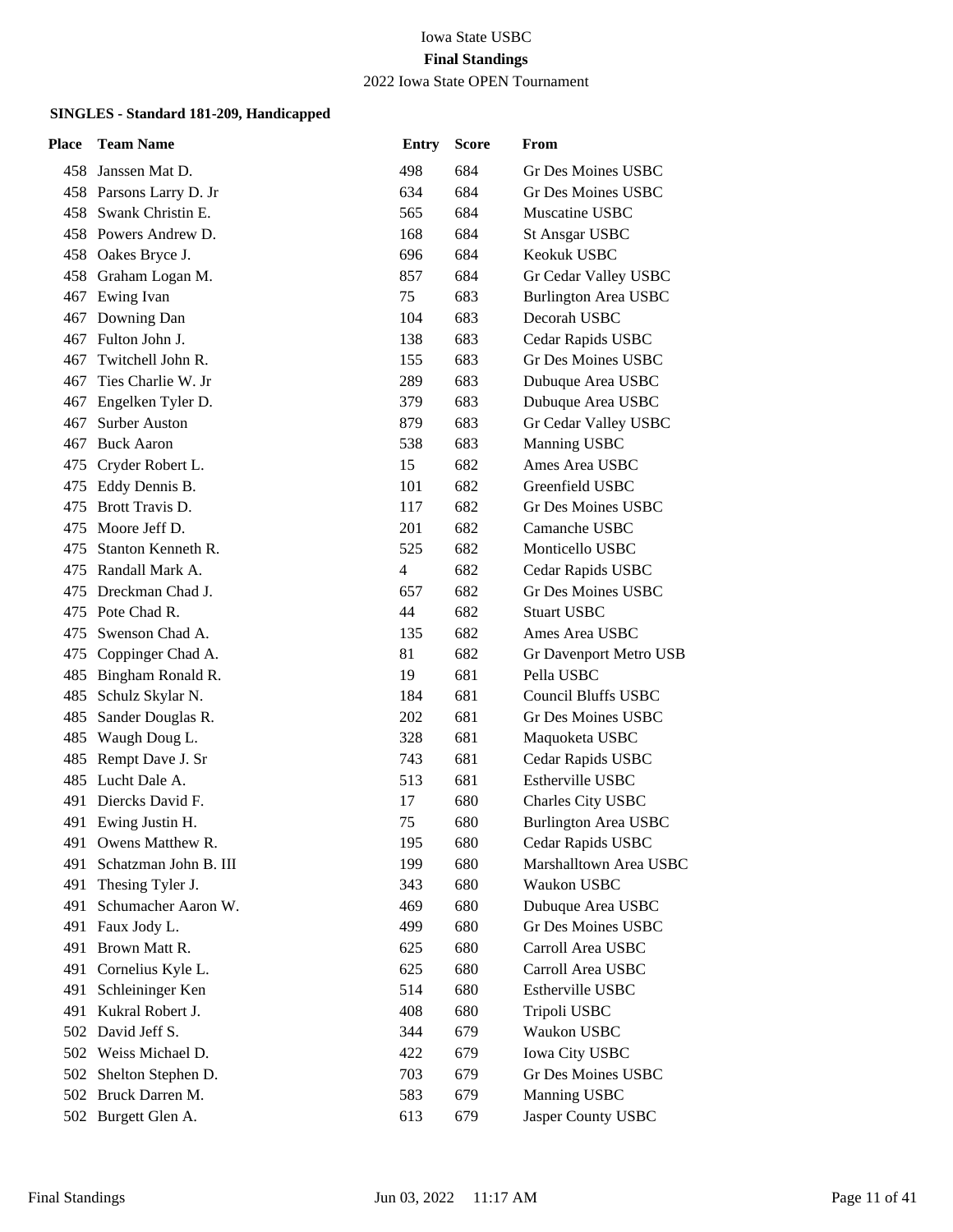Iowa State USBC

**Final Standings**

2022 Iowa State OPEN Tournament

**SINGLES - Standard 181-209, Handicapped**

| Place | Team Name | Entry | Score | From |
|---|---|---|---|---|
| 458 | Janssen Mat D. | 498 | 684 | Gr Des Moines USBC |
| 458 | Parsons Larry D. Jr | 634 | 684 | Gr Des Moines USBC |
| 458 | Swank Christin E. | 565 | 684 | Muscatine USBC |
| 458 | Powers Andrew D. | 168 | 684 | St Ansgar USBC |
| 458 | Oakes Bryce J. | 696 | 684 | Keokuk USBC |
| 458 | Graham Logan M. | 857 | 684 | Gr Cedar Valley USBC |
| 467 | Ewing Ivan | 75 | 683 | Burlington Area USBC |
| 467 | Downing Dan | 104 | 683 | Decorah USBC |
| 467 | Fulton John J. | 138 | 683 | Cedar Rapids USBC |
| 467 | Twitchell John R. | 155 | 683 | Gr Des Moines USBC |
| 467 | Ties Charlie W. Jr | 289 | 683 | Dubuque Area USBC |
| 467 | Engelken Tyler D. | 379 | 683 | Dubuque Area USBC |
| 467 | Surber Auston | 879 | 683 | Gr Cedar Valley USBC |
| 467 | Buck Aaron | 538 | 683 | Manning USBC |
| 475 | Cryder Robert L. | 15 | 682 | Ames Area USBC |
| 475 | Eddy Dennis B. | 101 | 682 | Greenfield USBC |
| 475 | Brott Travis D. | 117 | 682 | Gr Des Moines USBC |
| 475 | Moore Jeff D. | 201 | 682 | Camanche USBC |
| 475 | Stanton Kenneth R. | 525 | 682 | Monticello USBC |
| 475 | Randall Mark A. | 4 | 682 | Cedar Rapids USBC |
| 475 | Dreckman Chad J. | 657 | 682 | Gr Des Moines USBC |
| 475 | Pote Chad R. | 44 | 682 | Stuart USBC |
| 475 | Swenson Chad A. | 135 | 682 | Ames Area USBC |
| 475 | Coppinger Chad A. | 81 | 682 | Gr Davenport Metro USB |
| 485 | Bingham Ronald R. | 19 | 681 | Pella USBC |
| 485 | Schulz Skylar N. | 184 | 681 | Council Bluffs USBC |
| 485 | Sander Douglas R. | 202 | 681 | Gr Des Moines USBC |
| 485 | Waugh Doug L. | 328 | 681 | Maquoketa USBC |
| 485 | Rempt Dave J. Sr | 743 | 681 | Cedar Rapids USBC |
| 485 | Lucht Dale A. | 513 | 681 | Estherville USBC |
| 491 | Diercks David F. | 17 | 680 | Charles City USBC |
| 491 | Ewing Justin H. | 75 | 680 | Burlington Area USBC |
| 491 | Owens Matthew R. | 195 | 680 | Cedar Rapids USBC |
| 491 | Schatzman John B. III | 199 | 680 | Marshalltown Area USBC |
| 491 | Thesing Tyler J. | 343 | 680 | Waukon USBC |
| 491 | Schumacher Aaron W. | 469 | 680 | Dubuque Area USBC |
| 491 | Faux Jody L. | 499 | 680 | Gr Des Moines USBC |
| 491 | Brown Matt R. | 625 | 680 | Carroll Area USBC |
| 491 | Cornelius Kyle L. | 625 | 680 | Carroll Area USBC |
| 491 | Schleininger Ken | 514 | 680 | Estherville USBC |
| 491 | Kukral Robert J. | 408 | 680 | Tripoli USBC |
| 502 | David Jeff S. | 344 | 679 | Waukon USBC |
| 502 | Weiss Michael D. | 422 | 679 | Iowa City USBC |
| 502 | Shelton Stephen D. | 703 | 679 | Gr Des Moines USBC |
| 502 | Bruck Darren M. | 583 | 679 | Manning USBC |
| 502 | Burgett Glen A. | 613 | 679 | Jasper County USBC |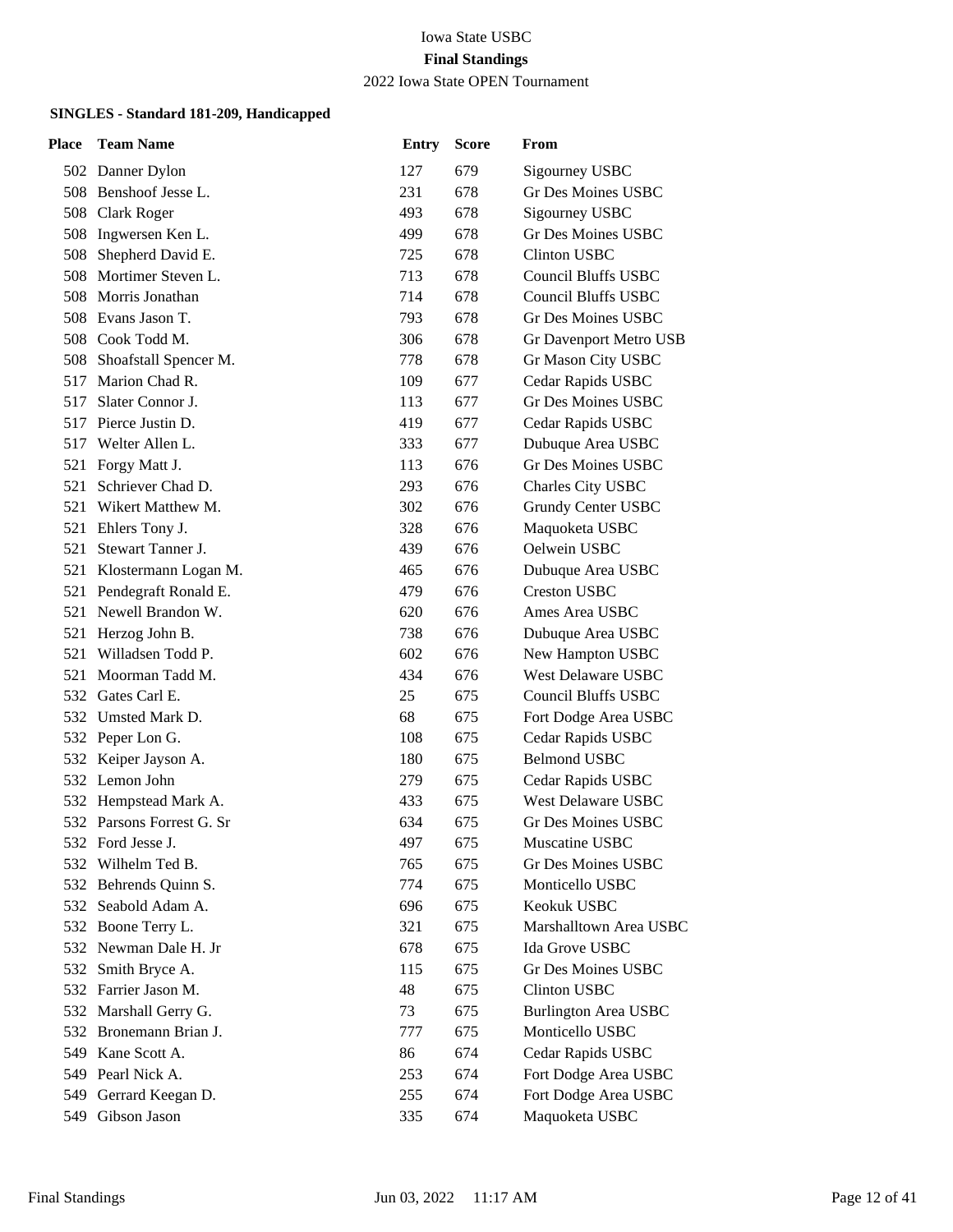Iowa State USBC

**Final Standings**

2022 Iowa State OPEN Tournament

#### SINGLES - Standard 181-209, Handicapped

| Place | Team Name | Entry | Score | From |
|---|---|---|---|---|
| 502 | Danner Dylon | 127 | 679 | Sigourney USBC |
| 508 | Benshoof Jesse L. | 231 | 678 | Gr Des Moines USBC |
| 508 | Clark Roger | 493 | 678 | Sigourney USBC |
| 508 | Ingwersen Ken L. | 499 | 678 | Gr Des Moines USBC |
| 508 | Shepherd David E. | 725 | 678 | Clinton USBC |
| 508 | Mortimer Steven L. | 713 | 678 | Council Bluffs USBC |
| 508 | Morris Jonathan | 714 | 678 | Council Bluffs USBC |
| 508 | Evans Jason T. | 793 | 678 | Gr Des Moines USBC |
| 508 | Cook Todd M. | 306 | 678 | Gr Davenport Metro USB |
| 508 | Shoafstall Spencer M. | 778 | 678 | Gr Mason City USBC |
| 517 | Marion Chad R. | 109 | 677 | Cedar Rapids USBC |
| 517 | Slater Connor J. | 113 | 677 | Gr Des Moines USBC |
| 517 | Pierce Justin D. | 419 | 677 | Cedar Rapids USBC |
| 517 | Welter Allen L. | 333 | 677 | Dubuque Area USBC |
| 521 | Forgy Matt J. | 113 | 676 | Gr Des Moines USBC |
| 521 | Schriever Chad D. | 293 | 676 | Charles City USBC |
| 521 | Wikert Matthew M. | 302 | 676 | Grundy Center USBC |
| 521 | Ehlers Tony J. | 328 | 676 | Maquoketa USBC |
| 521 | Stewart Tanner J. | 439 | 676 | Oelwein USBC |
| 521 | Klostermann Logan M. | 465 | 676 | Dubuque Area USBC |
| 521 | Pendegraft Ronald E. | 479 | 676 | Creston USBC |
| 521 | Newell Brandon W. | 620 | 676 | Ames Area USBC |
| 521 | Herzog John B. | 738 | 676 | Dubuque Area USBC |
| 521 | Willadsen Todd P. | 602 | 676 | New Hampton USBC |
| 521 | Moorman Tadd M. | 434 | 676 | West Delaware USBC |
| 532 | Gates Carl E. | 25 | 675 | Council Bluffs USBC |
| 532 | Umsted Mark D. | 68 | 675 | Fort Dodge Area USBC |
| 532 | Peper Lon G. | 108 | 675 | Cedar Rapids USBC |
| 532 | Keiper Jayson A. | 180 | 675 | Belmond USBC |
| 532 | Lemon John | 279 | 675 | Cedar Rapids USBC |
| 532 | Hempstead Mark A. | 433 | 675 | West Delaware USBC |
| 532 | Parsons Forrest G. Sr | 634 | 675 | Gr Des Moines USBC |
| 532 | Ford Jesse J. | 497 | 675 | Muscatine USBC |
| 532 | Wilhelm Ted B. | 765 | 675 | Gr Des Moines USBC |
| 532 | Behrends Quinn S. | 774 | 675 | Monticello USBC |
| 532 | Seabold Adam A. | 696 | 675 | Keokuk USBC |
| 532 | Boone Terry L. | 321 | 675 | Marshalltown Area USBC |
| 532 | Newman Dale H. Jr | 678 | 675 | Ida Grove USBC |
| 532 | Smith Bryce A. | 115 | 675 | Gr Des Moines USBC |
| 532 | Farrier Jason M. | 48 | 675 | Clinton USBC |
| 532 | Marshall Gerry G. | 73 | 675 | Burlington Area USBC |
| 532 | Bronemann Brian J. | 777 | 675 | Monticello USBC |
| 549 | Kane Scott A. | 86 | 674 | Cedar Rapids USBC |
| 549 | Pearl Nick A. | 253 | 674 | Fort Dodge Area USBC |
| 549 | Gerrard Keegan D. | 255 | 674 | Fort Dodge Area USBC |
| 549 | Gibson Jason | 335 | 674 | Maquoketa USBC |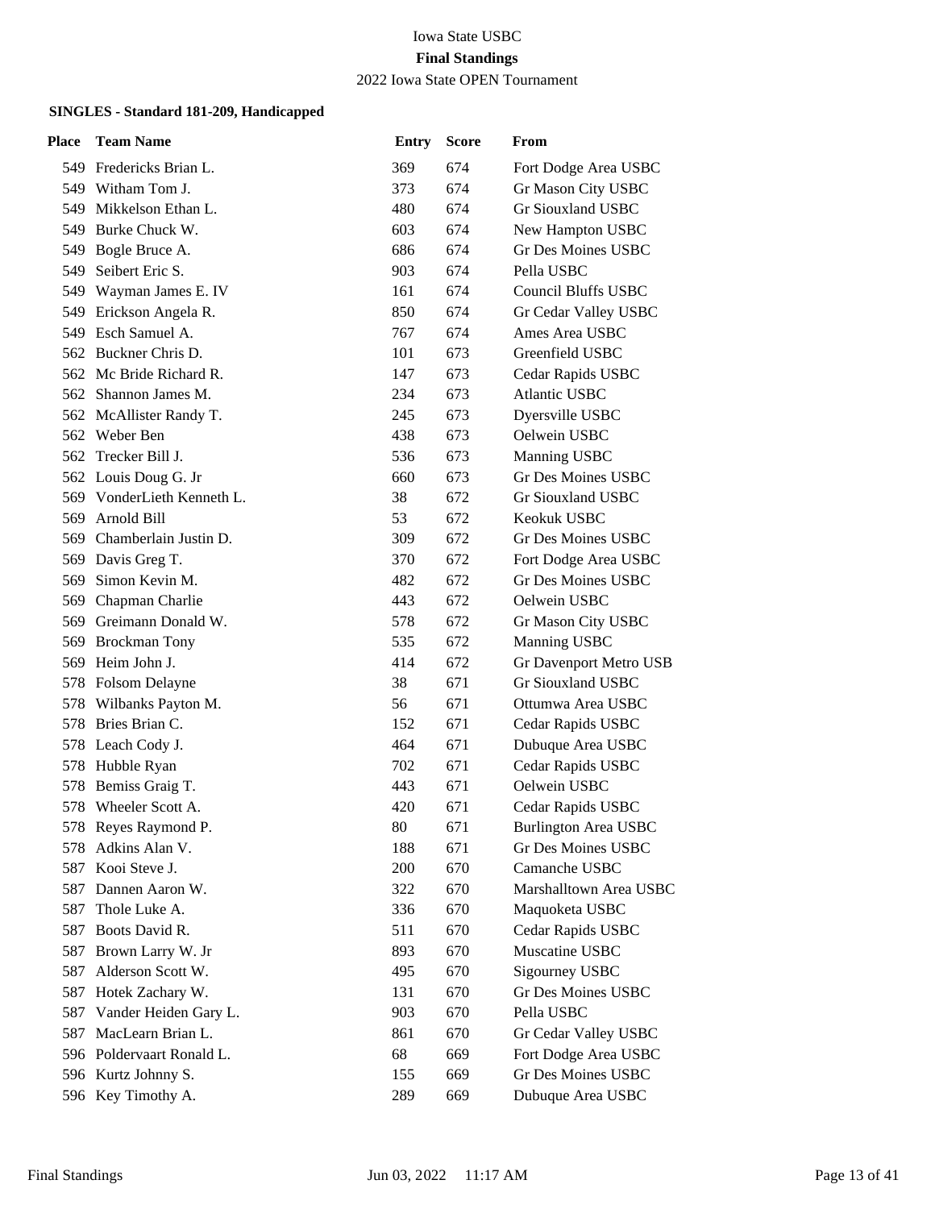Iowa State USBC

**Final Standings**

2022 Iowa State OPEN Tournament

### SINGLES - Standard 181-209, Handicapped

| Place | Team Name | Entry | Score | From |
|---|---|---|---|---|
| 549 | Fredericks Brian L. | 369 | 674 | Fort Dodge Area USBC |
| 549 | Witham Tom J. | 373 | 674 | Gr Mason City USBC |
| 549 | Mikkelson Ethan L. | 480 | 674 | Gr Siouxland USBC |
| 549 | Burke Chuck W. | 603 | 674 | New Hampton USBC |
| 549 | Bogle Bruce A. | 686 | 674 | Gr Des Moines USBC |
| 549 | Seibert Eric S. | 903 | 674 | Pella USBC |
| 549 | Wayman James E. IV | 161 | 674 | Council Bluffs USBC |
| 549 | Erickson Angela R. | 850 | 674 | Gr Cedar Valley USBC |
| 549 | Esch Samuel A. | 767 | 674 | Ames Area USBC |
| 562 | Buckner Chris D. | 101 | 673 | Greenfield USBC |
| 562 | Mc Bride Richard R. | 147 | 673 | Cedar Rapids USBC |
| 562 | Shannon James M. | 234 | 673 | Atlantic USBC |
| 562 | McAllister Randy T. | 245 | 673 | Dyersville USBC |
| 562 | Weber Ben | 438 | 673 | Oelwein USBC |
| 562 | Trecker Bill J. | 536 | 673 | Manning USBC |
| 562 | Louis Doug G. Jr | 660 | 673 | Gr Des Moines USBC |
| 569 | VonderLieth Kenneth L. | 38 | 672 | Gr Siouxland USBC |
| 569 | Arnold Bill | 53 | 672 | Keokuk USBC |
| 569 | Chamberlain Justin D. | 309 | 672 | Gr Des Moines USBC |
| 569 | Davis Greg T. | 370 | 672 | Fort Dodge Area USBC |
| 569 | Simon Kevin M. | 482 | 672 | Gr Des Moines USBC |
| 569 | Chapman Charlie | 443 | 672 | Oelwein USBC |
| 569 | Greimann Donald W. | 578 | 672 | Gr Mason City USBC |
| 569 | Brockman Tony | 535 | 672 | Manning USBC |
| 569 | Heim John J. | 414 | 672 | Gr Davenport Metro USB |
| 578 | Folsom Delayne | 38 | 671 | Gr Siouxland USBC |
| 578 | Wilbanks Payton M. | 56 | 671 | Ottumwa Area USBC |
| 578 | Bries Brian C. | 152 | 671 | Cedar Rapids USBC |
| 578 | Leach Cody J. | 464 | 671 | Dubuque Area USBC |
| 578 | Hubble Ryan | 702 | 671 | Cedar Rapids USBC |
| 578 | Bemiss Graig T. | 443 | 671 | Oelwein USBC |
| 578 | Wheeler Scott A. | 420 | 671 | Cedar Rapids USBC |
| 578 | Reyes Raymond P. | 80 | 671 | Burlington Area USBC |
| 578 | Adkins Alan V. | 188 | 671 | Gr Des Moines USBC |
| 587 | Kooi Steve J. | 200 | 670 | Camanche USBC |
| 587 | Dannen Aaron W. | 322 | 670 | Marshalltown Area USBC |
| 587 | Thole Luke A. | 336 | 670 | Maquoketa USBC |
| 587 | Boots David R. | 511 | 670 | Cedar Rapids USBC |
| 587 | Brown Larry W. Jr | 893 | 670 | Muscatine USBC |
| 587 | Alderson Scott W. | 495 | 670 | Sigourney USBC |
| 587 | Hotek Zachary W. | 131 | 670 | Gr Des Moines USBC |
| 587 | Vander Heiden Gary L. | 903 | 670 | Pella USBC |
| 587 | MacLearn Brian L. | 861 | 670 | Gr Cedar Valley USBC |
| 596 | Poldervaart Ronald L. | 68 | 669 | Fort Dodge Area USBC |
| 596 | Kurtz Johnny S. | 155 | 669 | Gr Des Moines USBC |
| 596 | Key Timothy A. | 289 | 669 | Dubuque Area USBC |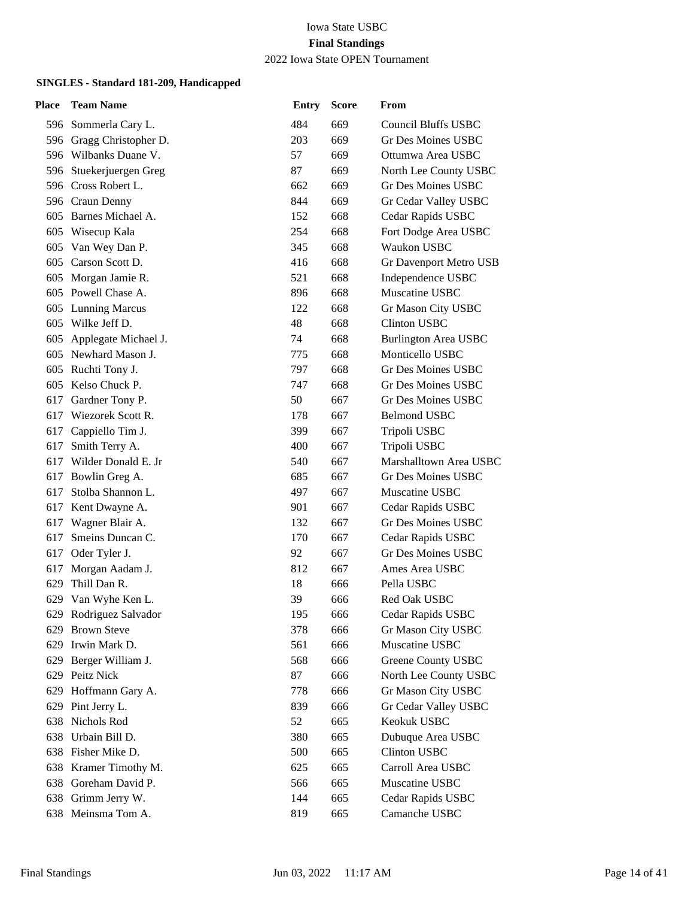Iowa State USBC

**Final Standings**

2022 Iowa State OPEN Tournament

### SINGLES - Standard 181-209, Handicapped

| Place | Team Name | Entry | Score | From |
|---|---|---|---|---|
| 596 | Sommerla Cary L. | 484 | 669 | Council Bluffs USBC |
| 596 | Gragg Christopher D. | 203 | 669 | Gr Des Moines USBC |
| 596 | Wilbanks Duane V. | 57 | 669 | Ottumwa Area USBC |
| 596 | Stuekerjuergen Greg | 87 | 669 | North Lee County USBC |
| 596 | Cross Robert L. | 662 | 669 | Gr Des Moines USBC |
| 596 | Craun Denny | 844 | 669 | Gr Cedar Valley USBC |
| 605 | Barnes Michael A. | 152 | 668 | Cedar Rapids USBC |
| 605 | Wisecup Kala | 254 | 668 | Fort Dodge Area USBC |
| 605 | Van Wey Dan P. | 345 | 668 | Waukon USBC |
| 605 | Carson Scott D. | 416 | 668 | Gr Davenport Metro USB |
| 605 | Morgan Jamie R. | 521 | 668 | Independence USBC |
| 605 | Powell Chase A. | 896 | 668 | Muscatine USBC |
| 605 | Lunning Marcus | 122 | 668 | Gr Mason City USBC |
| 605 | Wilke Jeff D. | 48 | 668 | Clinton USBC |
| 605 | Applegate Michael J. | 74 | 668 | Burlington Area USBC |
| 605 | Newhard Mason J. | 775 | 668 | Monticello USBC |
| 605 | Ruchti Tony J. | 797 | 668 | Gr Des Moines USBC |
| 605 | Kelso Chuck P. | 747 | 668 | Gr Des Moines USBC |
| 617 | Gardner Tony P. | 50 | 667 | Gr Des Moines USBC |
| 617 | Wiezorek Scott R. | 178 | 667 | Belmond USBC |
| 617 | Cappiello Tim J. | 399 | 667 | Tripoli USBC |
| 617 | Smith Terry A. | 400 | 667 | Tripoli USBC |
| 617 | Wilder Donald E. Jr | 540 | 667 | Marshalltown Area USBC |
| 617 | Bowlin Greg A. | 685 | 667 | Gr Des Moines USBC |
| 617 | Stolba Shannon L. | 497 | 667 | Muscatine USBC |
| 617 | Kent Dwayne A. | 901 | 667 | Cedar Rapids USBC |
| 617 | Wagner Blair A. | 132 | 667 | Gr Des Moines USBC |
| 617 | Smeins Duncan C. | 170 | 667 | Cedar Rapids USBC |
| 617 | Oder Tyler J. | 92 | 667 | Gr Des Moines USBC |
| 617 | Morgan Aadam J. | 812 | 667 | Ames Area USBC |
| 629 | Thill Dan R. | 18 | 666 | Pella USBC |
| 629 | Van Wyhe Ken L. | 39 | 666 | Red Oak USBC |
| 629 | Rodriguez Salvador | 195 | 666 | Cedar Rapids USBC |
| 629 | Brown Steve | 378 | 666 | Gr Mason City USBC |
| 629 | Irwin Mark D. | 561 | 666 | Muscatine USBC |
| 629 | Berger William J. | 568 | 666 | Greene County USBC |
| 629 | Peitz Nick | 87 | 666 | North Lee County USBC |
| 629 | Hoffmann Gary A. | 778 | 666 | Gr Mason City USBC |
| 629 | Pint Jerry L. | 839 | 666 | Gr Cedar Valley USBC |
| 638 | Nichols Rod | 52 | 665 | Keokuk USBC |
| 638 | Urbain Bill D. | 380 | 665 | Dubuque Area USBC |
| 638 | Fisher Mike D. | 500 | 665 | Clinton USBC |
| 638 | Kramer Timothy M. | 625 | 665 | Carroll Area USBC |
| 638 | Goreham David P. | 566 | 665 | Muscatine USBC |
| 638 | Grimm Jerry W. | 144 | 665 | Cedar Rapids USBC |
| 638 | Meinsma Tom A. | 819 | 665 | Camanche USBC |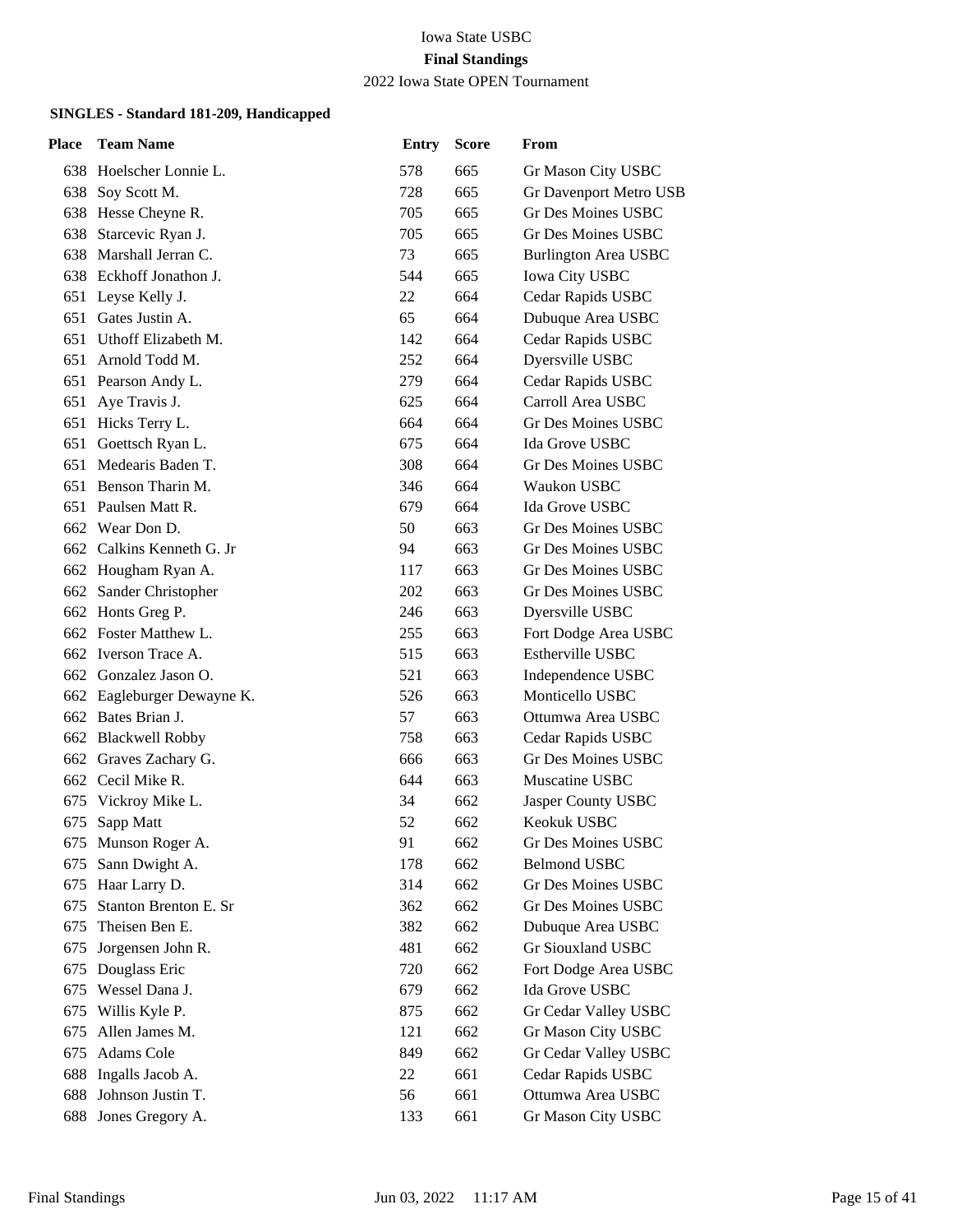Iowa State USBC

**Final Standings**

2022 Iowa State OPEN Tournament

### SINGLES - Standard 181-209, Handicapped

| Place | Team Name | Entry | Score | From |
|---|---|---|---|---|
| 638 | Hoelscher Lonnie L. | 578 | 665 | Gr Mason City USBC |
| 638 | Soy Scott M. | 728 | 665 | Gr Davenport Metro USB |
| 638 | Hesse Cheyne R. | 705 | 665 | Gr Des Moines USBC |
| 638 | Starcevic Ryan J. | 705 | 665 | Gr Des Moines USBC |
| 638 | Marshall Jerran C. | 73 | 665 | Burlington Area USBC |
| 638 | Eckhoff Jonathon J. | 544 | 665 | Iowa City USBC |
| 651 | Leyse Kelly J. | 22 | 664 | Cedar Rapids USBC |
| 651 | Gates Justin A. | 65 | 664 | Dubuque Area USBC |
| 651 | Uthoff Elizabeth M. | 142 | 664 | Cedar Rapids USBC |
| 651 | Arnold Todd M. | 252 | 664 | Dyersville USBC |
| 651 | Pearson Andy L. | 279 | 664 | Cedar Rapids USBC |
| 651 | Aye Travis J. | 625 | 664 | Carroll Area USBC |
| 651 | Hicks Terry L. | 664 | 664 | Gr Des Moines USBC |
| 651 | Goettsch Ryan L. | 675 | 664 | Ida Grove USBC |
| 651 | Medearis Baden T. | 308 | 664 | Gr Des Moines USBC |
| 651 | Benson Tharin M. | 346 | 664 | Waukon USBC |
| 651 | Paulsen Matt R. | 679 | 664 | Ida Grove USBC |
| 662 | Wear Don D. | 50 | 663 | Gr Des Moines USBC |
| 662 | Calkins Kenneth G. Jr | 94 | 663 | Gr Des Moines USBC |
| 662 | Hougham Ryan A. | 117 | 663 | Gr Des Moines USBC |
| 662 | Sander Christopher | 202 | 663 | Gr Des Moines USBC |
| 662 | Honts Greg P. | 246 | 663 | Dyersville USBC |
| 662 | Foster Matthew L. | 255 | 663 | Fort Dodge Area USBC |
| 662 | Iverson Trace A. | 515 | 663 | Estherville USBC |
| 662 | Gonzalez Jason O. | 521 | 663 | Independence USBC |
| 662 | Eagleburger Dewayne K. | 526 | 663 | Monticello USBC |
| 662 | Bates Brian J. | 57 | 663 | Ottumwa Area USBC |
| 662 | Blackwell Robby | 758 | 663 | Cedar Rapids USBC |
| 662 | Graves Zachary G. | 666 | 663 | Gr Des Moines USBC |
| 662 | Cecil Mike R. | 644 | 663 | Muscatine USBC |
| 675 | Vickroy Mike L. | 34 | 662 | Jasper County USBC |
| 675 | Sapp Matt | 52 | 662 | Keokuk USBC |
| 675 | Munson Roger A. | 91 | 662 | Gr Des Moines USBC |
| 675 | Sann Dwight A. | 178 | 662 | Belmond USBC |
| 675 | Haar Larry D. | 314 | 662 | Gr Des Moines USBC |
| 675 | Stanton Brenton E. Sr | 362 | 662 | Gr Des Moines USBC |
| 675 | Theisen Ben E. | 382 | 662 | Dubuque Area USBC |
| 675 | Jorgensen John R. | 481 | 662 | Gr Siouxland USBC |
| 675 | Douglass Eric | 720 | 662 | Fort Dodge Area USBC |
| 675 | Wessel Dana J. | 679 | 662 | Ida Grove USBC |
| 675 | Willis Kyle P. | 875 | 662 | Gr Cedar Valley USBC |
| 675 | Allen James M. | 121 | 662 | Gr Mason City USBC |
| 675 | Adams Cole | 849 | 662 | Gr Cedar Valley USBC |
| 688 | Ingalls Jacob A. | 22 | 661 | Cedar Rapids USBC |
| 688 | Johnson Justin T. | 56 | 661 | Ottumwa Area USBC |
| 688 | Jones Gregory A. | 133 | 661 | Gr Mason City USBC |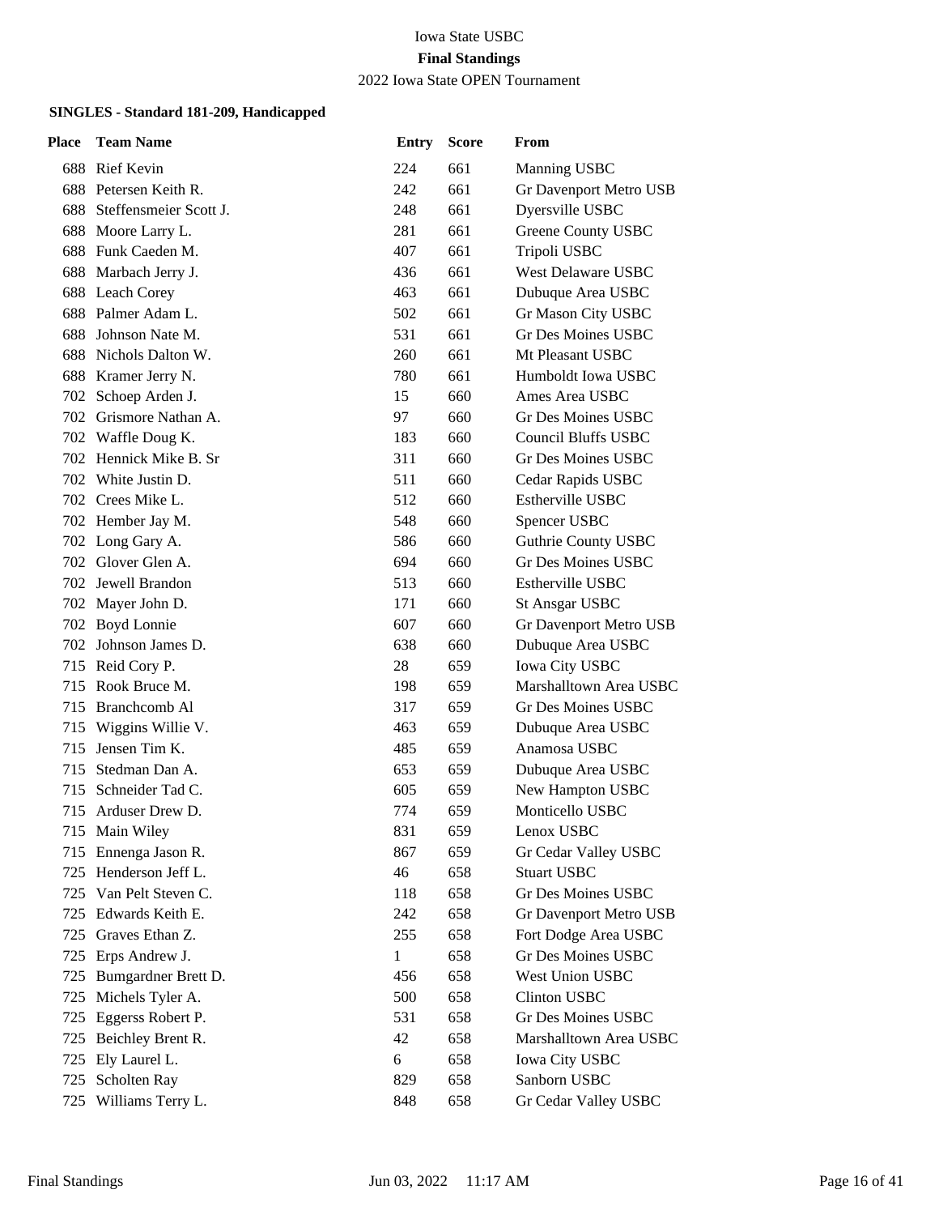Iowa State USBC

**Final Standings**

2022 Iowa State OPEN Tournament

### SINGLES - Standard 181-209, Handicapped

| Place | Team Name | Entry | Score | From |
|---|---|---|---|---|
| 688 | Rief Kevin | 224 | 661 | Manning USBC |
| 688 | Petersen Keith R. | 242 | 661 | Gr Davenport Metro USB |
| 688 | Steffensmeier Scott J. | 248 | 661 | Dyersville USBC |
| 688 | Moore Larry L. | 281 | 661 | Greene County USBC |
| 688 | Funk Caeden M. | 407 | 661 | Tripoli USBC |
| 688 | Marbach Jerry J. | 436 | 661 | West Delaware USBC |
| 688 | Leach Corey | 463 | 661 | Dubuque Area USBC |
| 688 | Palmer Adam L. | 502 | 661 | Gr Mason City USBC |
| 688 | Johnson Nate M. | 531 | 661 | Gr Des Moines USBC |
| 688 | Nichols Dalton W. | 260 | 661 | Mt Pleasant USBC |
| 688 | Kramer Jerry N. | 780 | 661 | Humboldt Iowa USBC |
| 702 | Schoep Arden J. | 15 | 660 | Ames Area USBC |
| 702 | Grismore Nathan A. | 97 | 660 | Gr Des Moines USBC |
| 702 | Waffle Doug K. | 183 | 660 | Council Bluffs USBC |
| 702 | Hennick Mike B. Sr | 311 | 660 | Gr Des Moines USBC |
| 702 | White Justin D. | 511 | 660 | Cedar Rapids USBC |
| 702 | Crees Mike L. | 512 | 660 | Estherville USBC |
| 702 | Hember Jay M. | 548 | 660 | Spencer USBC |
| 702 | Long Gary A. | 586 | 660 | Guthrie County USBC |
| 702 | Glover Glen A. | 694 | 660 | Gr Des Moines USBC |
| 702 | Jewell Brandon | 513 | 660 | Estherville USBC |
| 702 | Mayer John D. | 171 | 660 | St Ansgar USBC |
| 702 | Boyd Lonnie | 607 | 660 | Gr Davenport Metro USB |
| 702 | Johnson James D. | 638 | 660 | Dubuque Area USBC |
| 715 | Reid Cory P. | 28 | 659 | Iowa City USBC |
| 715 | Rook Bruce M. | 198 | 659 | Marshalltown Area USBC |
| 715 | Branchcomb Al | 317 | 659 | Gr Des Moines USBC |
| 715 | Wiggins Willie V. | 463 | 659 | Dubuque Area USBC |
| 715 | Jensen Tim K. | 485 | 659 | Anamosa USBC |
| 715 | Stedman Dan A. | 653 | 659 | Dubuque Area USBC |
| 715 | Schneider Tad C. | 605 | 659 | New Hampton USBC |
| 715 | Arduser Drew D. | 774 | 659 | Monticello USBC |
| 715 | Main Wiley | 831 | 659 | Lenox USBC |
| 715 | Ennenga Jason R. | 867 | 659 | Gr Cedar Valley USBC |
| 725 | Henderson Jeff L. | 46 | 658 | Stuart USBC |
| 725 | Van Pelt Steven C. | 118 | 658 | Gr Des Moines USBC |
| 725 | Edwards Keith E. | 242 | 658 | Gr Davenport Metro USB |
| 725 | Graves Ethan Z. | 255 | 658 | Fort Dodge Area USBC |
| 725 | Erps Andrew J. | 1 | 658 | Gr Des Moines USBC |
| 725 | Bumgardner Brett D. | 456 | 658 | West Union USBC |
| 725 | Michels Tyler A. | 500 | 658 | Clinton USBC |
| 725 | Eggerss Robert P. | 531 | 658 | Gr Des Moines USBC |
| 725 | Beichley Brent R. | 42 | 658 | Marshalltown Area USBC |
| 725 | Ely Laurel L. | 6 | 658 | Iowa City USBC |
| 725 | Scholten Ray | 829 | 658 | Sanborn USBC |
| 725 | Williams Terry L. | 848 | 658 | Gr Cedar Valley USBC |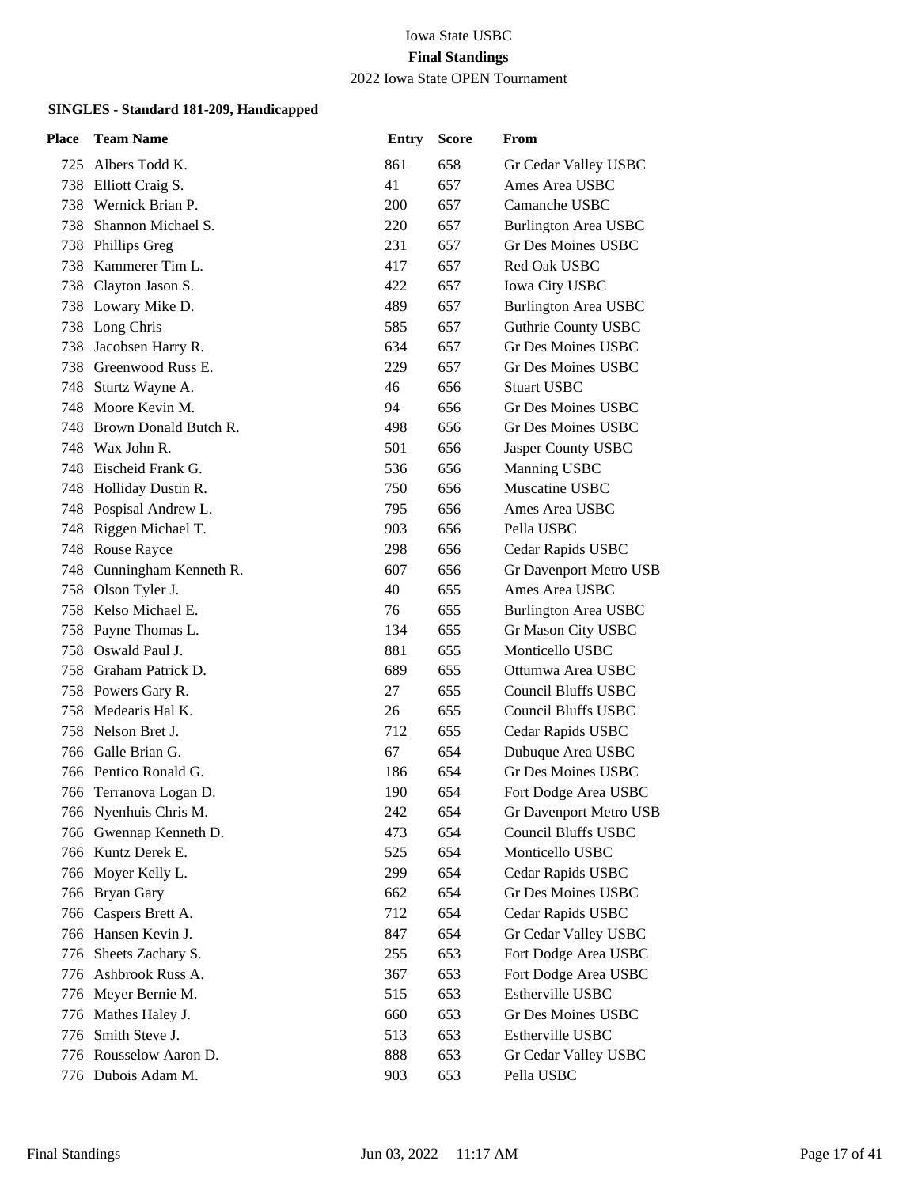Iowa State USBC

**Final Standings**

2022 Iowa State OPEN Tournament

### SINGLES - Standard 181-209, Handicapped

| Place | Team Name | Entry | Score | From |
|---|---|---|---|---|
| 725 | Albers Todd K. | 861 | 658 | Gr Cedar Valley USBC |
| 738 | Elliott Craig S. | 41 | 657 | Ames Area USBC |
| 738 | Wernick Brian P. | 200 | 657 | Camanche USBC |
| 738 | Shannon Michael S. | 220 | 657 | Burlington Area USBC |
| 738 | Phillips Greg | 231 | 657 | Gr Des Moines USBC |
| 738 | Kammerer Tim L. | 417 | 657 | Red Oak USBC |
| 738 | Clayton Jason S. | 422 | 657 | Iowa City USBC |
| 738 | Lowary Mike D. | 489 | 657 | Burlington Area USBC |
| 738 | Long Chris | 585 | 657 | Guthrie County USBC |
| 738 | Jacobsen Harry R. | 634 | 657 | Gr Des Moines USBC |
| 738 | Greenwood Russ E. | 229 | 657 | Gr Des Moines USBC |
| 748 | Sturtz Wayne A. | 46 | 656 | Stuart USBC |
| 748 | Moore Kevin M. | 94 | 656 | Gr Des Moines USBC |
| 748 | Brown Donald Butch R. | 498 | 656 | Gr Des Moines USBC |
| 748 | Wax John R. | 501 | 656 | Jasper County USBC |
| 748 | Eischeid Frank G. | 536 | 656 | Manning USBC |
| 748 | Holliday Dustin R. | 750 | 656 | Muscatine USBC |
| 748 | Pospisal Andrew L. | 795 | 656 | Ames Area USBC |
| 748 | Riggen Michael T. | 903 | 656 | Pella USBC |
| 748 | Rouse Rayce | 298 | 656 | Cedar Rapids USBC |
| 748 | Cunningham Kenneth R. | 607 | 656 | Gr Davenport Metro USB |
| 758 | Olson Tyler J. | 40 | 655 | Ames Area USBC |
| 758 | Kelso Michael E. | 76 | 655 | Burlington Area USBC |
| 758 | Payne Thomas L. | 134 | 655 | Gr Mason City USBC |
| 758 | Oswald Paul J. | 881 | 655 | Monticello USBC |
| 758 | Graham Patrick D. | 689 | 655 | Ottumwa Area USBC |
| 758 | Powers Gary R. | 27 | 655 | Council Bluffs USBC |
| 758 | Medearis Hal K. | 26 | 655 | Council Bluffs USBC |
| 758 | Nelson Bret J. | 712 | 655 | Cedar Rapids USBC |
| 766 | Galle Brian G. | 67 | 654 | Dubuque Area USBC |
| 766 | Pentico Ronald G. | 186 | 654 | Gr Des Moines USBC |
| 766 | Terranova Logan D. | 190 | 654 | Fort Dodge Area USBC |
| 766 | Nyenhuis Chris M. | 242 | 654 | Gr Davenport Metro USB |
| 766 | Gwennap Kenneth D. | 473 | 654 | Council Bluffs USBC |
| 766 | Kuntz Derek E. | 525 | 654 | Monticello USBC |
| 766 | Moyer Kelly L. | 299 | 654 | Cedar Rapids USBC |
| 766 | Bryan Gary | 662 | 654 | Gr Des Moines USBC |
| 766 | Caspers Brett A. | 712 | 654 | Cedar Rapids USBC |
| 766 | Hansen Kevin J. | 847 | 654 | Gr Cedar Valley USBC |
| 776 | Sheets Zachary S. | 255 | 653 | Fort Dodge Area USBC |
| 776 | Ashbrook Russ A. | 367 | 653 | Fort Dodge Area USBC |
| 776 | Meyer Bernie M. | 515 | 653 | Estherville USBC |
| 776 | Mathes Haley J. | 660 | 653 | Gr Des Moines USBC |
| 776 | Smith Steve J. | 513 | 653 | Estherville USBC |
| 776 | Rousselow Aaron D. | 888 | 653 | Gr Cedar Valley USBC |
| 776 | Dubois Adam M. | 903 | 653 | Pella USBC |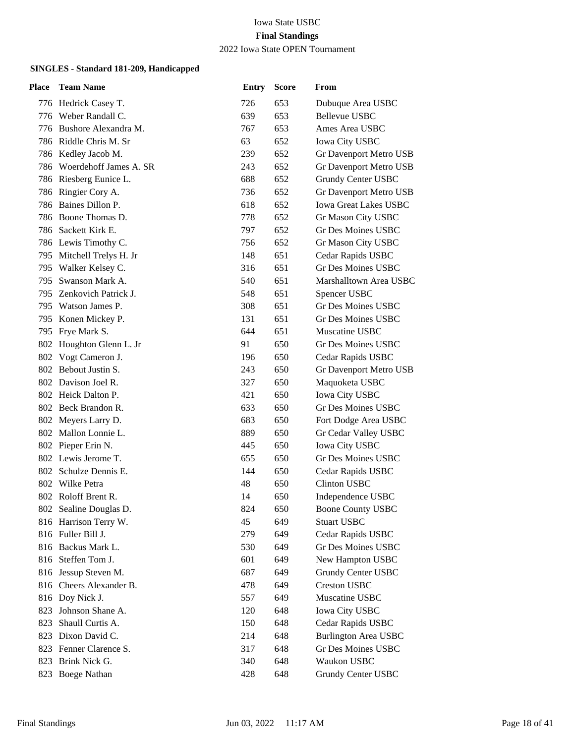Iowa State USBC

**Final Standings**

2022 Iowa State OPEN Tournament

**SINGLES - Standard 181-209, Handicapped**

| Place | Team Name | Entry | Score | From |
|---|---|---|---|---|
| 776 | Hedrick Casey T. | 726 | 653 | Dubuque Area USBC |
| 776 | Weber Randall C. | 639 | 653 | Bellevue USBC |
| 776 | Bushore Alexandra M. | 767 | 653 | Ames Area USBC |
| 786 | Riddle Chris M. Sr | 63 | 652 | Iowa City USBC |
| 786 | Kedley Jacob M. | 239 | 652 | Gr Davenport Metro USB |
| 786 | Woerdehoff James A. SR | 243 | 652 | Gr Davenport Metro USB |
| 786 | Riesberg Eunice L. | 688 | 652 | Grundy Center USBC |
| 786 | Ringier Cory A. | 736 | 652 | Gr Davenport Metro USB |
| 786 | Baines Dillon P. | 618 | 652 | Iowa Great Lakes USBC |
| 786 | Boone Thomas D. | 778 | 652 | Gr Mason City USBC |
| 786 | Sackett Kirk E. | 797 | 652 | Gr Des Moines USBC |
| 786 | Lewis Timothy C. | 756 | 652 | Gr Mason City USBC |
| 795 | Mitchell Trelys H. Jr | 148 | 651 | Cedar Rapids USBC |
| 795 | Walker Kelsey C. | 316 | 651 | Gr Des Moines USBC |
| 795 | Swanson Mark A. | 540 | 651 | Marshalltown Area USBC |
| 795 | Zenkovich Patrick J. | 548 | 651 | Spencer USBC |
| 795 | Watson James P. | 308 | 651 | Gr Des Moines USBC |
| 795 | Konen Mickey P. | 131 | 651 | Gr Des Moines USBC |
| 795 | Frye Mark S. | 644 | 651 | Muscatine USBC |
| 802 | Houghton Glenn L. Jr | 91 | 650 | Gr Des Moines USBC |
| 802 | Vogt Cameron J. | 196 | 650 | Cedar Rapids USBC |
| 802 | Bebout Justin S. | 243 | 650 | Gr Davenport Metro USB |
| 802 | Davison Joel R. | 327 | 650 | Maquoketa USBC |
| 802 | Heick Dalton P. | 421 | 650 | Iowa City USBC |
| 802 | Beck Brandon R. | 633 | 650 | Gr Des Moines USBC |
| 802 | Meyers Larry D. | 683 | 650 | Fort Dodge Area USBC |
| 802 | Mallon Lonnie L. | 889 | 650 | Gr Cedar Valley USBC |
| 802 | Pieper Erin N. | 445 | 650 | Iowa City USBC |
| 802 | Lewis Jerome T. | 655 | 650 | Gr Des Moines USBC |
| 802 | Schulze Dennis E. | 144 | 650 | Cedar Rapids USBC |
| 802 | Wilke Petra | 48 | 650 | Clinton USBC |
| 802 | Roloff Brent R. | 14 | 650 | Independence USBC |
| 802 | Sealine Douglas D. | 824 | 650 | Boone County USBC |
| 816 | Harrison Terry W. | 45 | 649 | Stuart USBC |
| 816 | Fuller Bill J. | 279 | 649 | Cedar Rapids USBC |
| 816 | Backus Mark L. | 530 | 649 | Gr Des Moines USBC |
| 816 | Steffen Tom J. | 601 | 649 | New Hampton USBC |
| 816 | Jessup Steven M. | 687 | 649 | Grundy Center USBC |
| 816 | Cheers Alexander B. | 478 | 649 | Creston USBC |
| 816 | Doy Nick J. | 557 | 649 | Muscatine USBC |
| 823 | Johnson Shane A. | 120 | 648 | Iowa City USBC |
| 823 | Shaull Curtis A. | 150 | 648 | Cedar Rapids USBC |
| 823 | Dixon David C. | 214 | 648 | Burlington Area USBC |
| 823 | Fenner Clarence S. | 317 | 648 | Gr Des Moines USBC |
| 823 | Brink Nick G. | 340 | 648 | Waukon USBC |
| 823 | Boege Nathan | 428 | 648 | Grundy Center USBC |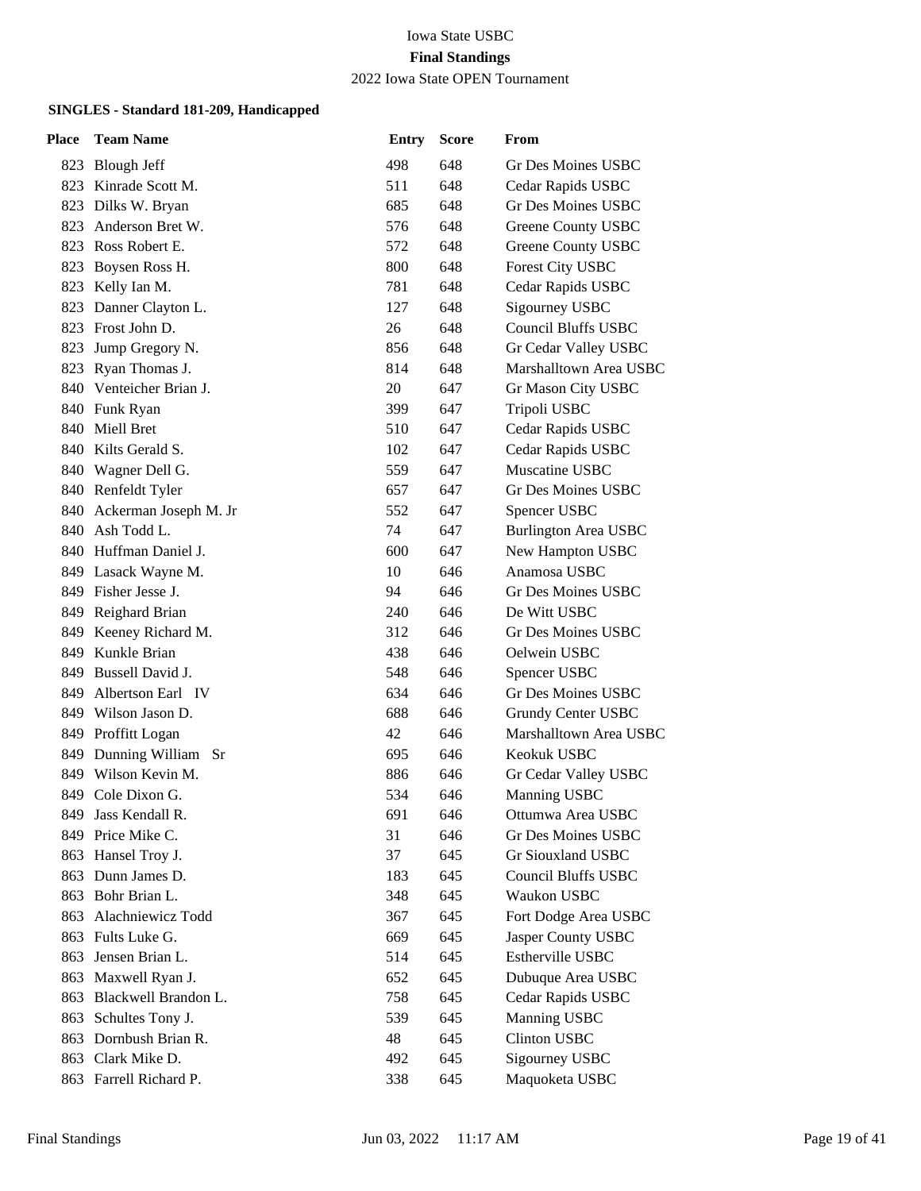Iowa State USBC

**Final Standings**

2022 Iowa State OPEN Tournament

**SINGLES - Standard 181-209, Handicapped**

| Place | Team Name | Entry | Score | From |
|---|---|---|---|---|
| 823 | Blough Jeff | 498 | 648 | Gr Des Moines USBC |
| 823 | Kinrade Scott M. | 511 | 648 | Cedar Rapids USBC |
| 823 | Dilks W. Bryan | 685 | 648 | Gr Des Moines USBC |
| 823 | Anderson Bret W. | 576 | 648 | Greene County USBC |
| 823 | Ross Robert E. | 572 | 648 | Greene County USBC |
| 823 | Boysen Ross H. | 800 | 648 | Forest City USBC |
| 823 | Kelly Ian M. | 781 | 648 | Cedar Rapids USBC |
| 823 | Danner Clayton L. | 127 | 648 | Sigourney USBC |
| 823 | Frost John D. | 26 | 648 | Council Bluffs USBC |
| 823 | Jump Gregory N. | 856 | 648 | Gr Cedar Valley USBC |
| 823 | Ryan Thomas J. | 814 | 648 | Marshalltown Area USBC |
| 840 | Venteicher Brian J. | 20 | 647 | Gr Mason City USBC |
| 840 | Funk Ryan | 399 | 647 | Tripoli USBC |
| 840 | Miell Bret | 510 | 647 | Cedar Rapids USBC |
| 840 | Kilts Gerald S. | 102 | 647 | Cedar Rapids USBC |
| 840 | Wagner Dell G. | 559 | 647 | Muscatine USBC |
| 840 | Renfeldt Tyler | 657 | 647 | Gr Des Moines USBC |
| 840 | Ackerman Joseph M. Jr | 552 | 647 | Spencer USBC |
| 840 | Ash Todd L. | 74 | 647 | Burlington Area USBC |
| 840 | Huffman Daniel J. | 600 | 647 | New Hampton USBC |
| 849 | Lasack Wayne M. | 10 | 646 | Anamosa USBC |
| 849 | Fisher Jesse J. | 94 | 646 | Gr Des Moines USBC |
| 849 | Reighard Brian | 240 | 646 | De Witt USBC |
| 849 | Keeney Richard M. | 312 | 646 | Gr Des Moines USBC |
| 849 | Kunkle Brian | 438 | 646 | Oelwein USBC |
| 849 | Bussell David J. | 548 | 646 | Spencer USBC |
| 849 | Albertson Earl IV | 634 | 646 | Gr Des Moines USBC |
| 849 | Wilson Jason D. | 688 | 646 | Grundy Center USBC |
| 849 | Proffitt Logan | 42 | 646 | Marshalltown Area USBC |
| 849 | Dunning William Sr | 695 | 646 | Keokuk USBC |
| 849 | Wilson Kevin M. | 886 | 646 | Gr Cedar Valley USBC |
| 849 | Cole Dixon G. | 534 | 646 | Manning USBC |
| 849 | Jass Kendall R. | 691 | 646 | Ottumwa Area USBC |
| 849 | Price Mike C. | 31 | 646 | Gr Des Moines USBC |
| 863 | Hansel Troy J. | 37 | 645 | Gr Siouxland USBC |
| 863 | Dunn James D. | 183 | 645 | Council Bluffs USBC |
| 863 | Bohr Brian L. | 348 | 645 | Waukon USBC |
| 863 | Alachniewicz Todd | 367 | 645 | Fort Dodge Area USBC |
| 863 | Fults Luke G. | 669 | 645 | Jasper County USBC |
| 863 | Jensen Brian L. | 514 | 645 | Estherville USBC |
| 863 | Maxwell Ryan J. | 652 | 645 | Dubuque Area USBC |
| 863 | Blackwell Brandon L. | 758 | 645 | Cedar Rapids USBC |
| 863 | Schultes Tony J. | 539 | 645 | Manning USBC |
| 863 | Dornbush Brian R. | 48 | 645 | Clinton USBC |
| 863 | Clark Mike D. | 492 | 645 | Sigourney USBC |
| 863 | Farrell Richard P. | 338 | 645 | Maquoketa USBC |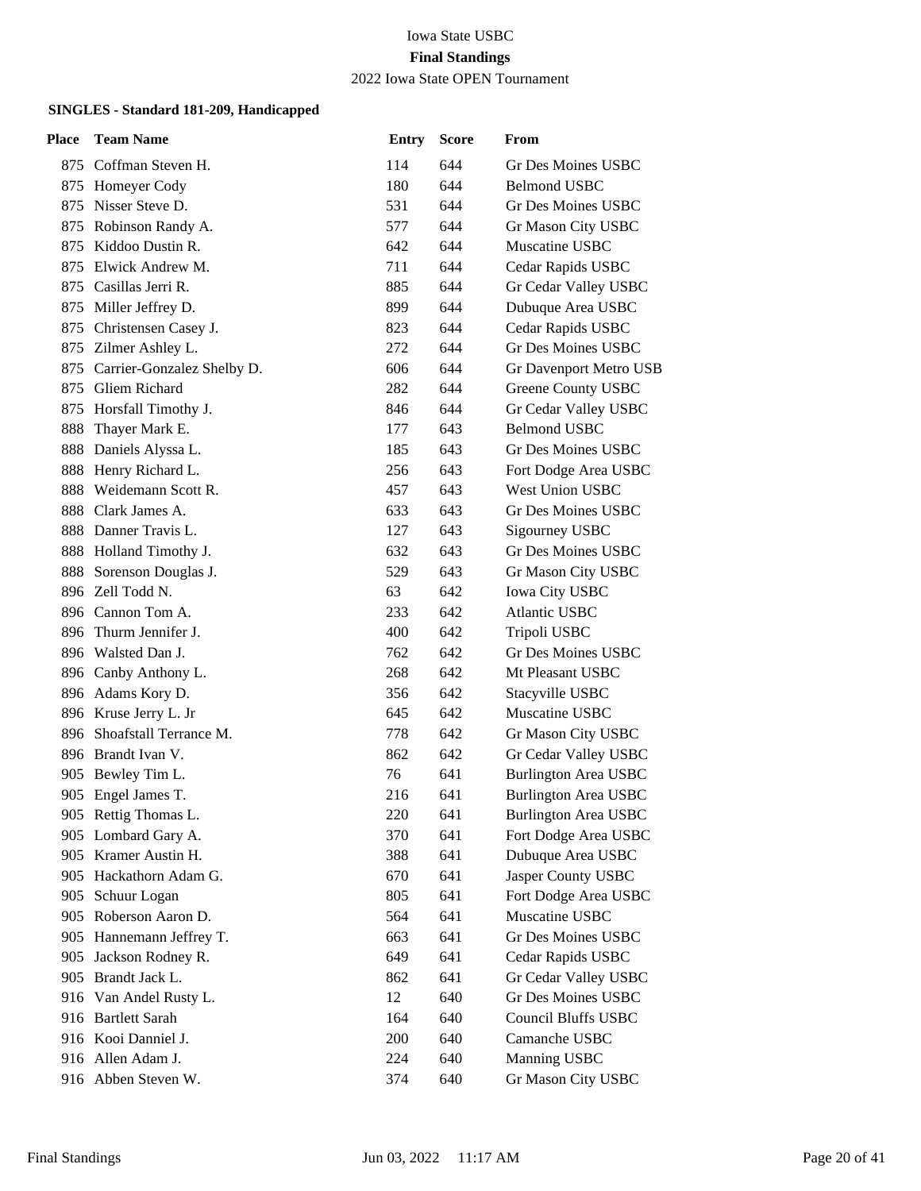Iowa State USBC

**Final Standings**

2022 Iowa State OPEN Tournament

**SINGLES - Standard 181-209, Handicapped**

| Place | Team Name | Entry | Score | From |
|---|---|---|---|---|
| 875 | Coffman Steven H. | 114 | 644 | Gr Des Moines USBC |
| 875 | Homeyer Cody | 180 | 644 | Belmond USBC |
| 875 | Nisser Steve D. | 531 | 644 | Gr Des Moines USBC |
| 875 | Robinson Randy A. | 577 | 644 | Gr Mason City USBC |
| 875 | Kiddoo Dustin R. | 642 | 644 | Muscatine USBC |
| 875 | Elwick Andrew M. | 711 | 644 | Cedar Rapids USBC |
| 875 | Casillas Jerri R. | 885 | 644 | Gr Cedar Valley USBC |
| 875 | Miller Jeffrey D. | 899 | 644 | Dubuque Area USBC |
| 875 | Christensen Casey J. | 823 | 644 | Cedar Rapids USBC |
| 875 | Zilmer Ashley L. | 272 | 644 | Gr Des Moines USBC |
| 875 | Carrier-Gonzalez Shelby D. | 606 | 644 | Gr Davenport Metro USB |
| 875 | Gliem Richard | 282 | 644 | Greene County USBC |
| 875 | Horsfall Timothy J. | 846 | 644 | Gr Cedar Valley USBC |
| 888 | Thayer Mark E. | 177 | 643 | Belmond USBC |
| 888 | Daniels Alyssa L. | 185 | 643 | Gr Des Moines USBC |
| 888 | Henry Richard L. | 256 | 643 | Fort Dodge Area USBC |
| 888 | Weidemann Scott R. | 457 | 643 | West Union USBC |
| 888 | Clark James A. | 633 | 643 | Gr Des Moines USBC |
| 888 | Danner Travis L. | 127 | 643 | Sigourney USBC |
| 888 | Holland Timothy J. | 632 | 643 | Gr Des Moines USBC |
| 888 | Sorenson Douglas J. | 529 | 643 | Gr Mason City USBC |
| 896 | Zell Todd N. | 63 | 642 | Iowa City USBC |
| 896 | Cannon Tom A. | 233 | 642 | Atlantic USBC |
| 896 | Thurm Jennifer J. | 400 | 642 | Tripoli USBC |
| 896 | Walsted Dan J. | 762 | 642 | Gr Des Moines USBC |
| 896 | Canby Anthony L. | 268 | 642 | Mt Pleasant USBC |
| 896 | Adams Kory D. | 356 | 642 | Stacyville USBC |
| 896 | Kruse Jerry L. Jr | 645 | 642 | Muscatine USBC |
| 896 | Shoafstall Terrance M. | 778 | 642 | Gr Mason City USBC |
| 896 | Brandt Ivan V. | 862 | 642 | Gr Cedar Valley USBC |
| 905 | Bewley Tim L. | 76 | 641 | Burlington Area USBC |
| 905 | Engel James T. | 216 | 641 | Burlington Area USBC |
| 905 | Rettig Thomas L. | 220 | 641 | Burlington Area USBC |
| 905 | Lombard Gary A. | 370 | 641 | Fort Dodge Area USBC |
| 905 | Kramer Austin H. | 388 | 641 | Dubuque Area USBC |
| 905 | Hackathorn Adam G. | 670 | 641 | Jasper County USBC |
| 905 | Schuur Logan | 805 | 641 | Fort Dodge Area USBC |
| 905 | Roberson Aaron D. | 564 | 641 | Muscatine USBC |
| 905 | Hannemann Jeffrey T. | 663 | 641 | Gr Des Moines USBC |
| 905 | Jackson Rodney R. | 649 | 641 | Cedar Rapids USBC |
| 905 | Brandt Jack L. | 862 | 641 | Gr Cedar Valley USBC |
| 916 | Van Andel Rusty L. | 12 | 640 | Gr Des Moines USBC |
| 916 | Bartlett Sarah | 164 | 640 | Council Bluffs USBC |
| 916 | Kooi Danniel J. | 200 | 640 | Camanche USBC |
| 916 | Allen Adam J. | 224 | 640 | Manning USBC |
| 916 | Abben Steven W. | 374 | 640 | Gr Mason City USBC |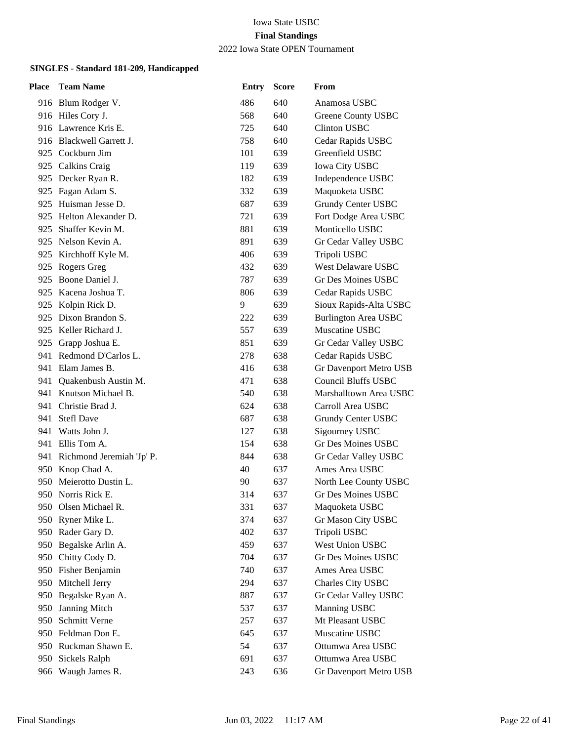Iowa State USBC

**Final Standings**

2022 Iowa State OPEN Tournament

**SINGLES - Standard 181-209, Handicapped**

| Place | Team Name | Entry | Score | From |
|---|---|---|---|---|
| 916 | Blum Rodger V. | 486 | 640 | Anamosa USBC |
| 916 | Hiles Cory J. | 568 | 640 | Greene County USBC |
| 916 | Lawrence Kris E. | 725 | 640 | Clinton USBC |
| 916 | Blackwell Garrett J. | 758 | 640 | Cedar Rapids USBC |
| 925 | Cockburn Jim | 101 | 639 | Greenfield USBC |
| 925 | Calkins Craig | 119 | 639 | Iowa City USBC |
| 925 | Decker Ryan R. | 182 | 639 | Independence USBC |
| 925 | Fagan Adam S. | 332 | 639 | Maquoketa USBC |
| 925 | Huisman Jesse D. | 687 | 639 | Grundy Center USBC |
| 925 | Helton Alexander D. | 721 | 639 | Fort Dodge Area USBC |
| 925 | Shaffer Kevin M. | 881 | 639 | Monticello USBC |
| 925 | Nelson Kevin A. | 891 | 639 | Gr Cedar Valley USBC |
| 925 | Kirchhoff Kyle M. | 406 | 639 | Tripoli USBC |
| 925 | Rogers Greg | 432 | 639 | West Delaware USBC |
| 925 | Boone Daniel J. | 787 | 639 | Gr Des Moines USBC |
| 925 | Kacena Joshua T. | 806 | 639 | Cedar Rapids USBC |
| 925 | Kolpin Rick D. | 9 | 639 | Sioux Rapids-Alta USBC |
| 925 | Dixon Brandon S. | 222 | 639 | Burlington Area USBC |
| 925 | Keller Richard J. | 557 | 639 | Muscatine USBC |
| 925 | Grapp Joshua E. | 851 | 639 | Gr Cedar Valley USBC |
| 941 | Redmond D'Carlos L. | 278 | 638 | Cedar Rapids USBC |
| 941 | Elam James B. | 416 | 638 | Gr Davenport Metro USB |
| 941 | Quakenbush Austin M. | 471 | 638 | Council Bluffs USBC |
| 941 | Knutson Michael B. | 540 | 638 | Marshalltown Area USBC |
| 941 | Christie Brad J. | 624 | 638 | Carroll Area USBC |
| 941 | Stefl Dave | 687 | 638 | Grundy Center USBC |
| 941 | Watts John J. | 127 | 638 | Sigourney USBC |
| 941 | Ellis Tom A. | 154 | 638 | Gr Des Moines USBC |
| 941 | Richmond Jeremiah 'Jp' P. | 844 | 638 | Gr Cedar Valley USBC |
| 950 | Knop Chad A. | 40 | 637 | Ames Area USBC |
| 950 | Meierotto Dustin L. | 90 | 637 | North Lee County USBC |
| 950 | Norris Rick E. | 314 | 637 | Gr Des Moines USBC |
| 950 | Olsen Michael R. | 331 | 637 | Maquoketa USBC |
| 950 | Ryner Mike L. | 374 | 637 | Gr Mason City USBC |
| 950 | Rader Gary D. | 402 | 637 | Tripoli USBC |
| 950 | Begalske Arlin A. | 459 | 637 | West Union USBC |
| 950 | Chitty Cody D. | 704 | 637 | Gr Des Moines USBC |
| 950 | Fisher Benjamin | 740 | 637 | Ames Area USBC |
| 950 | Mitchell Jerry | 294 | 637 | Charles City USBC |
| 950 | Begalske Ryan A. | 887 | 637 | Gr Cedar Valley USBC |
| 950 | Janning Mitch | 537 | 637 | Manning USBC |
| 950 | Schmitt Verne | 257 | 637 | Mt Pleasant USBC |
| 950 | Feldman Don E. | 645 | 637 | Muscatine USBC |
| 950 | Ruckman Shawn E. | 54 | 637 | Ottumwa Area USBC |
| 950 | Sickels Ralph | 691 | 637 | Ottumwa Area USBC |
| 966 | Waugh James R. | 243 | 636 | Gr Davenport Metro USB |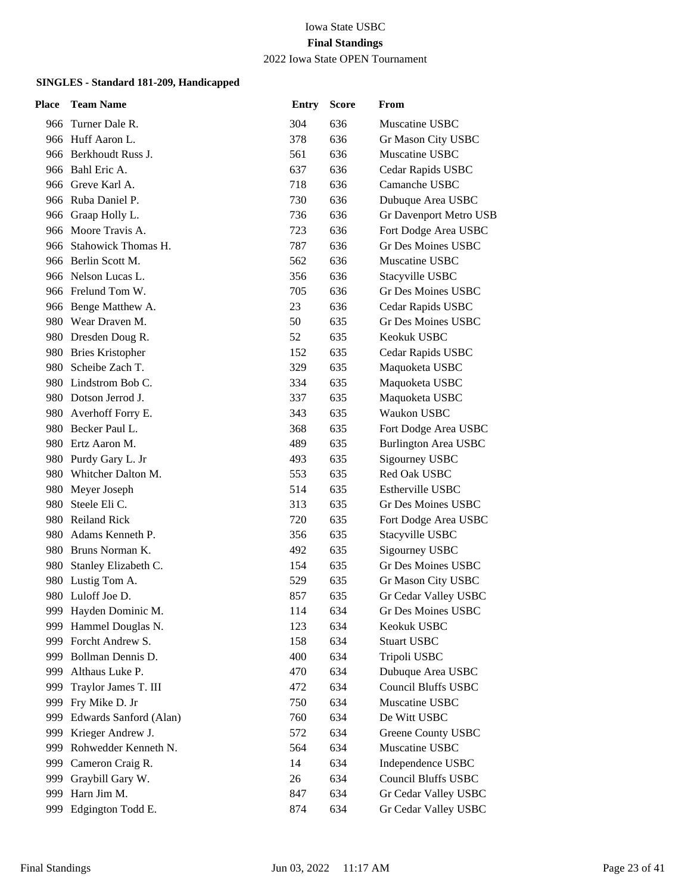Iowa State USBC

**Final Standings**

2022 Iowa State OPEN Tournament

**SINGLES - Standard 181-209, Handicapped**

| Place | Team Name | Entry | Score | From |
|---|---|---|---|---|
| 966 | Turner Dale R. | 304 | 636 | Muscatine USBC |
| 966 | Huff Aaron L. | 378 | 636 | Gr Mason City USBC |
| 966 | Berkhoudt Russ J. | 561 | 636 | Muscatine USBC |
| 966 | Bahl Eric A. | 637 | 636 | Cedar Rapids USBC |
| 966 | Greve Karl A. | 718 | 636 | Camanche USBC |
| 966 | Ruba Daniel P. | 730 | 636 | Dubuque Area USBC |
| 966 | Graap Holly L. | 736 | 636 | Gr Davenport Metro USB |
| 966 | Moore Travis A. | 723 | 636 | Fort Dodge Area USBC |
| 966 | Stahowick Thomas H. | 787 | 636 | Gr Des Moines USBC |
| 966 | Berlin Scott M. | 562 | 636 | Muscatine USBC |
| 966 | Nelson Lucas L. | 356 | 636 | Stacyville USBC |
| 966 | Frelund Tom W. | 705 | 636 | Gr Des Moines USBC |
| 966 | Benge Matthew A. | 23 | 636 | Cedar Rapids USBC |
| 980 | Wear Draven M. | 50 | 635 | Gr Des Moines USBC |
| 980 | Dresden Doug R. | 52 | 635 | Keokuk USBC |
| 980 | Bries Kristopher | 152 | 635 | Cedar Rapids USBC |
| 980 | Scheibe Zach T. | 329 | 635 | Maquoketa USBC |
| 980 | Lindstrom Bob C. | 334 | 635 | Maquoketa USBC |
| 980 | Dotson Jerrod J. | 337 | 635 | Maquoketa USBC |
| 980 | Averhoff Forry E. | 343 | 635 | Waukon USBC |
| 980 | Becker Paul L. | 368 | 635 | Fort Dodge Area USBC |
| 980 | Ertz Aaron M. | 489 | 635 | Burlington Area USBC |
| 980 | Purdy Gary L. Jr | 493 | 635 | Sigourney USBC |
| 980 | Whitcher Dalton M. | 553 | 635 | Red Oak USBC |
| 980 | Meyer Joseph | 514 | 635 | Estherville USBC |
| 980 | Steele Eli C. | 313 | 635 | Gr Des Moines USBC |
| 980 | Reiland Rick | 720 | 635 | Fort Dodge Area USBC |
| 980 | Adams Kenneth P. | 356 | 635 | Stacyville USBC |
| 980 | Bruns Norman K. | 492 | 635 | Sigourney USBC |
| 980 | Stanley Elizabeth C. | 154 | 635 | Gr Des Moines USBC |
| 980 | Lustig Tom A. | 529 | 635 | Gr Mason City USBC |
| 980 | Luloff Joe D. | 857 | 635 | Gr Cedar Valley USBC |
| 999 | Hayden Dominic M. | 114 | 634 | Gr Des Moines USBC |
| 999 | Hammel Douglas N. | 123 | 634 | Keokuk USBC |
| 999 | Forcht Andrew S. | 158 | 634 | Stuart USBC |
| 999 | Bollman Dennis D. | 400 | 634 | Tripoli USBC |
| 999 | Althaus Luke P. | 470 | 634 | Dubuque Area USBC |
| 999 | Traylor James T. III | 472 | 634 | Council Bluffs USBC |
| 999 | Fry Mike D. Jr | 750 | 634 | Muscatine USBC |
| 999 | Edwards Sanford (Alan) | 760 | 634 | De Witt USBC |
| 999 | Krieger Andrew J. | 572 | 634 | Greene County USBC |
| 999 | Rohwedder Kenneth N. | 564 | 634 | Muscatine USBC |
| 999 | Cameron Craig R. | 14 | 634 | Independence USBC |
| 999 | Graybill Gary W. | 26 | 634 | Council Bluffs USBC |
| 999 | Harn Jim M. | 847 | 634 | Gr Cedar Valley USBC |
| 999 | Edgington Todd E. | 874 | 634 | Gr Cedar Valley USBC |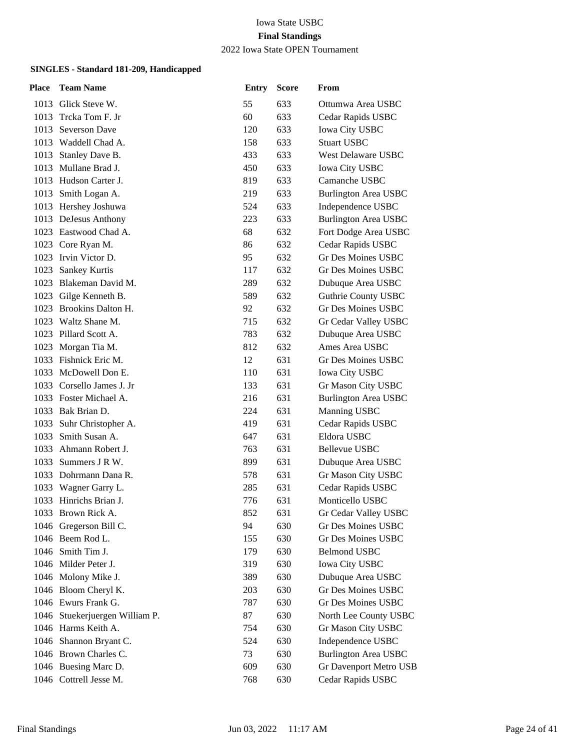Iowa State USBC

**Final Standings**

2022 Iowa State OPEN Tournament

### SINGLES - Standard 181-209, Handicapped

| Place | Team Name | Entry | Score | From |
|---|---|---|---|---|
| 1013 | Glick Steve W. | 55 | 633 | Ottumwa Area USBC |
| 1013 | Trcka Tom F. Jr | 60 | 633 | Cedar Rapids USBC |
| 1013 | Severson Dave | 120 | 633 | Iowa City USBC |
| 1013 | Waddell Chad A. | 158 | 633 | Stuart USBC |
| 1013 | Stanley Dave B. | 433 | 633 | West Delaware USBC |
| 1013 | Mullane Brad J. | 450 | 633 | Iowa City USBC |
| 1013 | Hudson Carter J. | 819 | 633 | Camanche USBC |
| 1013 | Smith Logan A. | 219 | 633 | Burlington Area USBC |
| 1013 | Hershey Joshuwa | 524 | 633 | Independence USBC |
| 1013 | DeJesus Anthony | 223 | 633 | Burlington Area USBC |
| 1023 | Eastwood Chad A. | 68 | 632 | Fort Dodge Area USBC |
| 1023 | Core Ryan M. | 86 | 632 | Cedar Rapids USBC |
| 1023 | Irvin Victor D. | 95 | 632 | Gr Des Moines USBC |
| 1023 | Sankey Kurtis | 117 | 632 | Gr Des Moines USBC |
| 1023 | Blakeman David M. | 289 | 632 | Dubuque Area USBC |
| 1023 | Gilge Kenneth B. | 589 | 632 | Guthrie County USBC |
| 1023 | Brookins Dalton H. | 92 | 632 | Gr Des Moines USBC |
| 1023 | Waltz Shane M. | 715 | 632 | Gr Cedar Valley USBC |
| 1023 | Pillard Scott A. | 783 | 632 | Dubuque Area USBC |
| 1023 | Morgan Tia M. | 812 | 632 | Ames Area USBC |
| 1033 | Fishnick Eric M. | 12 | 631 | Gr Des Moines USBC |
| 1033 | McDowell Don E. | 110 | 631 | Iowa City USBC |
| 1033 | Corsello James J. Jr | 133 | 631 | Gr Mason City USBC |
| 1033 | Foster Michael A. | 216 | 631 | Burlington Area USBC |
| 1033 | Bak Brian D. | 224 | 631 | Manning USBC |
| 1033 | Suhr Christopher A. | 419 | 631 | Cedar Rapids USBC |
| 1033 | Smith Susan A. | 647 | 631 | Eldora USBC |
| 1033 | Ahmann Robert J. | 763 | 631 | Bellevue USBC |
| 1033 | Summers J R W. | 899 | 631 | Dubuque Area USBC |
| 1033 | Dohrmann Dana R. | 578 | 631 | Gr Mason City USBC |
| 1033 | Wagner Garry L. | 285 | 631 | Cedar Rapids USBC |
| 1033 | Hinrichs Brian J. | 776 | 631 | Monticello USBC |
| 1033 | Brown Rick A. | 852 | 631 | Gr Cedar Valley USBC |
| 1046 | Gregerson Bill C. | 94 | 630 | Gr Des Moines USBC |
| 1046 | Beem Rod L. | 155 | 630 | Gr Des Moines USBC |
| 1046 | Smith Tim J. | 179 | 630 | Belmond USBC |
| 1046 | Milder Peter J. | 319 | 630 | Iowa City USBC |
| 1046 | Molony Mike J. | 389 | 630 | Dubuque Area USBC |
| 1046 | Bloom Cheryl K. | 203 | 630 | Gr Des Moines USBC |
| 1046 | Ewurs Frank G. | 787 | 630 | Gr Des Moines USBC |
| 1046 | Stuekerjuergen William P. | 87 | 630 | North Lee County USBC |
| 1046 | Harms Keith A. | 754 | 630 | Gr Mason City USBC |
| 1046 | Shannon Bryant C. | 524 | 630 | Independence USBC |
| 1046 | Brown Charles C. | 73 | 630 | Burlington Area USBC |
| 1046 | Buesing Marc D. | 609 | 630 | Gr Davenport Metro USB |
| 1046 | Cottrell Jesse M. | 768 | 630 | Cedar Rapids USBC |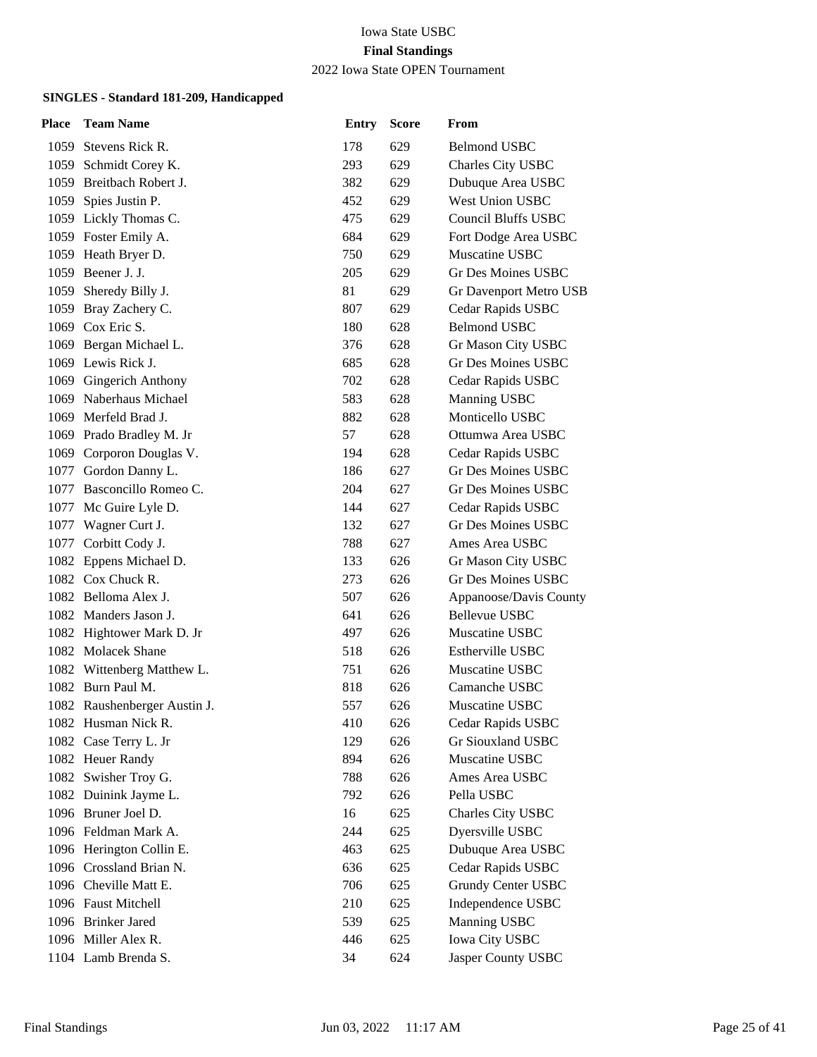Iowa State USBC

**Final Standings**

2022 Iowa State OPEN Tournament

### SINGLES - Standard 181-209, Handicapped

| Place | Team Name | Entry | Score | From |
|---|---|---|---|---|
| 1059 | Stevens Rick R. | 178 | 629 | Belmond USBC |
| 1059 | Schmidt Corey K. | 293 | 629 | Charles City USBC |
| 1059 | Breitbach Robert J. | 382 | 629 | Dubuque Area USBC |
| 1059 | Spies Justin P. | 452 | 629 | West Union USBC |
| 1059 | Lickly Thomas C. | 475 | 629 | Council Bluffs USBC |
| 1059 | Foster Emily A. | 684 | 629 | Fort Dodge Area USBC |
| 1059 | Heath Bryer D. | 750 | 629 | Muscatine USBC |
| 1059 | Beener J. J. | 205 | 629 | Gr Des Moines USBC |
| 1059 | Sheredy Billy J. | 81 | 629 | Gr Davenport Metro USB |
| 1059 | Bray Zachery C. | 807 | 629 | Cedar Rapids USBC |
| 1069 | Cox Eric S. | 180 | 628 | Belmond USBC |
| 1069 | Bergan Michael L. | 376 | 628 | Gr Mason City USBC |
| 1069 | Lewis Rick J. | 685 | 628 | Gr Des Moines USBC |
| 1069 | Gingerich Anthony | 702 | 628 | Cedar Rapids USBC |
| 1069 | Naberhaus Michael | 583 | 628 | Manning USBC |
| 1069 | Merfeld Brad J. | 882 | 628 | Monticello USBC |
| 1069 | Prado Bradley M. Jr | 57 | 628 | Ottumwa Area USBC |
| 1069 | Corporon Douglas V. | 194 | 628 | Cedar Rapids USBC |
| 1077 | Gordon Danny L. | 186 | 627 | Gr Des Moines USBC |
| 1077 | Basconcillo Romeo C. | 204 | 627 | Gr Des Moines USBC |
| 1077 | Mc Guire Lyle D. | 144 | 627 | Cedar Rapids USBC |
| 1077 | Wagner Curt J. | 132 | 627 | Gr Des Moines USBC |
| 1077 | Corbitt Cody J. | 788 | 627 | Ames Area USBC |
| 1082 | Eppens Michael D. | 133 | 626 | Gr Mason City USBC |
| 1082 | Cox Chuck R. | 273 | 626 | Gr Des Moines USBC |
| 1082 | Belloma Alex J. | 507 | 626 | Appanoose/Davis County |
| 1082 | Manders Jason J. | 641 | 626 | Bellevue USBC |
| 1082 | Hightower Mark D. Jr | 497 | 626 | Muscatine USBC |
| 1082 | Molacek Shane | 518 | 626 | Estherville USBC |
| 1082 | Wittenberg Matthew L. | 751 | 626 | Muscatine USBC |
| 1082 | Burn Paul M. | 818 | 626 | Camanche USBC |
| 1082 | Raushenberger Austin J. | 557 | 626 | Muscatine USBC |
| 1082 | Husman Nick R. | 410 | 626 | Cedar Rapids USBC |
| 1082 | Case Terry L. Jr | 129 | 626 | Gr Siouxland USBC |
| 1082 | Heuer Randy | 894 | 626 | Muscatine USBC |
| 1082 | Swisher Troy G. | 788 | 626 | Ames Area USBC |
| 1082 | Duinink Jayme L. | 792 | 626 | Pella USBC |
| 1096 | Bruner Joel D. | 16 | 625 | Charles City USBC |
| 1096 | Feldman Mark A. | 244 | 625 | Dyersville USBC |
| 1096 | Herington Collin E. | 463 | 625 | Dubuque Area USBC |
| 1096 | Crossland Brian N. | 636 | 625 | Cedar Rapids USBC |
| 1096 | Cheville Matt E. | 706 | 625 | Grundy Center USBC |
| 1096 | Faust Mitchell | 210 | 625 | Independence USBC |
| 1096 | Brinker Jared | 539 | 625 | Manning USBC |
| 1096 | Miller Alex R. | 446 | 625 | Iowa City USBC |
| 1104 | Lamb Brenda S. | 34 | 624 | Jasper County USBC |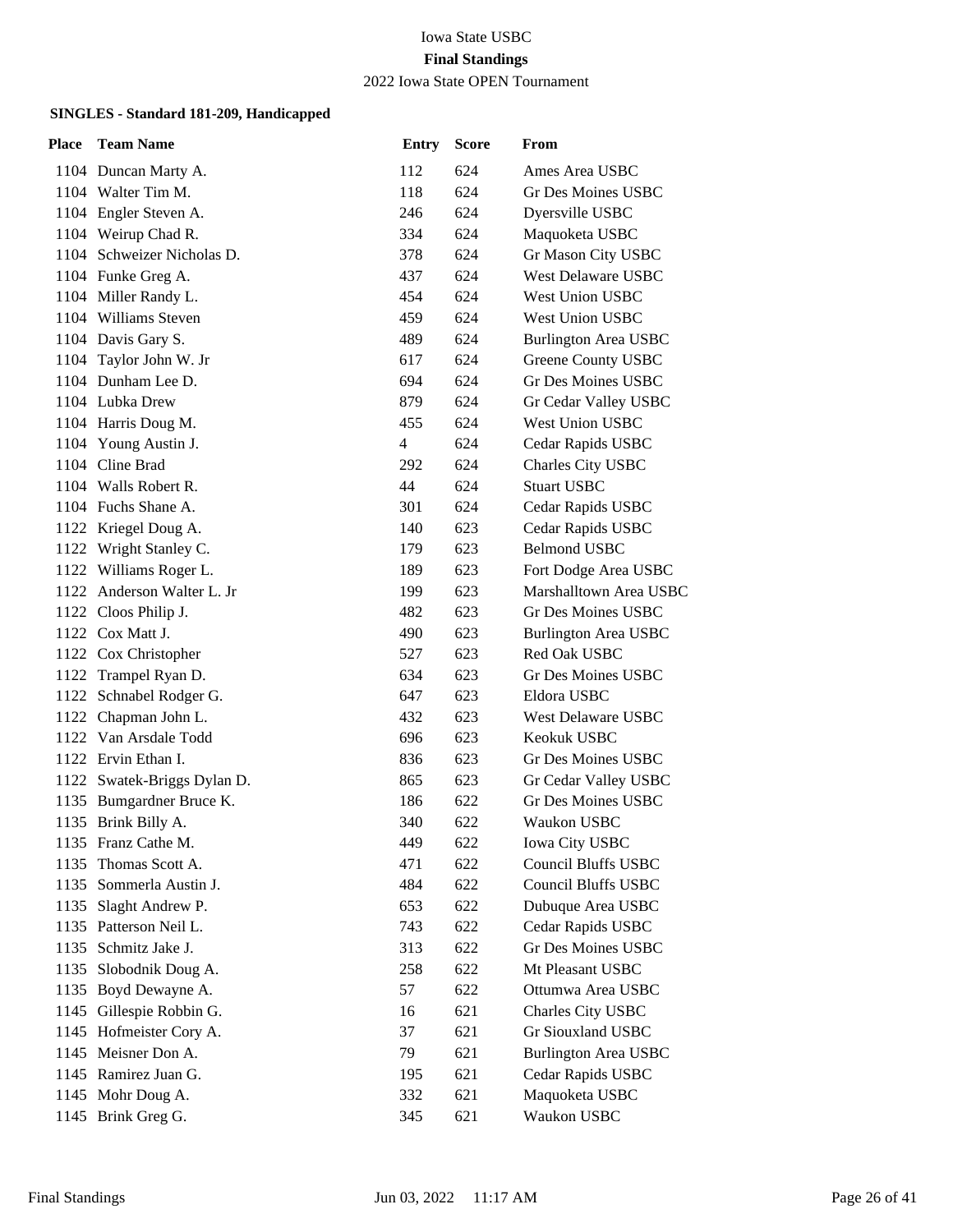Iowa State USBC
**Final Standings**
2022 Iowa State OPEN Tournament

### SINGLES - Standard 181-209, Handicapped

| Place | Team Name | Entry | Score | From |
|---|---|---|---|---|
| 1104 | Duncan Marty A. | 112 | 624 | Ames Area USBC |
| 1104 | Walter Tim M. | 118 | 624 | Gr Des Moines USBC |
| 1104 | Engler Steven A. | 246 | 624 | Dyersville USBC |
| 1104 | Weirup Chad R. | 334 | 624 | Maquoketa USBC |
| 1104 | Schweizer Nicholas D. | 378 | 624 | Gr Mason City USBC |
| 1104 | Funke Greg A. | 437 | 624 | West Delaware USBC |
| 1104 | Miller Randy L. | 454 | 624 | West Union USBC |
| 1104 | Williams Steven | 459 | 624 | West Union USBC |
| 1104 | Davis Gary S. | 489 | 624 | Burlington Area USBC |
| 1104 | Taylor John W. Jr | 617 | 624 | Greene County USBC |
| 1104 | Dunham Lee D. | 694 | 624 | Gr Des Moines USBC |
| 1104 | Lubka Drew | 879 | 624 | Gr Cedar Valley USBC |
| 1104 | Harris Doug M. | 455 | 624 | West Union USBC |
| 1104 | Young Austin J. | 4 | 624 | Cedar Rapids USBC |
| 1104 | Cline Brad | 292 | 624 | Charles City USBC |
| 1104 | Walls Robert R. | 44 | 624 | Stuart USBC |
| 1104 | Fuchs Shane A. | 301 | 624 | Cedar Rapids USBC |
| 1122 | Kriegel Doug A. | 140 | 623 | Cedar Rapids USBC |
| 1122 | Wright Stanley C. | 179 | 623 | Belmond USBC |
| 1122 | Williams Roger L. | 189 | 623 | Fort Dodge Area USBC |
| 1122 | Anderson Walter L. Jr | 199 | 623 | Marshalltown Area USBC |
| 1122 | Cloos Philip J. | 482 | 623 | Gr Des Moines USBC |
| 1122 | Cox Matt J. | 490 | 623 | Burlington Area USBC |
| 1122 | Cox Christopher | 527 | 623 | Red Oak USBC |
| 1122 | Trampel Ryan D. | 634 | 623 | Gr Des Moines USBC |
| 1122 | Schnabel Rodger G. | 647 | 623 | Eldora USBC |
| 1122 | Chapman John L. | 432 | 623 | West Delaware USBC |
| 1122 | Van Arsdale Todd | 696 | 623 | Keokuk USBC |
| 1122 | Ervin Ethan I. | 836 | 623 | Gr Des Moines USBC |
| 1122 | Swatek-Briggs Dylan D. | 865 | 623 | Gr Cedar Valley USBC |
| 1135 | Bumgardner Bruce K. | 186 | 622 | Gr Des Moines USBC |
| 1135 | Brink Billy A. | 340 | 622 | Waukon USBC |
| 1135 | Franz Cathe M. | 449 | 622 | Iowa City USBC |
| 1135 | Thomas Scott A. | 471 | 622 | Council Bluffs USBC |
| 1135 | Sommerla Austin J. | 484 | 622 | Council Bluffs USBC |
| 1135 | Slaght Andrew P. | 653 | 622 | Dubuque Area USBC |
| 1135 | Patterson Neil L. | 743 | 622 | Cedar Rapids USBC |
| 1135 | Schmitz Jake J. | 313 | 622 | Gr Des Moines USBC |
| 1135 | Slobodnik Doug A. | 258 | 622 | Mt Pleasant USBC |
| 1135 | Boyd Dewayne A. | 57 | 622 | Ottumwa Area USBC |
| 1145 | Gillespie Robbin G. | 16 | 621 | Charles City USBC |
| 1145 | Hofmeister Cory A. | 37 | 621 | Gr Siouxland USBC |
| 1145 | Meisner Don A. | 79 | 621 | Burlington Area USBC |
| 1145 | Ramirez Juan G. | 195 | 621 | Cedar Rapids USBC |
| 1145 | Mohr Doug A. | 332 | 621 | Maquoketa USBC |
| 1145 | Brink Greg G. | 345 | 621 | Waukon USBC |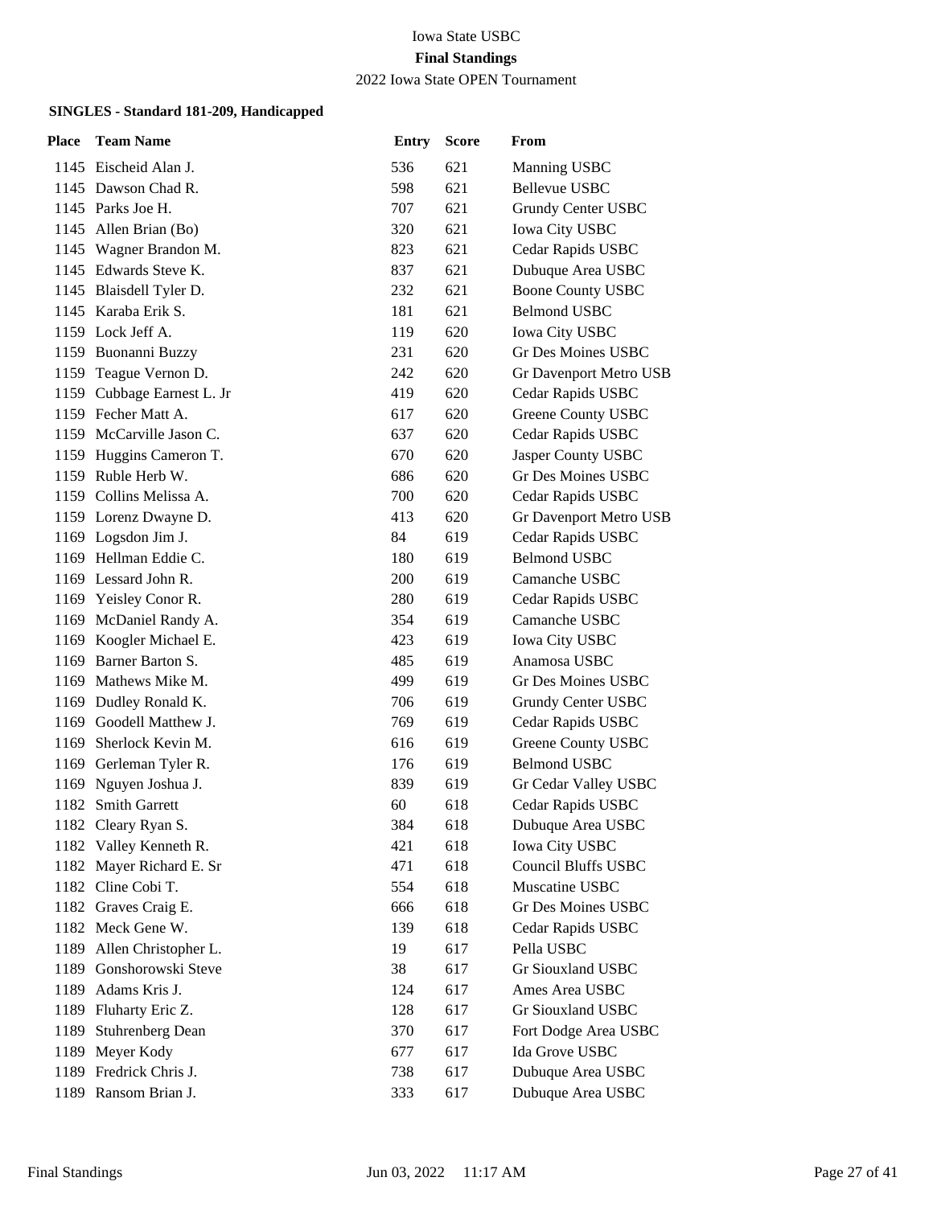Iowa State USBC

**Final Standings**

2022 Iowa State OPEN Tournament

**SINGLES - Standard 181-209, Handicapped**

| Place | Team Name | Entry | Score | From |
|---|---|---|---|---|
| 1145 | Eischeid Alan J. | 536 | 621 | Manning USBC |
| 1145 | Dawson Chad R. | 598 | 621 | Bellevue USBC |
| 1145 | Parks Joe H. | 707 | 621 | Grundy Center USBC |
| 1145 | Allen Brian (Bo) | 320 | 621 | Iowa City USBC |
| 1145 | Wagner Brandon M. | 823 | 621 | Cedar Rapids USBC |
| 1145 | Edwards Steve K. | 837 | 621 | Dubuque Area USBC |
| 1145 | Blaisdell Tyler D. | 232 | 621 | Boone County USBC |
| 1145 | Karaba Erik S. | 181 | 621 | Belmond USBC |
| 1159 | Lock Jeff A. | 119 | 620 | Iowa City USBC |
| 1159 | Buonanni Buzzy | 231 | 620 | Gr Des Moines USBC |
| 1159 | Teague Vernon D. | 242 | 620 | Gr Davenport Metro USB |
| 1159 | Cubbage Earnest L. Jr | 419 | 620 | Cedar Rapids USBC |
| 1159 | Fecher Matt A. | 617 | 620 | Greene County USBC |
| 1159 | McCarville Jason C. | 637 | 620 | Cedar Rapids USBC |
| 1159 | Huggins Cameron T. | 670 | 620 | Jasper County USBC |
| 1159 | Ruble Herb W. | 686 | 620 | Gr Des Moines USBC |
| 1159 | Collins Melissa A. | 700 | 620 | Cedar Rapids USBC |
| 1159 | Lorenz Dwayne D. | 413 | 620 | Gr Davenport Metro USB |
| 1169 | Logsdon Jim J. | 84 | 619 | Cedar Rapids USBC |
| 1169 | Hellman Eddie C. | 180 | 619 | Belmond USBC |
| 1169 | Lessard John R. | 200 | 619 | Camanche USBC |
| 1169 | Yeisley Conor R. | 280 | 619 | Cedar Rapids USBC |
| 1169 | McDaniel Randy A. | 354 | 619 | Camanche USBC |
| 1169 | Koogler Michael E. | 423 | 619 | Iowa City USBC |
| 1169 | Barner Barton S. | 485 | 619 | Anamosa USBC |
| 1169 | Mathews Mike M. | 499 | 619 | Gr Des Moines USBC |
| 1169 | Dudley Ronald K. | 706 | 619 | Grundy Center USBC |
| 1169 | Goodell Matthew J. | 769 | 619 | Cedar Rapids USBC |
| 1169 | Sherlock Kevin M. | 616 | 619 | Greene County USBC |
| 1169 | Gerleman Tyler R. | 176 | 619 | Belmond USBC |
| 1169 | Nguyen Joshua J. | 839 | 619 | Gr Cedar Valley USBC |
| 1182 | Smith Garrett | 60 | 618 | Cedar Rapids USBC |
| 1182 | Cleary Ryan S. | 384 | 618 | Dubuque Area USBC |
| 1182 | Valley Kenneth R. | 421 | 618 | Iowa City USBC |
| 1182 | Mayer Richard E. Sr | 471 | 618 | Council Bluffs USBC |
| 1182 | Cline Cobi T. | 554 | 618 | Muscatine USBC |
| 1182 | Graves Craig E. | 666 | 618 | Gr Des Moines USBC |
| 1182 | Meck Gene W. | 139 | 618 | Cedar Rapids USBC |
| 1189 | Allen Christopher L. | 19 | 617 | Pella USBC |
| 1189 | Gonshorowski Steve | 38 | 617 | Gr Siouxland USBC |
| 1189 | Adams Kris J. | 124 | 617 | Ames Area USBC |
| 1189 | Fluharty Eric Z. | 128 | 617 | Gr Siouxland USBC |
| 1189 | Stuhrenberg Dean | 370 | 617 | Fort Dodge Area USBC |
| 1189 | Meyer Kody | 677 | 617 | Ida Grove USBC |
| 1189 | Fredrick Chris J. | 738 | 617 | Dubuque Area USBC |
| 1189 | Ransom Brian J. | 333 | 617 | Dubuque Area USBC |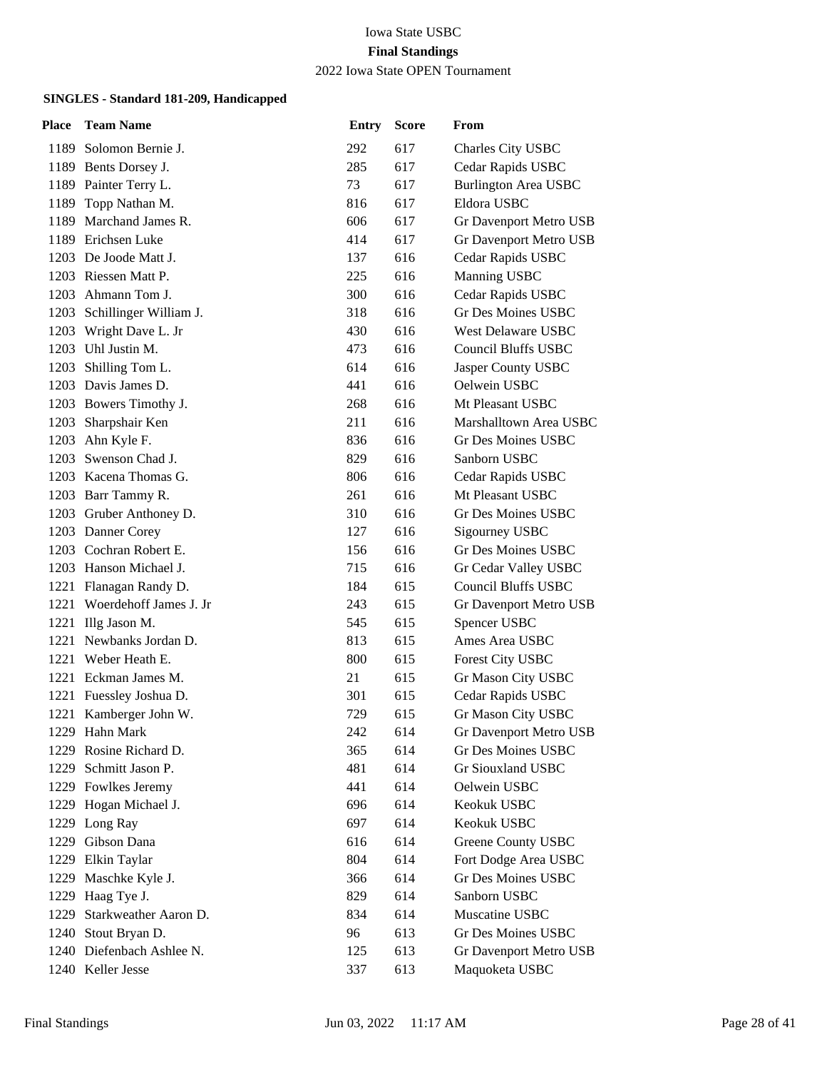Iowa State USBC

**Final Standings**

2022 Iowa State OPEN Tournament

### SINGLES - Standard 181-209, Handicapped

| Place | Team Name | Entry | Score | From |
|---|---|---|---|---|
| 1189 | Solomon Bernie J. | 292 | 617 | Charles City USBC |
| 1189 | Bents Dorsey J. | 285 | 617 | Cedar Rapids USBC |
| 1189 | Painter Terry L. | 73 | 617 | Burlington Area USBC |
| 1189 | Topp Nathan M. | 816 | 617 | Eldora USBC |
| 1189 | Marchand James R. | 606 | 617 | Gr Davenport Metro USB |
| 1189 | Erichsen Luke | 414 | 617 | Gr Davenport Metro USB |
| 1203 | De Joode Matt J. | 137 | 616 | Cedar Rapids USBC |
| 1203 | Riessen Matt P. | 225 | 616 | Manning USBC |
| 1203 | Ahmann Tom J. | 300 | 616 | Cedar Rapids USBC |
| 1203 | Schillinger William J. | 318 | 616 | Gr Des Moines USBC |
| 1203 | Wright Dave L. Jr | 430 | 616 | West Delaware USBC |
| 1203 | Uhl Justin M. | 473 | 616 | Council Bluffs USBC |
| 1203 | Shilling Tom L. | 614 | 616 | Jasper County USBC |
| 1203 | Davis James D. | 441 | 616 | Oelwein USBC |
| 1203 | Bowers Timothy J. | 268 | 616 | Mt Pleasant USBC |
| 1203 | Sharpshair Ken | 211 | 616 | Marshalltown Area USBC |
| 1203 | Ahn Kyle F. | 836 | 616 | Gr Des Moines USBC |
| 1203 | Swenson Chad J. | 829 | 616 | Sanborn USBC |
| 1203 | Kacena Thomas G. | 806 | 616 | Cedar Rapids USBC |
| 1203 | Barr Tammy R. | 261 | 616 | Mt Pleasant USBC |
| 1203 | Gruber Anthoney D. | 310 | 616 | Gr Des Moines USBC |
| 1203 | Danner Corey | 127 | 616 | Sigourney USBC |
| 1203 | Cochran Robert E. | 156 | 616 | Gr Des Moines USBC |
| 1203 | Hanson Michael J. | 715 | 616 | Gr Cedar Valley USBC |
| 1221 | Flanagan Randy D. | 184 | 615 | Council Bluffs USBC |
| 1221 | Woerdehoff James J. Jr | 243 | 615 | Gr Davenport Metro USB |
| 1221 | Illg Jason M. | 545 | 615 | Spencer USBC |
| 1221 | Newbanks Jordan D. | 813 | 615 | Ames Area USBC |
| 1221 | Weber Heath E. | 800 | 615 | Forest City USBC |
| 1221 | Eckman James M. | 21 | 615 | Gr Mason City USBC |
| 1221 | Fuessley Joshua D. | 301 | 615 | Cedar Rapids USBC |
| 1221 | Kamberger John W. | 729 | 615 | Gr Mason City USBC |
| 1229 | Hahn Mark | 242 | 614 | Gr Davenport Metro USB |
| 1229 | Rosine Richard D. | 365 | 614 | Gr Des Moines USBC |
| 1229 | Schmitt Jason P. | 481 | 614 | Gr Siouxland USBC |
| 1229 | Fowlkes Jeremy | 441 | 614 | Oelwein USBC |
| 1229 | Hogan Michael J. | 696 | 614 | Keokuk USBC |
| 1229 | Long Ray | 697 | 614 | Keokuk USBC |
| 1229 | Gibson Dana | 616 | 614 | Greene County USBC |
| 1229 | Elkin Taylar | 804 | 614 | Fort Dodge Area USBC |
| 1229 | Maschke Kyle J. | 366 | 614 | Gr Des Moines USBC |
| 1229 | Haag Tye J. | 829 | 614 | Sanborn USBC |
| 1229 | Starkweather Aaron D. | 834 | 614 | Muscatine USBC |
| 1240 | Stout Bryan D. | 96 | 613 | Gr Des Moines USBC |
| 1240 | Diefenbach Ashlee N. | 125 | 613 | Gr Davenport Metro USB |
| 1240 | Keller Jesse | 337 | 613 | Maquoketa USBC |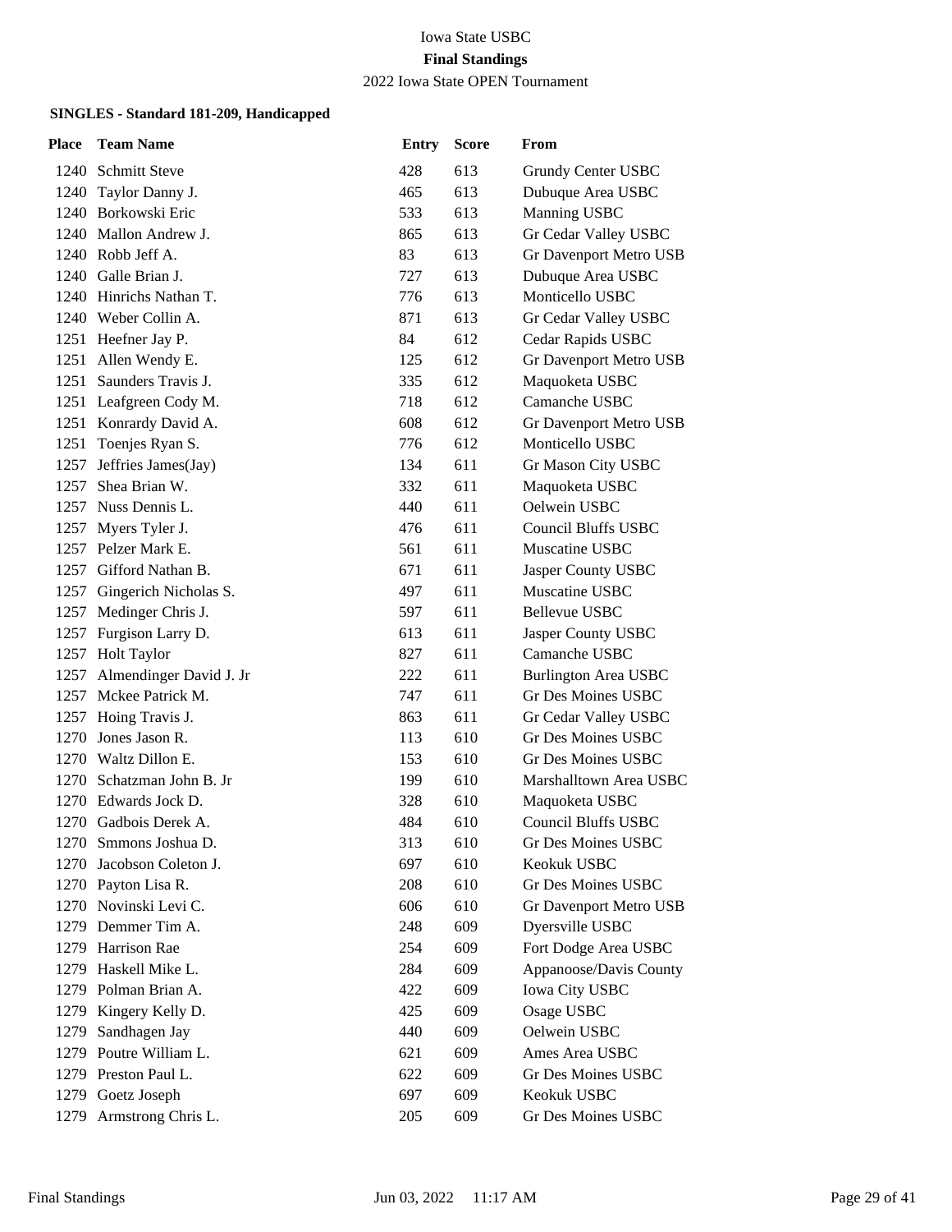Iowa State USBC

**Final Standings**

2022 Iowa State OPEN Tournament

#### SINGLES - Standard 181-209, Handicapped

| Place | Team Name | Entry | Score | From |
|---|---|---|---|---|
| 1240 | Schmitt Steve | 428 | 613 | Grundy Center USBC |
| 1240 | Taylor Danny J. | 465 | 613 | Dubuque Area USBC |
| 1240 | Borkowski Eric | 533 | 613 | Manning USBC |
| 1240 | Mallon Andrew J. | 865 | 613 | Gr Cedar Valley USBC |
| 1240 | Robb Jeff A. | 83 | 613 | Gr Davenport Metro USB |
| 1240 | Galle Brian J. | 727 | 613 | Dubuque Area USBC |
| 1240 | Hinrichs Nathan T. | 776 | 613 | Monticello USBC |
| 1240 | Weber Collin A. | 871 | 613 | Gr Cedar Valley USBC |
| 1251 | Heefner Jay P. | 84 | 612 | Cedar Rapids USBC |
| 1251 | Allen Wendy E. | 125 | 612 | Gr Davenport Metro USB |
| 1251 | Saunders Travis J. | 335 | 612 | Maquoketa USBC |
| 1251 | Leafgreen Cody M. | 718 | 612 | Camanche USBC |
| 1251 | Konrardy David A. | 608 | 612 | Gr Davenport Metro USB |
| 1251 | Toenjes Ryan S. | 776 | 612 | Monticello USBC |
| 1257 | Jeffries James(Jay) | 134 | 611 | Gr Mason City USBC |
| 1257 | Shea Brian W. | 332 | 611 | Maquoketa USBC |
| 1257 | Nuss Dennis L. | 440 | 611 | Oelwein USBC |
| 1257 | Myers Tyler J. | 476 | 611 | Council Bluffs USBC |
| 1257 | Pelzer Mark E. | 561 | 611 | Muscatine USBC |
| 1257 | Gifford Nathan B. | 671 | 611 | Jasper County USBC |
| 1257 | Gingerich Nicholas S. | 497 | 611 | Muscatine USBC |
| 1257 | Medinger Chris J. | 597 | 611 | Bellevue USBC |
| 1257 | Furgison Larry D. | 613 | 611 | Jasper County USBC |
| 1257 | Holt Taylor | 827 | 611 | Camanche USBC |
| 1257 | Almendinger David J. Jr | 222 | 611 | Burlington Area USBC |
| 1257 | Mckee Patrick M. | 747 | 611 | Gr Des Moines USBC |
| 1257 | Hoing Travis J. | 863 | 611 | Gr Cedar Valley USBC |
| 1270 | Jones Jason R. | 113 | 610 | Gr Des Moines USBC |
| 1270 | Waltz Dillon E. | 153 | 610 | Gr Des Moines USBC |
| 1270 | Schatzman John B. Jr | 199 | 610 | Marshalltown Area USBC |
| 1270 | Edwards Jock D. | 328 | 610 | Maquoketa USBC |
| 1270 | Gadbois Derek A. | 484 | 610 | Council Bluffs USBC |
| 1270 | Smmons Joshua D. | 313 | 610 | Gr Des Moines USBC |
| 1270 | Jacobson Coleton J. | 697 | 610 | Keokuk USBC |
| 1270 | Payton Lisa R. | 208 | 610 | Gr Des Moines USBC |
| 1270 | Novinski Levi C. | 606 | 610 | Gr Davenport Metro USB |
| 1279 | Demmer Tim A. | 248 | 609 | Dyersville USBC |
| 1279 | Harrison Rae | 254 | 609 | Fort Dodge Area USBC |
| 1279 | Haskell Mike L. | 284 | 609 | Appanoose/Davis County |
| 1279 | Polman Brian A. | 422 | 609 | Iowa City USBC |
| 1279 | Kingery Kelly D. | 425 | 609 | Osage USBC |
| 1279 | Sandhagen Jay | 440 | 609 | Oelwein USBC |
| 1279 | Poutre William L. | 621 | 609 | Ames Area USBC |
| 1279 | Preston Paul L. | 622 | 609 | Gr Des Moines USBC |
| 1279 | Goetz Joseph | 697 | 609 | Keokuk USBC |
| 1279 | Armstrong Chris L. | 205 | 609 | Gr Des Moines USBC |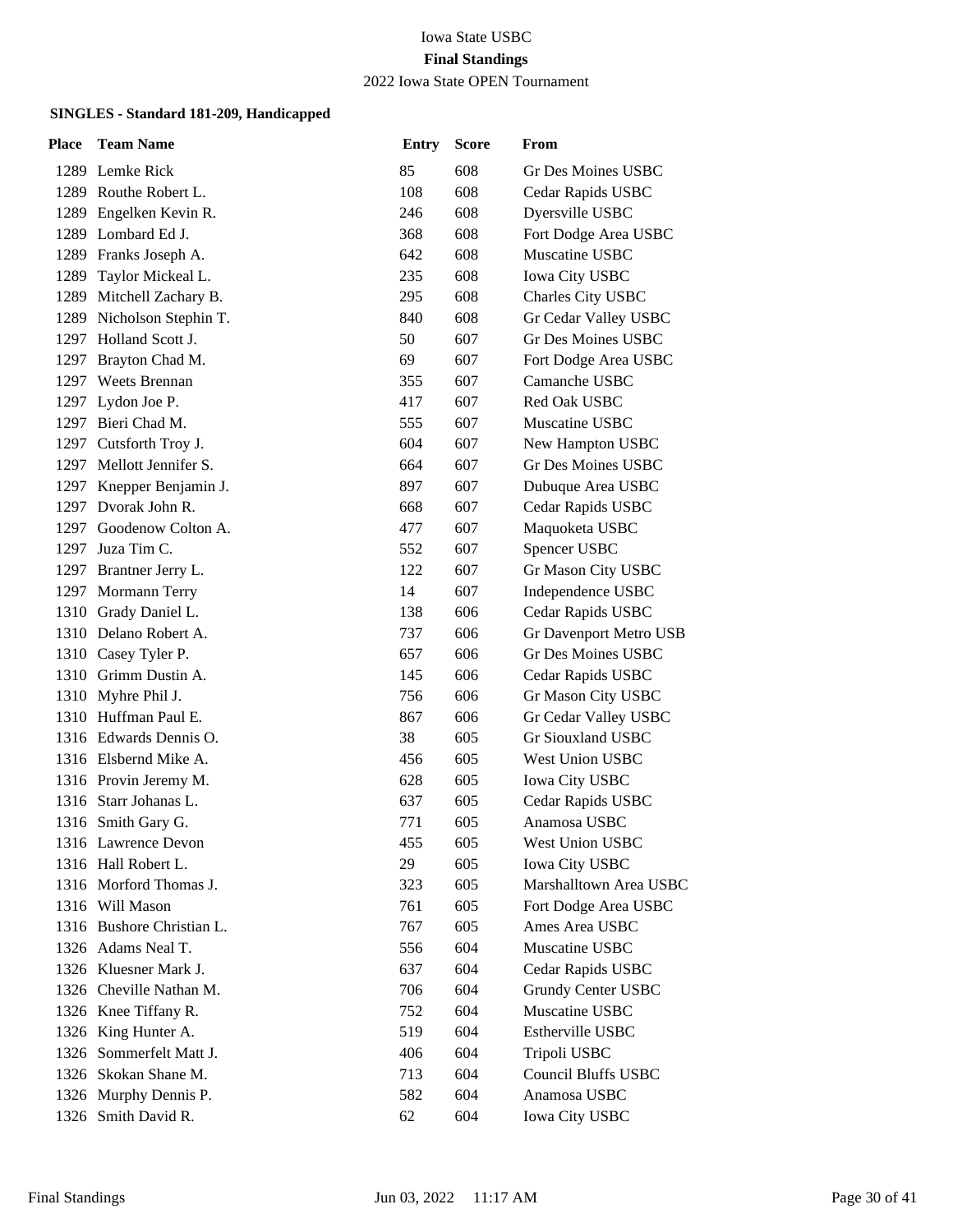Iowa State USBC

**Final Standings**

2022 Iowa State OPEN Tournament

### SINGLES - Standard 181-209, Handicapped

| Place | Team Name | Entry | Score | From |
|---|---|---|---|---|
| 1289 | Lemke Rick | 85 | 608 | Gr Des Moines USBC |
| 1289 | Routhe Robert L. | 108 | 608 | Cedar Rapids USBC |
| 1289 | Engelken Kevin R. | 246 | 608 | Dyersville USBC |
| 1289 | Lombard Ed J. | 368 | 608 | Fort Dodge Area USBC |
| 1289 | Franks Joseph A. | 642 | 608 | Muscatine USBC |
| 1289 | Taylor Mickeal L. | 235 | 608 | Iowa City USBC |
| 1289 | Mitchell Zachary B. | 295 | 608 | Charles City USBC |
| 1289 | Nicholson Stephin T. | 840 | 608 | Gr Cedar Valley USBC |
| 1297 | Holland Scott J. | 50 | 607 | Gr Des Moines USBC |
| 1297 | Brayton Chad M. | 69 | 607 | Fort Dodge Area USBC |
| 1297 | Weets Brennan | 355 | 607 | Camanche USBC |
| 1297 | Lydon Joe P. | 417 | 607 | Red Oak USBC |
| 1297 | Bieri Chad M. | 555 | 607 | Muscatine USBC |
| 1297 | Cutsforth Troy J. | 604 | 607 | New Hampton USBC |
| 1297 | Mellott Jennifer S. | 664 | 607 | Gr Des Moines USBC |
| 1297 | Knepper Benjamin J. | 897 | 607 | Dubuque Area USBC |
| 1297 | Dvorak John R. | 668 | 607 | Cedar Rapids USBC |
| 1297 | Goodenow Colton A. | 477 | 607 | Maquoketa USBC |
| 1297 | Juza Tim C. | 552 | 607 | Spencer USBC |
| 1297 | Brantner Jerry L. | 122 | 607 | Gr Mason City USBC |
| 1297 | Mormann Terry | 14 | 607 | Independence USBC |
| 1310 | Grady Daniel L. | 138 | 606 | Cedar Rapids USBC |
| 1310 | Delano Robert A. | 737 | 606 | Gr Davenport Metro USB |
| 1310 | Casey Tyler P. | 657 | 606 | Gr Des Moines USBC |
| 1310 | Grimm Dustin A. | 145 | 606 | Cedar Rapids USBC |
| 1310 | Myhre Phil J. | 756 | 606 | Gr Mason City USBC |
| 1310 | Huffman Paul E. | 867 | 606 | Gr Cedar Valley USBC |
| 1316 | Edwards Dennis O. | 38 | 605 | Gr Siouxland USBC |
| 1316 | Elsbernd Mike A. | 456 | 605 | West Union USBC |
| 1316 | Provin Jeremy M. | 628 | 605 | Iowa City USBC |
| 1316 | Starr Johanas L. | 637 | 605 | Cedar Rapids USBC |
| 1316 | Smith Gary G. | 771 | 605 | Anamosa USBC |
| 1316 | Lawrence Devon | 455 | 605 | West Union USBC |
| 1316 | Hall Robert L. | 29 | 605 | Iowa City USBC |
| 1316 | Morford Thomas J. | 323 | 605 | Marshalltown Area USBC |
| 1316 | Will Mason | 761 | 605 | Fort Dodge Area USBC |
| 1316 | Bushore Christian L. | 767 | 605 | Ames Area USBC |
| 1326 | Adams Neal T. | 556 | 604 | Muscatine USBC |
| 1326 | Kluesner Mark J. | 637 | 604 | Cedar Rapids USBC |
| 1326 | Cheville Nathan M. | 706 | 604 | Grundy Center USBC |
| 1326 | Knee Tiffany R. | 752 | 604 | Muscatine USBC |
| 1326 | King Hunter A. | 519 | 604 | Estherville USBC |
| 1326 | Sommerfelt Matt J. | 406 | 604 | Tripoli USBC |
| 1326 | Skokan Shane M. | 713 | 604 | Council Bluffs USBC |
| 1326 | Murphy Dennis P. | 582 | 604 | Anamosa USBC |
| 1326 | Smith David R. | 62 | 604 | Iowa City USBC |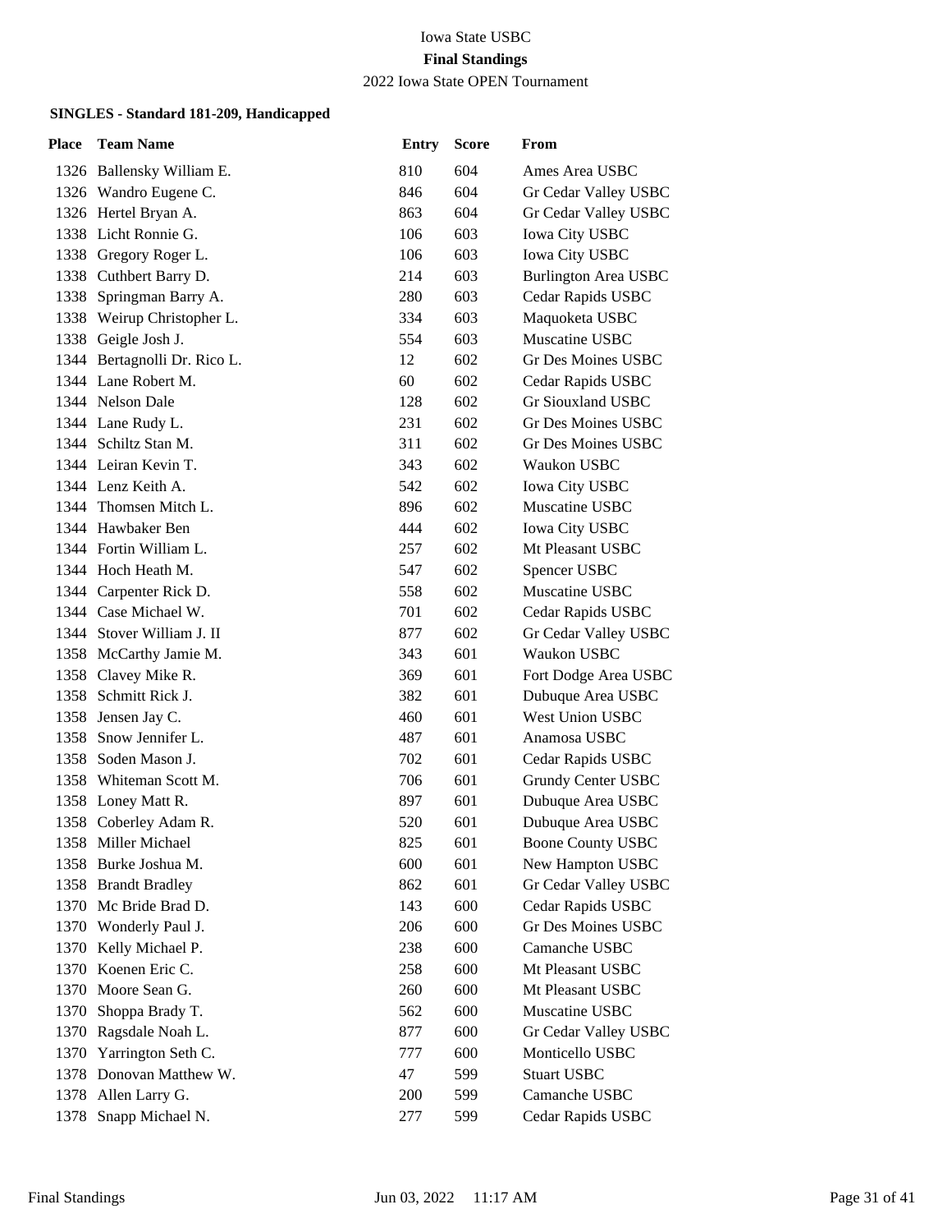Iowa State USBC

**Final Standings**

2022 Iowa State OPEN Tournament

### SINGLES - Standard 181-209, Handicapped

| Place | Team Name | Entry | Score | From |
|---|---|---|---|---|
| 1326 | Ballensky William E. | 810 | 604 | Ames Area USBC |
| 1326 | Wandro Eugene C. | 846 | 604 | Gr Cedar Valley USBC |
| 1326 | Hertel Bryan A. | 863 | 604 | Gr Cedar Valley USBC |
| 1338 | Licht Ronnie G. | 106 | 603 | Iowa City USBC |
| 1338 | Gregory Roger L. | 106 | 603 | Iowa City USBC |
| 1338 | Cuthbert Barry D. | 214 | 603 | Burlington Area USBC |
| 1338 | Springman Barry A. | 280 | 603 | Cedar Rapids USBC |
| 1338 | Weirup Christopher L. | 334 | 603 | Maquoketa USBC |
| 1338 | Geigle Josh J. | 554 | 603 | Muscatine USBC |
| 1344 | Bertagnolli Dr. Rico L. | 12 | 602 | Gr Des Moines USBC |
| 1344 | Lane Robert M. | 60 | 602 | Cedar Rapids USBC |
| 1344 | Nelson Dale | 128 | 602 | Gr Siouxland USBC |
| 1344 | Lane Rudy L. | 231 | 602 | Gr Des Moines USBC |
| 1344 | Schiltz Stan M. | 311 | 602 | Gr Des Moines USBC |
| 1344 | Leiran Kevin T. | 343 | 602 | Waukon USBC |
| 1344 | Lenz Keith A. | 542 | 602 | Iowa City USBC |
| 1344 | Thomsen Mitch L. | 896 | 602 | Muscatine USBC |
| 1344 | Hawbaker Ben | 444 | 602 | Iowa City USBC |
| 1344 | Fortin William L. | 257 | 602 | Mt Pleasant USBC |
| 1344 | Hoch Heath M. | 547 | 602 | Spencer USBC |
| 1344 | Carpenter Rick D. | 558 | 602 | Muscatine USBC |
| 1344 | Case Michael W. | 701 | 602 | Cedar Rapids USBC |
| 1344 | Stover William J. II | 877 | 602 | Gr Cedar Valley USBC |
| 1358 | McCarthy Jamie M. | 343 | 601 | Waukon USBC |
| 1358 | Clavey Mike R. | 369 | 601 | Fort Dodge Area USBC |
| 1358 | Schmitt Rick J. | 382 | 601 | Dubuque Area USBC |
| 1358 | Jensen Jay C. | 460 | 601 | West Union USBC |
| 1358 | Snow Jennifer L. | 487 | 601 | Anamosa USBC |
| 1358 | Soden Mason J. | 702 | 601 | Cedar Rapids USBC |
| 1358 | Whiteman Scott M. | 706 | 601 | Grundy Center USBC |
| 1358 | Loney Matt R. | 897 | 601 | Dubuque Area USBC |
| 1358 | Coberley Adam R. | 520 | 601 | Dubuque Area USBC |
| 1358 | Miller Michael | 825 | 601 | Boone County USBC |
| 1358 | Burke Joshua M. | 600 | 601 | New Hampton USBC |
| 1358 | Brandt Bradley | 862 | 601 | Gr Cedar Valley USBC |
| 1370 | Mc Bride Brad D. | 143 | 600 | Cedar Rapids USBC |
| 1370 | Wonderly Paul J. | 206 | 600 | Gr Des Moines USBC |
| 1370 | Kelly Michael P. | 238 | 600 | Camanche USBC |
| 1370 | Koenen Eric C. | 258 | 600 | Mt Pleasant USBC |
| 1370 | Moore Sean G. | 260 | 600 | Mt Pleasant USBC |
| 1370 | Shoppa Brady T. | 562 | 600 | Muscatine USBC |
| 1370 | Ragsdale Noah L. | 877 | 600 | Gr Cedar Valley USBC |
| 1370 | Yarrington Seth C. | 777 | 600 | Monticello USBC |
| 1378 | Donovan Matthew W. | 47 | 599 | Stuart USBC |
| 1378 | Allen Larry G. | 200 | 599 | Camanche USBC |
| 1378 | Snapp Michael N. | 277 | 599 | Cedar Rapids USBC |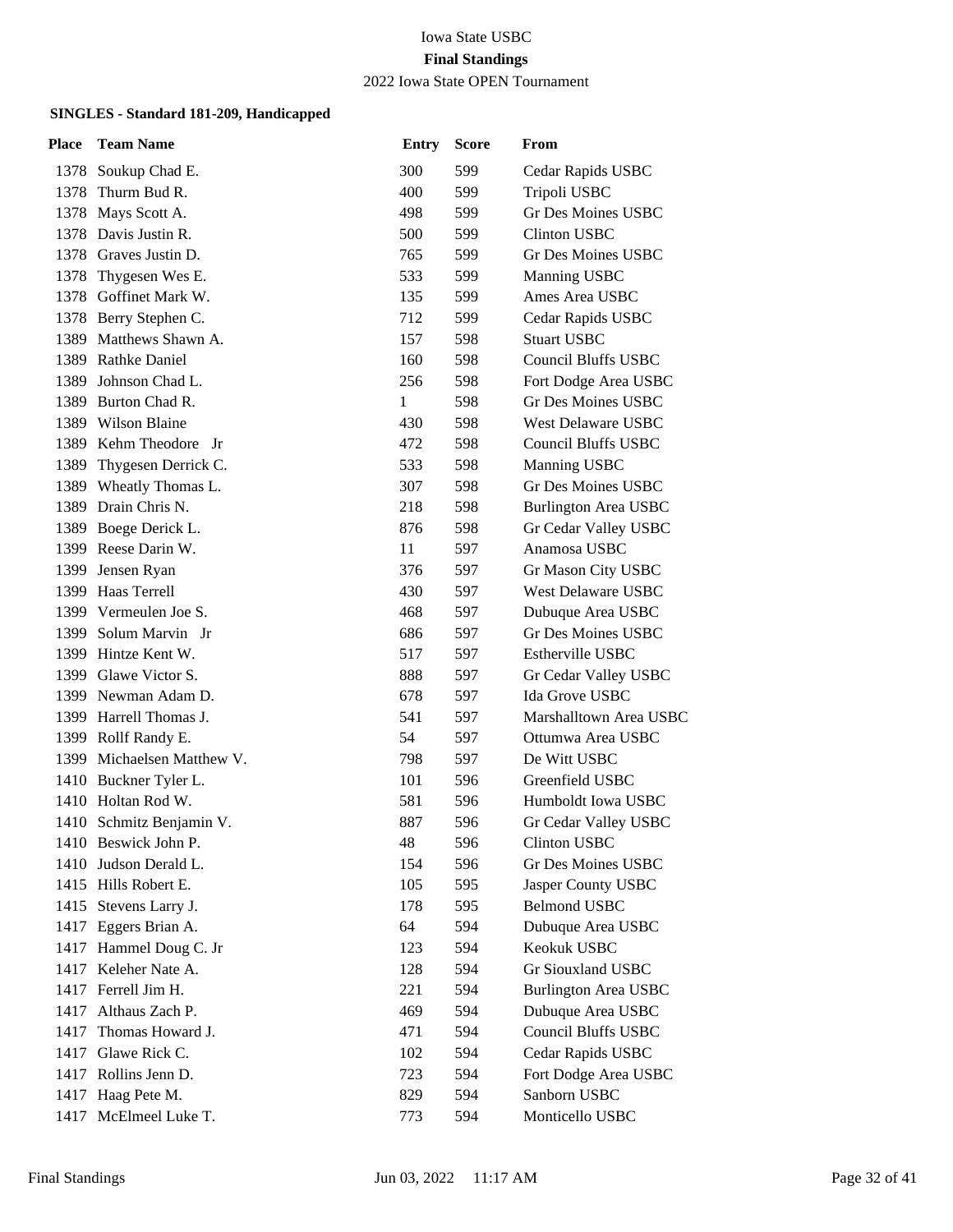Iowa State USBC

**Final Standings**

2022 Iowa State OPEN Tournament

### SINGLES - Standard 181-209, Handicapped

| Place | Team Name | Entry | Score | From |
|---|---|---|---|---|
| 1378 | Soukup Chad E. | 300 | 599 | Cedar Rapids USBC |
| 1378 | Thurm Bud R. | 400 | 599 | Tripoli USBC |
| 1378 | Mays Scott A. | 498 | 599 | Gr Des Moines USBC |
| 1378 | Davis Justin R. | 500 | 599 | Clinton USBC |
| 1378 | Graves Justin D. | 765 | 599 | Gr Des Moines USBC |
| 1378 | Thygesen Wes E. | 533 | 599 | Manning USBC |
| 1378 | Goffinet Mark W. | 135 | 599 | Ames Area USBC |
| 1378 | Berry Stephen C. | 712 | 599 | Cedar Rapids USBC |
| 1389 | Matthews Shawn A. | 157 | 598 | Stuart USBC |
| 1389 | Rathke Daniel | 160 | 598 | Council Bluffs USBC |
| 1389 | Johnson Chad L. | 256 | 598 | Fort Dodge Area USBC |
| 1389 | Burton Chad R. | 1 | 598 | Gr Des Moines USBC |
| 1389 | Wilson Blaine | 430 | 598 | West Delaware USBC |
| 1389 | Kehm Theodore Jr | 472 | 598 | Council Bluffs USBC |
| 1389 | Thygesen Derrick C. | 533 | 598 | Manning USBC |
| 1389 | Wheatly Thomas L. | 307 | 598 | Gr Des Moines USBC |
| 1389 | Drain Chris N. | 218 | 598 | Burlington Area USBC |
| 1389 | Boege Derick L. | 876 | 598 | Gr Cedar Valley USBC |
| 1399 | Reese Darin W. | 11 | 597 | Anamosa USBC |
| 1399 | Jensen Ryan | 376 | 597 | Gr Mason City USBC |
| 1399 | Haas Terrell | 430 | 597 | West Delaware USBC |
| 1399 | Vermeulen Joe S. | 468 | 597 | Dubuque Area USBC |
| 1399 | Solum Marvin Jr | 686 | 597 | Gr Des Moines USBC |
| 1399 | Hintze Kent W. | 517 | 597 | Estherville USBC |
| 1399 | Glawe Victor S. | 888 | 597 | Gr Cedar Valley USBC |
| 1399 | Newman Adam D. | 678 | 597 | Ida Grove USBC |
| 1399 | Harrell Thomas J. | 541 | 597 | Marshalltown Area USBC |
| 1399 | Rollf Randy E. | 54 | 597 | Ottumwa Area USBC |
| 1399 | Michaelsen Matthew V. | 798 | 597 | De Witt USBC |
| 1410 | Buckner Tyler L. | 101 | 596 | Greenfield USBC |
| 1410 | Holtan Rod W. | 581 | 596 | Humboldt Iowa USBC |
| 1410 | Schmitz Benjamin V. | 887 | 596 | Gr Cedar Valley USBC |
| 1410 | Beswick John P. | 48 | 596 | Clinton USBC |
| 1410 | Judson Derald L. | 154 | 596 | Gr Des Moines USBC |
| 1415 | Hills Robert E. | 105 | 595 | Jasper County USBC |
| 1415 | Stevens Larry J. | 178 | 595 | Belmond USBC |
| 1417 | Eggers Brian A. | 64 | 594 | Dubuque Area USBC |
| 1417 | Hammel Doug C. Jr | 123 | 594 | Keokuk USBC |
| 1417 | Keleher Nate A. | 128 | 594 | Gr Siouxland USBC |
| 1417 | Ferrell Jim H. | 221 | 594 | Burlington Area USBC |
| 1417 | Althaus Zach P. | 469 | 594 | Dubuque Area USBC |
| 1417 | Thomas Howard J. | 471 | 594 | Council Bluffs USBC |
| 1417 | Glawe Rick C. | 102 | 594 | Cedar Rapids USBC |
| 1417 | Rollins Jenn D. | 723 | 594 | Fort Dodge Area USBC |
| 1417 | Haag Pete M. | 829 | 594 | Sanborn USBC |
| 1417 | McElmeel Luke T. | 773 | 594 | Monticello USBC |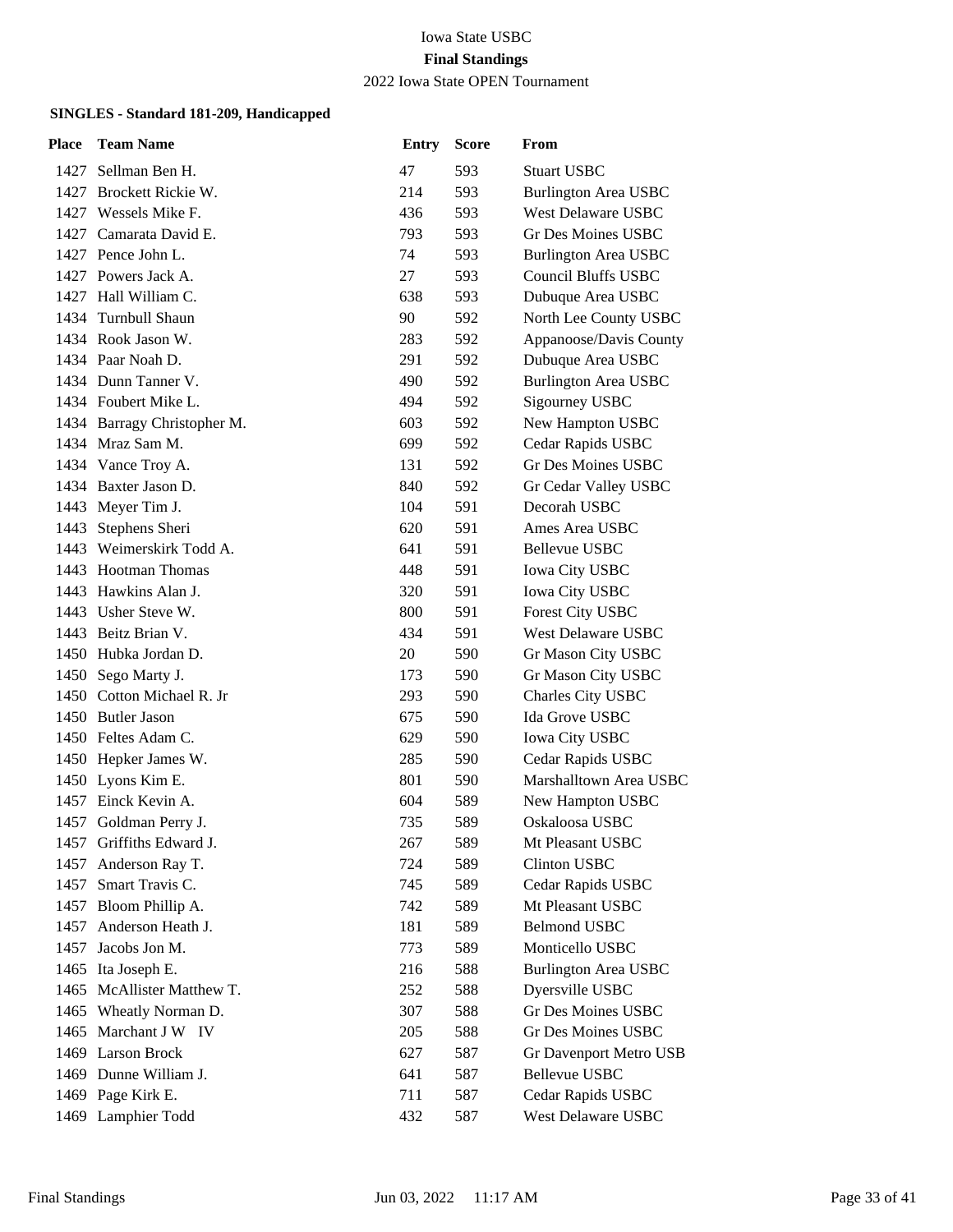Iowa State USBC

**Final Standings**

2022 Iowa State OPEN Tournament

**SINGLES - Standard 181-209, Handicapped**

| Place | Team Name | Entry | Score | From |
|---|---|---|---|---|
| 1427 | Sellman Ben H. | 47 | 593 | Stuart USBC |
| 1427 | Brockett Rickie W. | 214 | 593 | Burlington Area USBC |
| 1427 | Wessels Mike F. | 436 | 593 | West Delaware USBC |
| 1427 | Camarata David E. | 793 | 593 | Gr Des Moines USBC |
| 1427 | Pence John L. | 74 | 593 | Burlington Area USBC |
| 1427 | Powers Jack A. | 27 | 593 | Council Bluffs USBC |
| 1427 | Hall William C. | 638 | 593 | Dubuque Area USBC |
| 1434 | Turnbull Shaun | 90 | 592 | North Lee County USBC |
| 1434 | Rook Jason W. | 283 | 592 | Appanoose/Davis County |
| 1434 | Paar Noah D. | 291 | 592 | Dubuque Area USBC |
| 1434 | Dunn Tanner V. | 490 | 592 | Burlington Area USBC |
| 1434 | Foubert Mike L. | 494 | 592 | Sigourney USBC |
| 1434 | Barragy Christopher M. | 603 | 592 | New Hampton USBC |
| 1434 | Mraz Sam M. | 699 | 592 | Cedar Rapids USBC |
| 1434 | Vance Troy A. | 131 | 592 | Gr Des Moines USBC |
| 1434 | Baxter Jason D. | 840 | 592 | Gr Cedar Valley USBC |
| 1443 | Meyer Tim J. | 104 | 591 | Decorah USBC |
| 1443 | Stephens Sheri | 620 | 591 | Ames Area USBC |
| 1443 | Weimerskirk Todd A. | 641 | 591 | Bellevue USBC |
| 1443 | Hootman Thomas | 448 | 591 | Iowa City USBC |
| 1443 | Hawkins Alan J. | 320 | 591 | Iowa City USBC |
| 1443 | Usher Steve W. | 800 | 591 | Forest City USBC |
| 1443 | Beitz Brian V. | 434 | 591 | West Delaware USBC |
| 1450 | Hubka Jordan D. | 20 | 590 | Gr Mason City USBC |
| 1450 | Sego Marty J. | 173 | 590 | Gr Mason City USBC |
| 1450 | Cotton Michael R. Jr | 293 | 590 | Charles City USBC |
| 1450 | Butler Jason | 675 | 590 | Ida Grove USBC |
| 1450 | Feltes Adam C. | 629 | 590 | Iowa City USBC |
| 1450 | Hepker James W. | 285 | 590 | Cedar Rapids USBC |
| 1450 | Lyons Kim E. | 801 | 590 | Marshalltown Area USBC |
| 1457 | Einck Kevin A. | 604 | 589 | New Hampton USBC |
| 1457 | Goldman Perry J. | 735 | 589 | Oskaloosa USBC |
| 1457 | Griffiths Edward J. | 267 | 589 | Mt Pleasant USBC |
| 1457 | Anderson Ray T. | 724 | 589 | Clinton USBC |
| 1457 | Smart Travis C. | 745 | 589 | Cedar Rapids USBC |
| 1457 | Bloom Phillip A. | 742 | 589 | Mt Pleasant USBC |
| 1457 | Anderson Heath J. | 181 | 589 | Belmond USBC |
| 1457 | Jacobs Jon M. | 773 | 589 | Monticello USBC |
| 1465 | Ita Joseph E. | 216 | 588 | Burlington Area USBC |
| 1465 | McAllister Matthew T. | 252 | 588 | Dyersville USBC |
| 1465 | Wheatly Norman D. | 307 | 588 | Gr Des Moines USBC |
| 1465 | Marchant J W IV | 205 | 588 | Gr Des Moines USBC |
| 1469 | Larson Brock | 627 | 587 | Gr Davenport Metro USB |
| 1469 | Dunne William J. | 641 | 587 | Bellevue USBC |
| 1469 | Page Kirk E. | 711 | 587 | Cedar Rapids USBC |
| 1469 | Lamphier Todd | 432 | 587 | West Delaware USBC |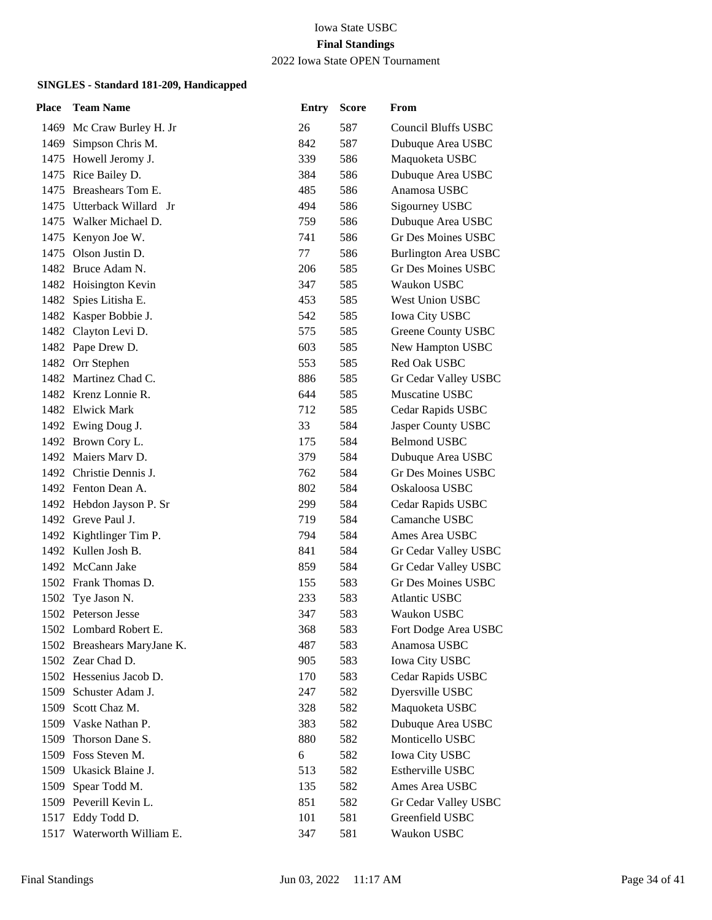Iowa State USBC

**Final Standings**

2022 Iowa State OPEN Tournament

#### SINGLES - Standard 181-209, Handicapped

| Place | Team Name | Entry | Score | From |
|---|---|---|---|---|
| 1469 | Mc Craw Burley H. Jr | 26 | 587 | Council Bluffs USBC |
| 1469 | Simpson Chris M. | 842 | 587 | Dubuque Area USBC |
| 1475 | Howell Jeromy J. | 339 | 586 | Maquoketa USBC |
| 1475 | Rice Bailey D. | 384 | 586 | Dubuque Area USBC |
| 1475 | Breashears Tom E. | 485 | 586 | Anamosa USBC |
| 1475 | Utterback Willard Jr | 494 | 586 | Sigourney USBC |
| 1475 | Walker Michael D. | 759 | 586 | Dubuque Area USBC |
| 1475 | Kenyon Joe W. | 741 | 586 | Gr Des Moines USBC |
| 1475 | Olson Justin D. | 77 | 586 | Burlington Area USBC |
| 1482 | Bruce Adam N. | 206 | 585 | Gr Des Moines USBC |
| 1482 | Hoisington Kevin | 347 | 585 | Waukon USBC |
| 1482 | Spies Litisha E. | 453 | 585 | West Union USBC |
| 1482 | Kasper Bobbie J. | 542 | 585 | Iowa City USBC |
| 1482 | Clayton Levi D. | 575 | 585 | Greene County USBC |
| 1482 | Pape Drew D. | 603 | 585 | New Hampton USBC |
| 1482 | Orr Stephen | 553 | 585 | Red Oak USBC |
| 1482 | Martinez Chad C. | 886 | 585 | Gr Cedar Valley USBC |
| 1482 | Krenz Lonnie R. | 644 | 585 | Muscatine USBC |
| 1482 | Elwick Mark | 712 | 585 | Cedar Rapids USBC |
| 1492 | Ewing Doug J. | 33 | 584 | Jasper County USBC |
| 1492 | Brown Cory L. | 175 | 584 | Belmond USBC |
| 1492 | Maiers Marv D. | 379 | 584 | Dubuque Area USBC |
| 1492 | Christie Dennis J. | 762 | 584 | Gr Des Moines USBC |
| 1492 | Fenton Dean A. | 802 | 584 | Oskaloosa USBC |
| 1492 | Hebdon Jayson P. Sr | 299 | 584 | Cedar Rapids USBC |
| 1492 | Greve Paul J. | 719 | 584 | Camanche USBC |
| 1492 | Kightlinger Tim P. | 794 | 584 | Ames Area USBC |
| 1492 | Kullen Josh B. | 841 | 584 | Gr Cedar Valley USBC |
| 1492 | McCann Jake | 859 | 584 | Gr Cedar Valley USBC |
| 1502 | Frank Thomas D. | 155 | 583 | Gr Des Moines USBC |
| 1502 | Tye Jason N. | 233 | 583 | Atlantic USBC |
| 1502 | Peterson Jesse | 347 | 583 | Waukon USBC |
| 1502 | Lombard Robert E. | 368 | 583 | Fort Dodge Area USBC |
| 1502 | Breashears MaryJane K. | 487 | 583 | Anamosa USBC |
| 1502 | Zear Chad D. | 905 | 583 | Iowa City USBC |
| 1502 | Hessenius Jacob D. | 170 | 583 | Cedar Rapids USBC |
| 1509 | Schuster Adam J. | 247 | 582 | Dyersville USBC |
| 1509 | Scott Chaz M. | 328 | 582 | Maquoketa USBC |
| 1509 | Vaske Nathan P. | 383 | 582 | Dubuque Area USBC |
| 1509 | Thorson Dane S. | 880 | 582 | Monticello USBC |
| 1509 | Foss Steven M. | 6 | 582 | Iowa City USBC |
| 1509 | Ukasick Blaine J. | 513 | 582 | Estherville USBC |
| 1509 | Spear Todd M. | 135 | 582 | Ames Area USBC |
| 1509 | Peverill Kevin L. | 851 | 582 | Gr Cedar Valley USBC |
| 1517 | Eddy Todd D. | 101 | 581 | Greenfield USBC |
| 1517 | Waterworth William E. | 347 | 581 | Waukon USBC |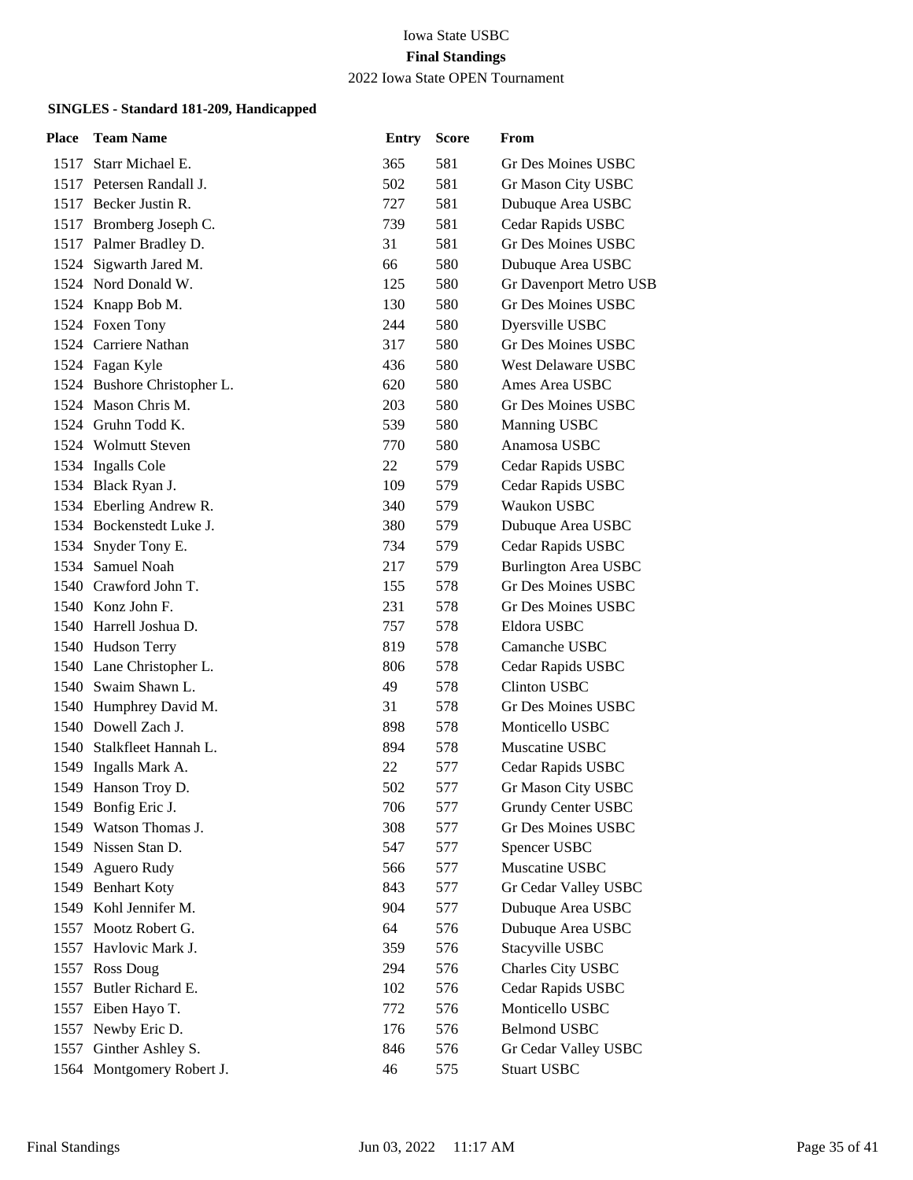Iowa State USBC

**Final Standings**

2022 Iowa State OPEN Tournament

### SINGLES - Standard 181-209, Handicapped

| Place | Team Name | Entry | Score | From |
|---|---|---|---|---|
| 1517 | Starr Michael E. | 365 | 581 | Gr Des Moines USBC |
| 1517 | Petersen Randall J. | 502 | 581 | Gr Mason City USBC |
| 1517 | Becker Justin R. | 727 | 581 | Dubuque Area USBC |
| 1517 | Bromberg Joseph C. | 739 | 581 | Cedar Rapids USBC |
| 1517 | Palmer Bradley D. | 31 | 581 | Gr Des Moines USBC |
| 1524 | Sigwarth Jared M. | 66 | 580 | Dubuque Area USBC |
| 1524 | Nord Donald W. | 125 | 580 | Gr Davenport Metro USB |
| 1524 | Knapp Bob M. | 130 | 580 | Gr Des Moines USBC |
| 1524 | Foxen Tony | 244 | 580 | Dyersville USBC |
| 1524 | Carriere Nathan | 317 | 580 | Gr Des Moines USBC |
| 1524 | Fagan Kyle | 436 | 580 | West Delaware USBC |
| 1524 | Bushore Christopher L. | 620 | 580 | Ames Area USBC |
| 1524 | Mason Chris M. | 203 | 580 | Gr Des Moines USBC |
| 1524 | Gruhn Todd K. | 539 | 580 | Manning USBC |
| 1524 | Wolmutt Steven | 770 | 580 | Anamosa USBC |
| 1534 | Ingalls Cole | 22 | 579 | Cedar Rapids USBC |
| 1534 | Black Ryan J. | 109 | 579 | Cedar Rapids USBC |
| 1534 | Eberling Andrew R. | 340 | 579 | Waukon USBC |
| 1534 | Bockenstedt Luke J. | 380 | 579 | Dubuque Area USBC |
| 1534 | Snyder Tony E. | 734 | 579 | Cedar Rapids USBC |
| 1534 | Samuel Noah | 217 | 579 | Burlington Area USBC |
| 1540 | Crawford John T. | 155 | 578 | Gr Des Moines USBC |
| 1540 | Konz John F. | 231 | 578 | Gr Des Moines USBC |
| 1540 | Harrell Joshua D. | 757 | 578 | Eldora USBC |
| 1540 | Hudson Terry | 819 | 578 | Camanche USBC |
| 1540 | Lane Christopher L. | 806 | 578 | Cedar Rapids USBC |
| 1540 | Swaim Shawn L. | 49 | 578 | Clinton USBC |
| 1540 | Humphrey David M. | 31 | 578 | Gr Des Moines USBC |
| 1540 | Dowell Zach J. | 898 | 578 | Monticello USBC |
| 1540 | Stalkfleet Hannah L. | 894 | 578 | Muscatine USBC |
| 1549 | Ingalls Mark A. | 22 | 577 | Cedar Rapids USBC |
| 1549 | Hanson Troy D. | 502 | 577 | Gr Mason City USBC |
| 1549 | Bonfig Eric J. | 706 | 577 | Grundy Center USBC |
| 1549 | Watson Thomas J. | 308 | 577 | Gr Des Moines USBC |
| 1549 | Nissen Stan D. | 547 | 577 | Spencer USBC |
| 1549 | Aguero Rudy | 566 | 577 | Muscatine USBC |
| 1549 | Benhart Koty | 843 | 577 | Gr Cedar Valley USBC |
| 1549 | Kohl Jennifer M. | 904 | 577 | Dubuque Area USBC |
| 1557 | Mootz Robert G. | 64 | 576 | Dubuque Area USBC |
| 1557 | Havlovic Mark J. | 359 | 576 | Stacyville USBC |
| 1557 | Ross Doug | 294 | 576 | Charles City USBC |
| 1557 | Butler Richard E. | 102 | 576 | Cedar Rapids USBC |
| 1557 | Eiben Hayo T. | 772 | 576 | Monticello USBC |
| 1557 | Newby Eric D. | 176 | 576 | Belmond USBC |
| 1557 | Ginther Ashley S. | 846 | 576 | Gr Cedar Valley USBC |
| 1564 | Montgomery Robert J. | 46 | 575 | Stuart USBC |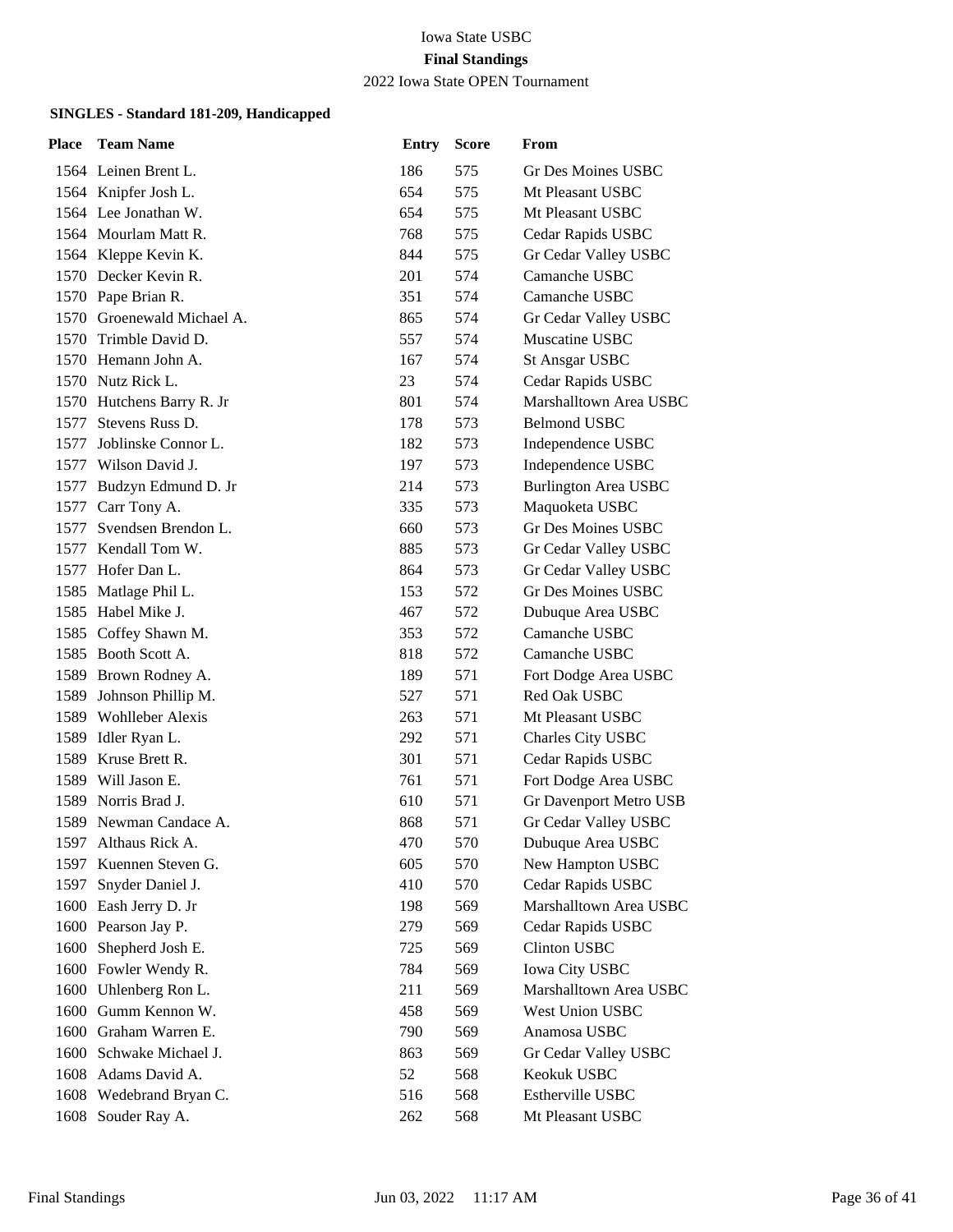# Iowa State USBC

**Final Standings**

2022 Iowa State OPEN Tournament

**SINGLES - Standard 181-209, Handicapped**

| Place | Team Name | Entry | Score | From |
|---|---|---|---|---|
| 1564 | Leinen Brent L. | 186 | 575 | Gr Des Moines USBC |
| 1564 | Knipfer Josh L. | 654 | 575 | Mt Pleasant USBC |
| 1564 | Lee Jonathan W. | 654 | 575 | Mt Pleasant USBC |
| 1564 | Mourlam Matt R. | 768 | 575 | Cedar Rapids USBC |
| 1564 | Kleppe Kevin K. | 844 | 575 | Gr Cedar Valley USBC |
| 1570 | Decker Kevin R. | 201 | 574 | Camanche USBC |
| 1570 | Pape Brian R. | 351 | 574 | Camanche USBC |
| 1570 | Groenewald Michael A. | 865 | 574 | Gr Cedar Valley USBC |
| 1570 | Trimble David D. | 557 | 574 | Muscatine USBC |
| 1570 | Hemann John A. | 167 | 574 | St Ansgar USBC |
| 1570 | Nutz Rick L. | 23 | 574 | Cedar Rapids USBC |
| 1570 | Hutchens Barry R. Jr | 801 | 574 | Marshalltown Area USBC |
| 1577 | Stevens Russ D. | 178 | 573 | Belmond USBC |
| 1577 | Joblinske Connor L. | 182 | 573 | Independence USBC |
| 1577 | Wilson David J. | 197 | 573 | Independence USBC |
| 1577 | Budzyn Edmund D. Jr | 214 | 573 | Burlington Area USBC |
| 1577 | Carr Tony A. | 335 | 573 | Maquoketa USBC |
| 1577 | Svendsen Brendon L. | 660 | 573 | Gr Des Moines USBC |
| 1577 | Kendall Tom W. | 885 | 573 | Gr Cedar Valley USBC |
| 1577 | Hofer Dan L. | 864 | 573 | Gr Cedar Valley USBC |
| 1585 | Matlage Phil L. | 153 | 572 | Gr Des Moines USBC |
| 1585 | Habel Mike J. | 467 | 572 | Dubuque Area USBC |
| 1585 | Coffey Shawn M. | 353 | 572 | Camanche USBC |
| 1585 | Booth Scott A. | 818 | 572 | Camanche USBC |
| 1589 | Brown Rodney A. | 189 | 571 | Fort Dodge Area USBC |
| 1589 | Johnson Phillip M. | 527 | 571 | Red Oak USBC |
| 1589 | Wohlleber Alexis | 263 | 571 | Mt Pleasant USBC |
| 1589 | Idler Ryan L. | 292 | 571 | Charles City USBC |
| 1589 | Kruse Brett R. | 301 | 571 | Cedar Rapids USBC |
| 1589 | Will Jason E. | 761 | 571 | Fort Dodge Area USBC |
| 1589 | Norris Brad J. | 610 | 571 | Gr Davenport Metro USB |
| 1589 | Newman Candace A. | 868 | 571 | Gr Cedar Valley USBC |
| 1597 | Althaus Rick A. | 470 | 570 | Dubuque Area USBC |
| 1597 | Kuennen Steven G. | 605 | 570 | New Hampton USBC |
| 1597 | Snyder Daniel J. | 410 | 570 | Cedar Rapids USBC |
| 1600 | Eash Jerry D. Jr | 198 | 569 | Marshalltown Area USBC |
| 1600 | Pearson Jay P. | 279 | 569 | Cedar Rapids USBC |
| 1600 | Shepherd Josh E. | 725 | 569 | Clinton USBC |
| 1600 | Fowler Wendy R. | 784 | 569 | Iowa City USBC |
| 1600 | Uhlenberg Ron L. | 211 | 569 | Marshalltown Area USBC |
| 1600 | Gumm Kennon W. | 458 | 569 | West Union USBC |
| 1600 | Graham Warren E. | 790 | 569 | Anamosa USBC |
| 1600 | Schwake Michael J. | 863 | 569 | Gr Cedar Valley USBC |
| 1608 | Adams David A. | 52 | 568 | Keokuk USBC |
| 1608 | Wedebrand Bryan C. | 516 | 568 | Estherville USBC |
| 1608 | Souder Ray A. | 262 | 568 | Mt Pleasant USBC |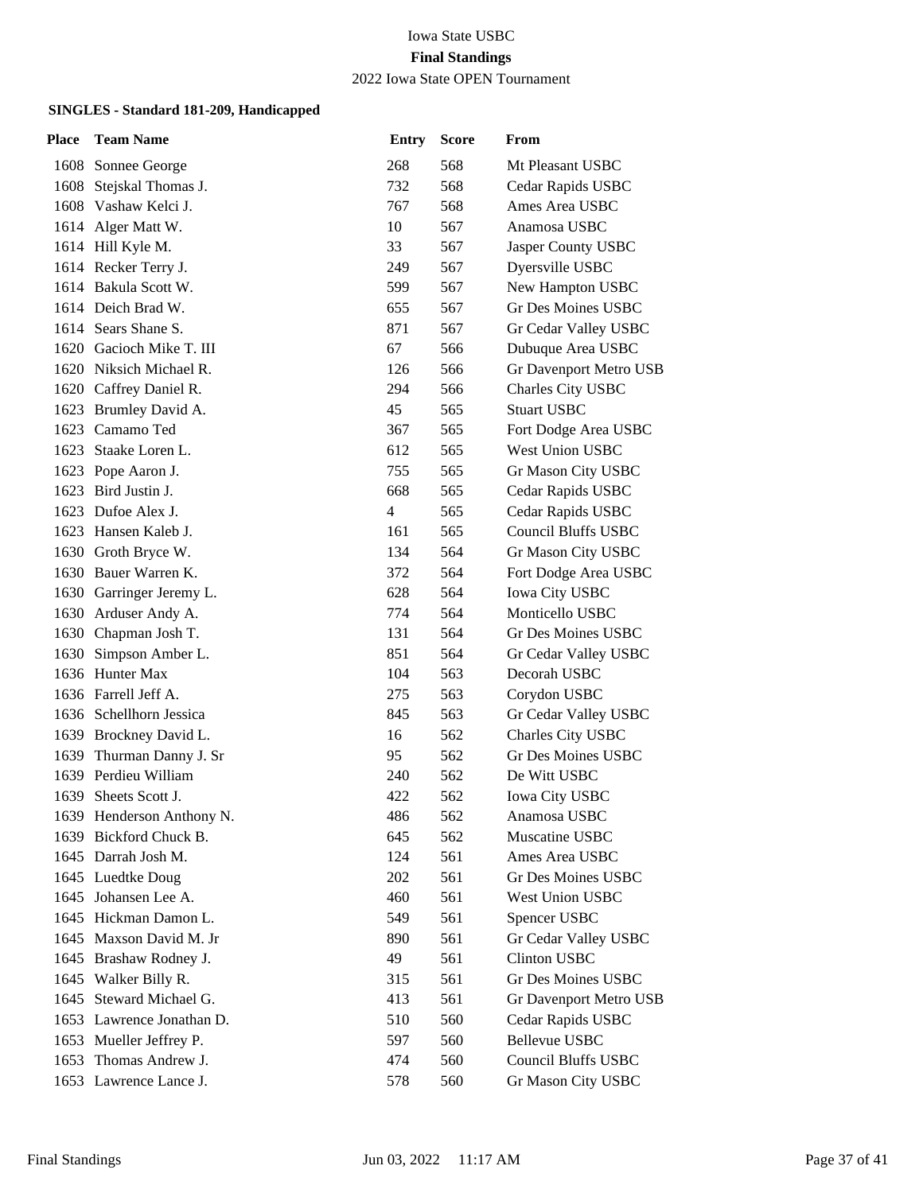# Iowa State USBC

## Final Standings

2022 Iowa State OPEN Tournament

### SINGLES - Standard 181-209, Handicapped

| Place | Team Name | Entry | Score | From |
|---|---|---|---|---|
| 1608 | Sonnee George | 268 | 568 | Mt Pleasant USBC |
| 1608 | Stejskal Thomas J. | 732 | 568 | Cedar Rapids USBC |
| 1608 | Vashaw Kelci J. | 767 | 568 | Ames Area USBC |
| 1614 | Alger Matt W. | 10 | 567 | Anamosa USBC |
| 1614 | Hill Kyle M. | 33 | 567 | Jasper County USBC |
| 1614 | Recker Terry J. | 249 | 567 | Dyersville USBC |
| 1614 | Bakula Scott W. | 599 | 567 | New Hampton USBC |
| 1614 | Deich Brad W. | 655 | 567 | Gr Des Moines USBC |
| 1614 | Sears Shane S. | 871 | 567 | Gr Cedar Valley USBC |
| 1620 | Gacioch Mike T. III | 67 | 566 | Dubuque Area USBC |
| 1620 | Niksich Michael R. | 126 | 566 | Gr Davenport Metro USB |
| 1620 | Caffrey Daniel R. | 294 | 566 | Charles City USBC |
| 1623 | Brumley David A. | 45 | 565 | Stuart USBC |
| 1623 | Camamo Ted | 367 | 565 | Fort Dodge Area USBC |
| 1623 | Staake Loren L. | 612 | 565 | West Union USBC |
| 1623 | Pope Aaron J. | 755 | 565 | Gr Mason City USBC |
| 1623 | Bird Justin J. | 668 | 565 | Cedar Rapids USBC |
| 1623 | Dufoe Alex J. | 4 | 565 | Cedar Rapids USBC |
| 1623 | Hansen Kaleb J. | 161 | 565 | Council Bluffs USBC |
| 1630 | Groth Bryce W. | 134 | 564 | Gr Mason City USBC |
| 1630 | Bauer Warren K. | 372 | 564 | Fort Dodge Area USBC |
| 1630 | Garringer Jeremy L. | 628 | 564 | Iowa City USBC |
| 1630 | Arduser Andy A. | 774 | 564 | Monticello USBC |
| 1630 | Chapman Josh T. | 131 | 564 | Gr Des Moines USBC |
| 1630 | Simpson Amber L. | 851 | 564 | Gr Cedar Valley USBC |
| 1636 | Hunter Max | 104 | 563 | Decorah USBC |
| 1636 | Farrell Jeff A. | 275 | 563 | Corydon USBC |
| 1636 | Schellhorn Jessica | 845 | 563 | Gr Cedar Valley USBC |
| 1639 | Brockney David L. | 16 | 562 | Charles City USBC |
| 1639 | Thurman Danny J. Sr | 95 | 562 | Gr Des Moines USBC |
| 1639 | Perdieu William | 240 | 562 | De Witt USBC |
| 1639 | Sheets Scott J. | 422 | 562 | Iowa City USBC |
| 1639 | Henderson Anthony N. | 486 | 562 | Anamosa USBC |
| 1639 | Bickford Chuck B. | 645 | 562 | Muscatine USBC |
| 1645 | Darrah Josh M. | 124 | 561 | Ames Area USBC |
| 1645 | Luedtke Doug | 202 | 561 | Gr Des Moines USBC |
| 1645 | Johansen Lee A. | 460 | 561 | West Union USBC |
| 1645 | Hickman Damon L. | 549 | 561 | Spencer USBC |
| 1645 | Maxson David M. Jr | 890 | 561 | Gr Cedar Valley USBC |
| 1645 | Brashaw Rodney J. | 49 | 561 | Clinton USBC |
| 1645 | Walker Billy R. | 315 | 561 | Gr Des Moines USBC |
| 1645 | Steward Michael G. | 413 | 561 | Gr Davenport Metro USB |
| 1653 | Lawrence Jonathan D. | 510 | 560 | Cedar Rapids USBC |
| 1653 | Mueller Jeffrey P. | 597 | 560 | Bellevue USBC |
| 1653 | Thomas Andrew J. | 474 | 560 | Council Bluffs USBC |
| 1653 | Lawrence Lance J. | 578 | 560 | Gr Mason City USBC |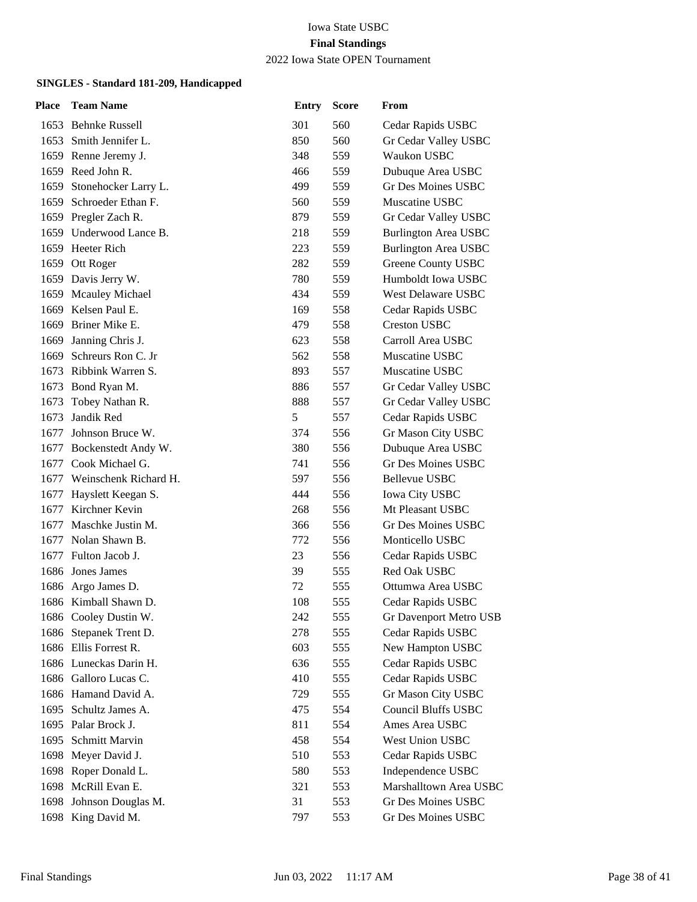Iowa State USBC

**Final Standings**

2022 Iowa State OPEN Tournament

### SINGLES - Standard 181-209, Handicapped

| Place | Team Name | Entry | Score | From |
|---|---|---|---|---|
| 1653 | Behnke Russell | 301 | 560 | Cedar Rapids USBC |
| 1653 | Smith Jennifer L. | 850 | 560 | Gr Cedar Valley USBC |
| 1659 | Renne Jeremy J. | 348 | 559 | Waukon USBC |
| 1659 | Reed John R. | 466 | 559 | Dubuque Area USBC |
| 1659 | Stonehocker Larry L. | 499 | 559 | Gr Des Moines USBC |
| 1659 | Schroeder Ethan F. | 560 | 559 | Muscatine USBC |
| 1659 | Pregler Zach R. | 879 | 559 | Gr Cedar Valley USBC |
| 1659 | Underwood Lance B. | 218 | 559 | Burlington Area USBC |
| 1659 | Heeter Rich | 223 | 559 | Burlington Area USBC |
| 1659 | Ott Roger | 282 | 559 | Greene County USBC |
| 1659 | Davis Jerry W. | 780 | 559 | Humboldt Iowa USBC |
| 1659 | Mcauley Michael | 434 | 559 | West Delaware USBC |
| 1669 | Kelsen Paul E. | 169 | 558 | Cedar Rapids USBC |
| 1669 | Briner Mike E. | 479 | 558 | Creston USBC |
| 1669 | Janning Chris J. | 623 | 558 | Carroll Area USBC |
| 1669 | Schreurs Ron C. Jr | 562 | 558 | Muscatine USBC |
| 1673 | Ribbink Warren S. | 893 | 557 | Muscatine USBC |
| 1673 | Bond Ryan M. | 886 | 557 | Gr Cedar Valley USBC |
| 1673 | Tobey Nathan R. | 888 | 557 | Gr Cedar Valley USBC |
| 1673 | Jandik Red | 5 | 557 | Cedar Rapids USBC |
| 1677 | Johnson Bruce W. | 374 | 556 | Gr Mason City USBC |
| 1677 | Bockenstedt Andy W. | 380 | 556 | Dubuque Area USBC |
| 1677 | Cook Michael G. | 741 | 556 | Gr Des Moines USBC |
| 1677 | Weinschenk Richard H. | 597 | 556 | Bellevue USBC |
| 1677 | Hayslett Keegan S. | 444 | 556 | Iowa City USBC |
| 1677 | Kirchner Kevin | 268 | 556 | Mt Pleasant USBC |
| 1677 | Maschke Justin M. | 366 | 556 | Gr Des Moines USBC |
| 1677 | Nolan Shawn B. | 772 | 556 | Monticello USBC |
| 1677 | Fulton Jacob J. | 23 | 556 | Cedar Rapids USBC |
| 1686 | Jones James | 39 | 555 | Red Oak USBC |
| 1686 | Argo James D. | 72 | 555 | Ottumwa Area USBC |
| 1686 | Kimball Shawn D. | 108 | 555 | Cedar Rapids USBC |
| 1686 | Cooley Dustin W. | 242 | 555 | Gr Davenport Metro USB |
| 1686 | Stepanek Trent D. | 278 | 555 | Cedar Rapids USBC |
| 1686 | Ellis Forrest R. | 603 | 555 | New Hampton USBC |
| 1686 | Luneckas Darin H. | 636 | 555 | Cedar Rapids USBC |
| 1686 | Galloro Lucas C. | 410 | 555 | Cedar Rapids USBC |
| 1686 | Hamand David A. | 729 | 555 | Gr Mason City USBC |
| 1695 | Schultz James A. | 475 | 554 | Council Bluffs USBC |
| 1695 | Palar Brock J. | 811 | 554 | Ames Area USBC |
| 1695 | Schmitt Marvin | 458 | 554 | West Union USBC |
| 1698 | Meyer David J. | 510 | 553 | Cedar Rapids USBC |
| 1698 | Roper Donald L. | 580 | 553 | Independence USBC |
| 1698 | McRill Evan E. | 321 | 553 | Marshalltown Area USBC |
| 1698 | Johnson Douglas M. | 31 | 553 | Gr Des Moines USBC |
| 1698 | King David M. | 797 | 553 | Gr Des Moines USBC |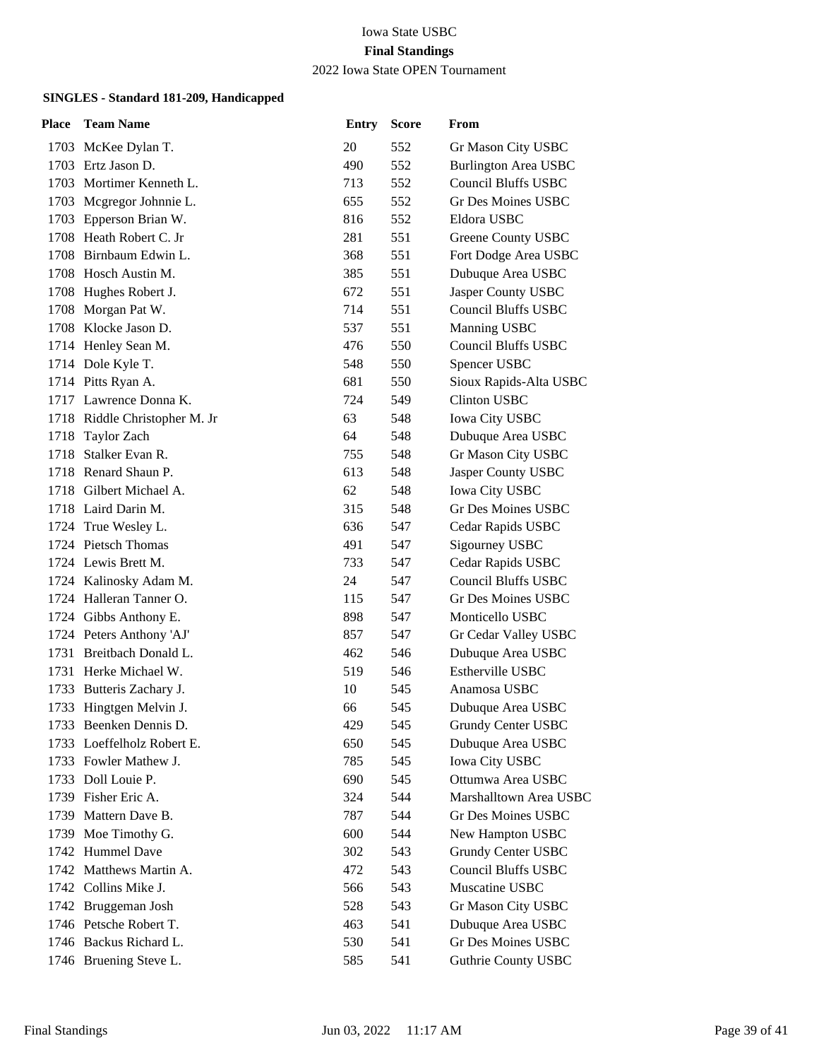Iowa State USBC

**Final Standings**

2022 Iowa State OPEN Tournament

**SINGLES - Standard 181-209, Handicapped**

| Place | Team Name | Entry | Score | From |
|---|---|---|---|---|
| 1703 | McKee Dylan T. | 20 | 552 | Gr Mason City USBC |
| 1703 | Ertz Jason D. | 490 | 552 | Burlington Area USBC |
| 1703 | Mortimer Kenneth L. | 713 | 552 | Council Bluffs USBC |
| 1703 | Mcgregor Johnnie L. | 655 | 552 | Gr Des Moines USBC |
| 1703 | Epperson Brian W. | 816 | 552 | Eldora USBC |
| 1708 | Heath Robert C. Jr | 281 | 551 | Greene County USBC |
| 1708 | Birnbaum Edwin L. | 368 | 551 | Fort Dodge Area USBC |
| 1708 | Hosch Austin M. | 385 | 551 | Dubuque Area USBC |
| 1708 | Hughes Robert J. | 672 | 551 | Jasper County USBC |
| 1708 | Morgan Pat W. | 714 | 551 | Council Bluffs USBC |
| 1708 | Klocke Jason D. | 537 | 551 | Manning USBC |
| 1714 | Henley Sean M. | 476 | 550 | Council Bluffs USBC |
| 1714 | Dole Kyle T. | 548 | 550 | Spencer USBC |
| 1714 | Pitts Ryan A. | 681 | 550 | Sioux Rapids-Alta USBC |
| 1717 | Lawrence Donna K. | 724 | 549 | Clinton USBC |
| 1718 | Riddle Christopher M. Jr | 63 | 548 | Iowa City USBC |
| 1718 | Taylor Zach | 64 | 548 | Dubuque Area USBC |
| 1718 | Stalker Evan R. | 755 | 548 | Gr Mason City USBC |
| 1718 | Renard Shaun P. | 613 | 548 | Jasper County USBC |
| 1718 | Gilbert Michael A. | 62 | 548 | Iowa City USBC |
| 1718 | Laird Darin M. | 315 | 548 | Gr Des Moines USBC |
| 1724 | True Wesley L. | 636 | 547 | Cedar Rapids USBC |
| 1724 | Pietsch Thomas | 491 | 547 | Sigourney USBC |
| 1724 | Lewis Brett M. | 733 | 547 | Cedar Rapids USBC |
| 1724 | Kalinosky Adam M. | 24 | 547 | Council Bluffs USBC |
| 1724 | Halleran Tanner O. | 115 | 547 | Gr Des Moines USBC |
| 1724 | Gibbs Anthony E. | 898 | 547 | Monticello USBC |
| 1724 | Peters Anthony 'AJ' | 857 | 547 | Gr Cedar Valley USBC |
| 1731 | Breitbach Donald L. | 462 | 546 | Dubuque Area USBC |
| 1731 | Herke Michael W. | 519 | 546 | Estherville USBC |
| 1733 | Butteris Zachary J. | 10 | 545 | Anamosa USBC |
| 1733 | Hingtgen Melvin J. | 66 | 545 | Dubuque Area USBC |
| 1733 | Beenken Dennis D. | 429 | 545 | Grundy Center USBC |
| 1733 | Loeffelholz Robert E. | 650 | 545 | Dubuque Area USBC |
| 1733 | Fowler Mathew J. | 785 | 545 | Iowa City USBC |
| 1733 | Doll Louie P. | 690 | 545 | Ottumwa Area USBC |
| 1739 | Fisher Eric A. | 324 | 544 | Marshalltown Area USBC |
| 1739 | Mattern Dave B. | 787 | 544 | Gr Des Moines USBC |
| 1739 | Moe Timothy G. | 600 | 544 | New Hampton USBC |
| 1742 | Hummel Dave | 302 | 543 | Grundy Center USBC |
| 1742 | Matthews Martin A. | 472 | 543 | Council Bluffs USBC |
| 1742 | Collins Mike J. | 566 | 543 | Muscatine USBC |
| 1742 | Bruggeman Josh | 528 | 543 | Gr Mason City USBC |
| 1746 | Petsche Robert T. | 463 | 541 | Dubuque Area USBC |
| 1746 | Backus Richard L. | 530 | 541 | Gr Des Moines USBC |
| 1746 | Bruening Steve L. | 585 | 541 | Guthrie County USBC |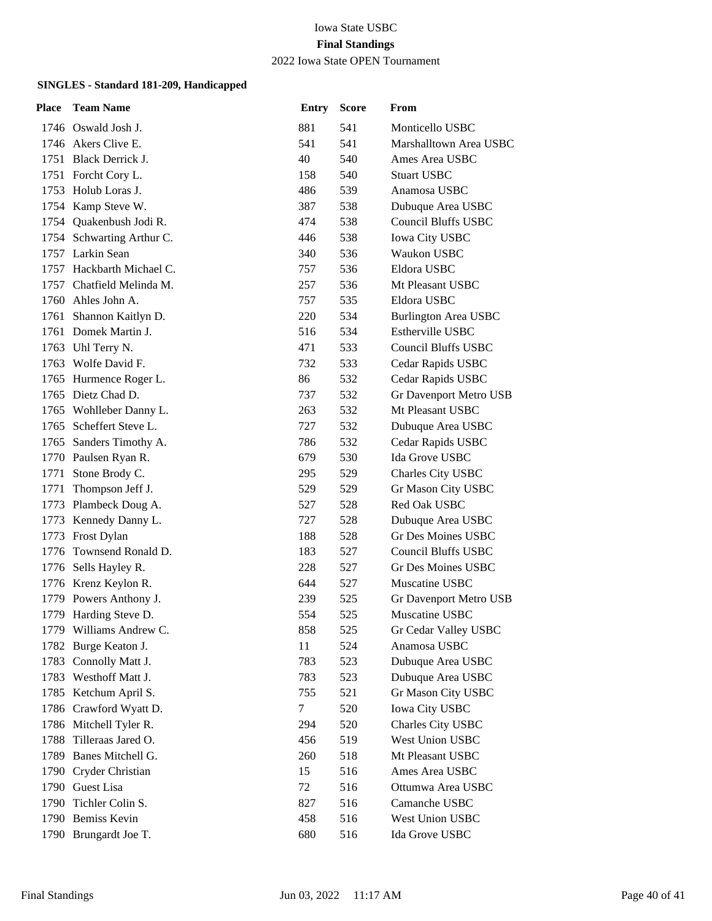Iowa State USBC

**Final Standings**

2022 Iowa State OPEN Tournament

**SINGLES - Standard 181-209, Handicapped**

| Place | Team Name | Entry | Score | From |
|---|---|---|---|---|
| 1746 | Oswald Josh J. | 881 | 541 | Monticello USBC |
| 1746 | Akers Clive E. | 541 | 541 | Marshalltown Area USBC |
| 1751 | Black Derrick J. | 40 | 540 | Ames Area USBC |
| 1751 | Forcht Cory L. | 158 | 540 | Stuart USBC |
| 1753 | Holub Loras J. | 486 | 539 | Anamosa USBC |
| 1754 | Kamp Steve W. | 387 | 538 | Dubuque Area USBC |
| 1754 | Quakenbush Jodi R. | 474 | 538 | Council Bluffs USBC |
| 1754 | Schwarting Arthur C. | 446 | 538 | Iowa City USBC |
| 1757 | Larkin Sean | 340 | 536 | Waukon USBC |
| 1757 | Hackbarth Michael C. | 757 | 536 | Eldora USBC |
| 1757 | Chatfield Melinda M. | 257 | 536 | Mt Pleasant USBC |
| 1760 | Ahles John A. | 757 | 535 | Eldora USBC |
| 1761 | Shannon Kaitlyn D. | 220 | 534 | Burlington Area USBC |
| 1761 | Domek Martin J. | 516 | 534 | Estherville USBC |
| 1763 | Uhl Terry N. | 471 | 533 | Council Bluffs USBC |
| 1763 | Wolfe David F. | 732 | 533 | Cedar Rapids USBC |
| 1765 | Hurmence Roger L. | 86 | 532 | Cedar Rapids USBC |
| 1765 | Dietz Chad D. | 737 | 532 | Gr Davenport Metro USB |
| 1765 | Wohlleber Danny L. | 263 | 532 | Mt Pleasant USBC |
| 1765 | Scheffert Steve L. | 727 | 532 | Dubuque Area USBC |
| 1765 | Sanders Timothy A. | 786 | 532 | Cedar Rapids USBC |
| 1770 | Paulsen Ryan R. | 679 | 530 | Ida Grove USBC |
| 1771 | Stone Brody C. | 295 | 529 | Charles City USBC |
| 1771 | Thompson Jeff J. | 529 | 529 | Gr Mason City USBC |
| 1773 | Plambeck Doug A. | 527 | 528 | Red Oak USBC |
| 1773 | Kennedy Danny L. | 727 | 528 | Dubuque Area USBC |
| 1773 | Frost Dylan | 188 | 528 | Gr Des Moines USBC |
| 1776 | Townsend Ronald D. | 183 | 527 | Council Bluffs USBC |
| 1776 | Sells Hayley R. | 228 | 527 | Gr Des Moines USBC |
| 1776 | Krenz Keylon R. | 644 | 527 | Muscatine USBC |
| 1779 | Powers Anthony J. | 239 | 525 | Gr Davenport Metro USB |
| 1779 | Harding Steve D. | 554 | 525 | Muscatine USBC |
| 1779 | Williams Andrew C. | 858 | 525 | Gr Cedar Valley USBC |
| 1782 | Burge Keaton J. | 11 | 524 | Anamosa USBC |
| 1783 | Connolly Matt J. | 783 | 523 | Dubuque Area USBC |
| 1783 | Westhoff Matt J. | 783 | 523 | Dubuque Area USBC |
| 1785 | Ketchum April S. | 755 | 521 | Gr Mason City USBC |
| 1786 | Crawford Wyatt D. | 7 | 520 | Iowa City USBC |
| 1786 | Mitchell Tyler R. | 294 | 520 | Charles City USBC |
| 1788 | Tilleraas Jared O. | 456 | 519 | West Union USBC |
| 1789 | Banes Mitchell G. | 260 | 518 | Mt Pleasant USBC |
| 1790 | Cryder Christian | 15 | 516 | Ames Area USBC |
| 1790 | Guest Lisa | 72 | 516 | Ottumwa Area USBC |
| 1790 | Tichler Colin S. | 827 | 516 | Camanche USBC |
| 1790 | Bemiss Kevin | 458 | 516 | West Union USBC |
| 1790 | Brungardt Joe T. | 680 | 516 | Ida Grove USBC |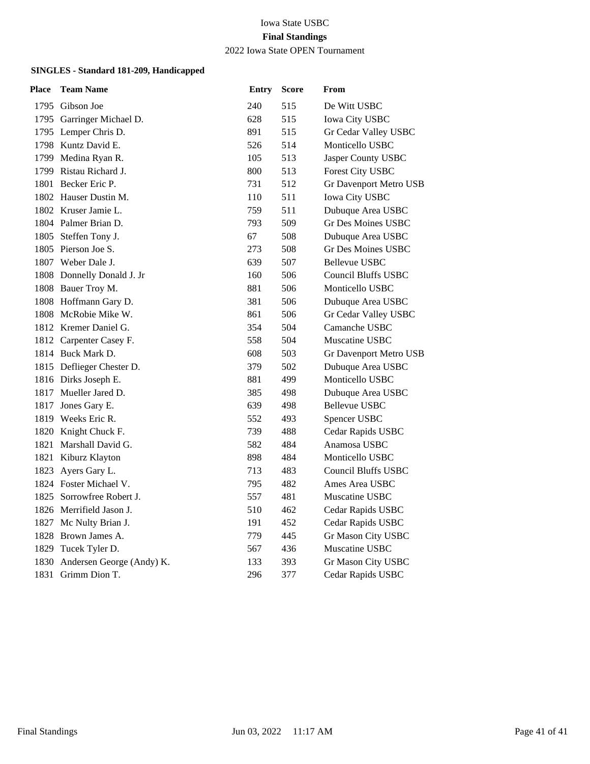Iowa State USBC

**Final Standings**

2022 Iowa State OPEN Tournament

#### SINGLES - Standard 181-209, Handicapped

| Place | Team Name | Entry | Score | From |
|---|---|---|---|---|
| 1795 | Gibson Joe | 240 | 515 | De Witt USBC |
| 1795 | Garringer Michael D. | 628 | 515 | Iowa City USBC |
| 1795 | Lemper Chris D. | 891 | 515 | Gr Cedar Valley USBC |
| 1798 | Kuntz David E. | 526 | 514 | Monticello USBC |
| 1799 | Medina Ryan R. | 105 | 513 | Jasper County USBC |
| 1799 | Ristau Richard J. | 800 | 513 | Forest City USBC |
| 1801 | Becker Eric P. | 731 | 512 | Gr Davenport Metro USB |
| 1802 | Hauser Dustin M. | 110 | 511 | Iowa City USBC |
| 1802 | Kruser Jamie L. | 759 | 511 | Dubuque Area USBC |
| 1804 | Palmer Brian D. | 793 | 509 | Gr Des Moines USBC |
| 1805 | Steffen Tony J. | 67 | 508 | Dubuque Area USBC |
| 1805 | Pierson Joe S. | 273 | 508 | Gr Des Moines USBC |
| 1807 | Weber Dale J. | 639 | 507 | Bellevue USBC |
| 1808 | Donnelly Donald J. Jr | 160 | 506 | Council Bluffs USBC |
| 1808 | Bauer Troy M. | 881 | 506 | Monticello USBC |
| 1808 | Hoffmann Gary D. | 381 | 506 | Dubuque Area USBC |
| 1808 | McRobie Mike W. | 861 | 506 | Gr Cedar Valley USBC |
| 1812 | Kremer Daniel G. | 354 | 504 | Camanche USBC |
| 1812 | Carpenter Casey F. | 558 | 504 | Muscatine USBC |
| 1814 | Buck Mark D. | 608 | 503 | Gr Davenport Metro USB |
| 1815 | Deflieger Chester D. | 379 | 502 | Dubuque Area USBC |
| 1816 | Dirks Joseph E. | 881 | 499 | Monticello USBC |
| 1817 | Mueller Jared D. | 385 | 498 | Dubuque Area USBC |
| 1817 | Jones Gary E. | 639 | 498 | Bellevue USBC |
| 1819 | Weeks Eric R. | 552 | 493 | Spencer USBC |
| 1820 | Knight Chuck F. | 739 | 488 | Cedar Rapids USBC |
| 1821 | Marshall David G. | 582 | 484 | Anamosa USBC |
| 1821 | Kiburz Klayton | 898 | 484 | Monticello USBC |
| 1823 | Ayers Gary L. | 713 | 483 | Council Bluffs USBC |
| 1824 | Foster Michael V. | 795 | 482 | Ames Area USBC |
| 1825 | Sorrowfree Robert J. | 557 | 481 | Muscatine USBC |
| 1826 | Merrifield Jason J. | 510 | 462 | Cedar Rapids USBC |
| 1827 | Mc Nulty Brian J. | 191 | 452 | Cedar Rapids USBC |
| 1828 | Brown James A. | 779 | 445 | Gr Mason City USBC |
| 1829 | Tucek Tyler D. | 567 | 436 | Muscatine USBC |
| 1830 | Andersen George (Andy) K. | 133 | 393 | Gr Mason City USBC |
| 1831 | Grimm Dion T. | 296 | 377 | Cedar Rapids USBC |